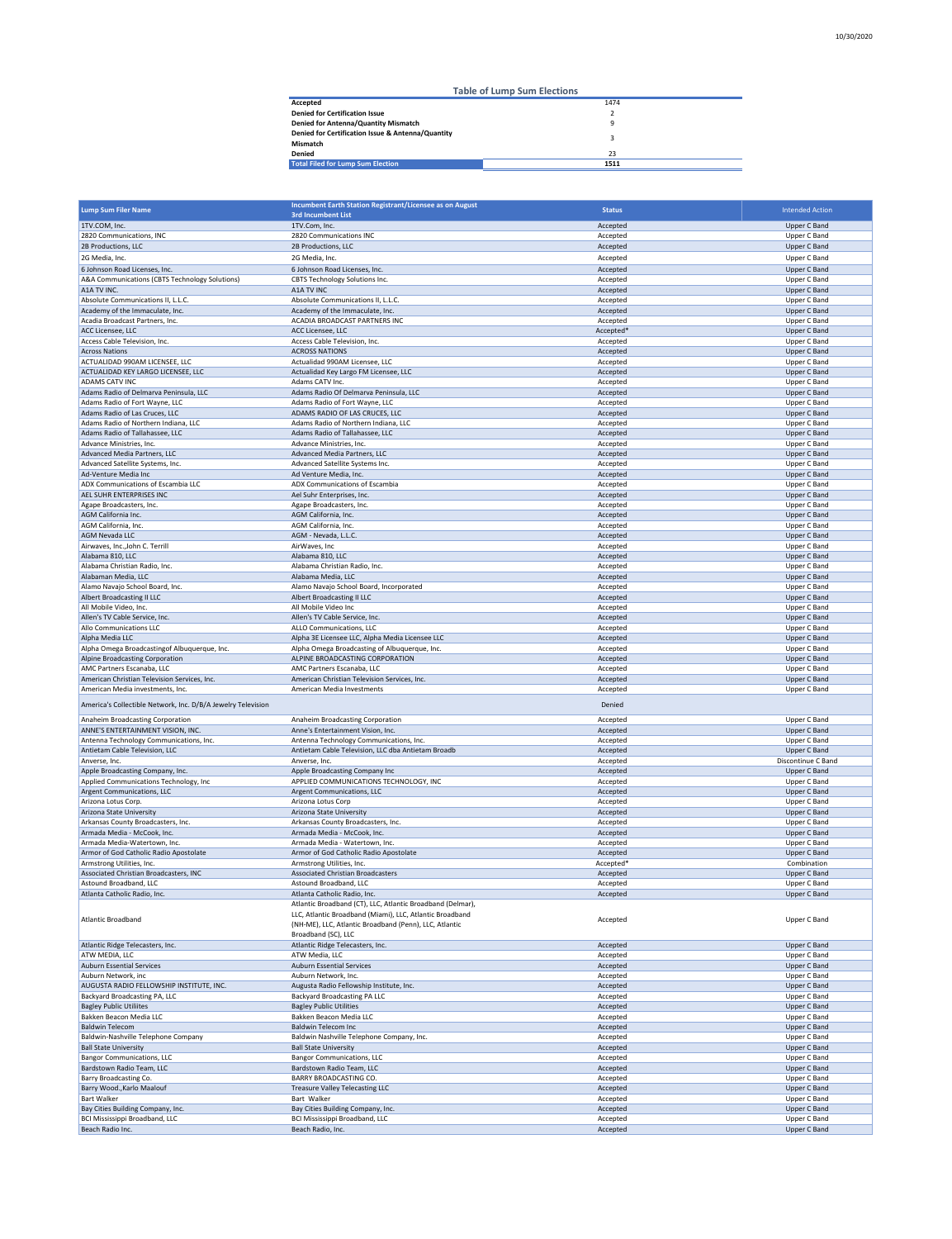### Table of Lump Sum Elections

| | |
|---|---|
| **Accepted** | 1474 |
| **Denied for Certification Issue** | 2 |
| **Denied for Antenna/Quantity Mismatch** | 9 |
| **Denied for Certification Issue & Antenna/Quantity Mismatch** | 3 |
| **Denied** | 23 |
| **Total Filed for Lump Sum Election** | **1511** |

| Lump Sum Filer Name | Incumbent Earth Station Registrant/Licensee as on August 3rd Incumbent List | Status | Intended Action |
|---|---|---|---|
| 1TV.COM, Inc. | 1TV.Com, Inc. | Accepted | Upper C Band |
| 2820 Communications, INC | 2820 Communications INC | Accepted | Upper C Band |
| 2B Productions, LLC | 2B Productions, LLC | Accepted | Upper C Band |
| 2G Media, Inc. | 2G Media, Inc. | Accepted | Upper C Band |
| 6 Johnson Road Licenses, Inc. | 6 Johnson Road Licenses, Inc. | Accepted | Upper C Band |
| A&A Communications (CBTS Technology Solutions) | CBTS Technology Solutions Inc. | Accepted | Upper C Band |
| A1A TV INC. | A1A TV INC | Accepted | Upper C Band |
| Absolute Communications II, L.L.C. | Absolute Communications II, L.L.C. | Accepted | Upper C Band |
| Academy of the Immaculate, Inc. | Academy of the Immaculate, Inc. | Accepted | Upper C Band |
| Acadia Broadcast Partners, Inc. | ACADIA BROADCAST PARTNERS INC | Accepted | Upper C Band |
| ACC Licensee, LLC | ACC Licensee, LLC | Accepted* | Upper C Band |
| Access Cable Television, Inc. | Access Cable Television, Inc. | Accepted | Upper C Band |
| Across Nations | ACROSS NATIONS | Accepted | Upper C Band |
| ACTUALIDAD 990AM LICENSEE, LLC | Actualidad 990AM Licensee, LLC | Accepted | Upper C Band |
| ACTUALIDAD KEY LARGO LICENSEE, LLC | Actualidad Key Largo FM Licensee, LLC | Accepted | Upper C Band |
| ADAMS CATV INC | Adams CATV Inc. | Accepted | Upper C Band |
| Adams Radio of Delmarva Peninsula, LLC | Adams Radio Of Delmarva Peninsula, LLC | Accepted | Upper C Band |
| Adams Radio of Fort Wayne, LLC | Adams Radio of Fort Wayne, LLC | Accepted | Upper C Band |
| Adams Radio of Las Cruces, LLC | ADAMS RADIO OF LAS CRUCES, LLC | Accepted | Upper C Band |
| Adams Radio of Northern Indiana, LLC | Adams Radio of Northern Indiana, LLC | Accepted | Upper C Band |
| Adams Radio of Tallahassee, LLC | Adams Radio of Tallahassee, LLC | Accepted | Upper C Band |
| Advance Ministries, Inc. | Advance Ministries, Inc. | Accepted | Upper C Band |
| Advanced Media Partners, LLC | Advanced Media Partners, LLC | Accepted | Upper C Band |
| Advanced Satellite Systems, Inc. | Advanced Satellite Systems Inc. | Accepted | Upper C Band |
| Ad-Venture Media Inc | Ad Venture Media, Inc. | Accepted | Upper C Band |
| ADX Communications of Escambia LLC | ADX Communications of Escambia | Accepted | Upper C Band |
| AEL SUHR ENTERPRISES INC | Ael Suhr Enterprises, Inc. | Accepted | Upper C Band |
| Agape Broadcasters, Inc. | Agape Broadcasters, Inc. | Accepted | Upper C Band |
| AGM California Inc. | AGM California, Inc. | Accepted | Upper C Band |
| AGM California, Inc. | AGM California, Inc. | Accepted | Upper C Band |
| AGM Nevada LLC | AGM - Nevada, L.L.C. | Accepted | Upper C Band |
| Airwaves, Inc.,John C. Terrill | AirWaves, Inc | Accepted | Upper C Band |
| Alabama 810, LLC | Alabama 810, LLC | Accepted | Upper C Band |
| Alabama Christian Radio, Inc. | Alabama Christian Radio, Inc. | Accepted | Upper C Band |
| Alabaman Media, LLC | Alabama Media, LLC | Accepted | Upper C Band |
| Alamo Navajo School Board, Inc. | Alamo Navajo School Board, Incorporated | Accepted | Upper C Band |
| Albert Broadcasting II LLC | Albert Broadcasting II LLC | Accepted | Upper C Band |
| All Mobile Video, Inc. | All Mobile Video Inc | Accepted | Upper C Band |
| Allen's TV Cable Service, Inc. | Allen's TV Cable Service, Inc. | Accepted | Upper C Band |
| Allo Communications LLC | ALLO Communications, LLC | Accepted | Upper C Band |
| Alpha Media LLC | Alpha 3E Licensee LLC, Alpha Media Licensee LLC | Accepted | Upper C Band |
| Alpha Omega Broadcastingof Albuquerque, Inc. | Alpha Omega Broadcasting of Albuquerque, Inc. | Accepted | Upper C Band |
| Alpine Broadcasting Corporation | ALPINE BROADCASTING CORPORATION | Accepted | Upper C Band |
| AMC Partners Escanaba, LLC | AMC Partners Escanaba, LLC | Accepted | Upper C Band |
| American Christian Television Services, Inc. | American Christian Television Services, Inc. | Accepted | Upper C Band |
| American Media investments, Inc. | American Media Investments | Accepted | Upper C Band |
| America's Collectible Network, Inc. D/B/A Jewelry Television | | Denied | |
| Anaheim Broadcasting Corporation | Anaheim Broadcasting Corporation | Accepted | Upper C Band |
| ANNE'S ENTERTAINMENT VISION, INC. | Anne's Entertainment Vision, Inc. | Accepted | Upper C Band |
| Antenna Technology Communications, Inc. | Antenna Technology Communications, Inc. | Accepted | Upper C Band |
| Antietam Cable Television, LLC | Antietam Cable Television, LLC dba Antietam Broadb | Accepted | Upper C Band |
| Anverse, Inc. | Anverse, Inc. | Accepted | Discontinue C Band |
| Apple Broadcasting Company, Inc. | Apple Broadcasting Company Inc | Accepted | Upper C Band |
| Applied Communications Technology, Inc | APPLIED COMMUNICATIONS TECHNOLOGY, INC | Accepted | Upper C Band |
| Argent Communications, LLC | Argent Communications, LLC | Accepted | Upper C Band |
| Arizona Lotus Corp. | Arizona Lotus Corp | Accepted | Upper C Band |
| Arizona State University | Arizona State University | Accepted | Upper C Band |
| Arkansas County Broadcasters, Inc. | Arkansas County Broadcasters, Inc. | Accepted | Upper C Band |
| Armada Media - McCook, Inc. | Armada Media - McCook, Inc. | Accepted | Upper C Band |
| Armada Media-Watertown, Inc. | Armada Media - Watertown, Inc. | Accepted | Upper C Band |
| Armor of God Catholic Radio Apostolate | Armor of God Catholic Radio Apostolate | Accepted | Upper C Band |
| Armstrong Utilities, Inc. | Armstrong Utilities, Inc. | Accepted* | Combination |
| Associated Christian Broadcasters, INC | Associated Christian Broadcasters | Accepted | Upper C Band |
| Astound Broadband, LLC | Astound Broadband, LLC | Accepted | Upper C Band |
| Atlanta Catholic Radio, Inc. | Atlanta Catholic Radio, Inc. | Accepted | Upper C Band |
| Atlantic Broadband | Atlantic Broadband (CT), LLC, Atlantic Broadband (Delmar), LLC, Atlantic Broadband (Miami), LLC, Atlantic Broadband (NH-ME), LLC, Atlantic Broadband (Penn), LLC, Atlantic Broadband (SC), LLC | Accepted | Upper C Band |
| Atlantic Ridge Telecasters, Inc. | Atlantic Ridge Telecasters, Inc. | Accepted | Upper C Band |
| ATW MEDIA, LLC | ATW Media, LLC | Accepted | Upper C Band |
| Auburn Essential Services | Auburn Essential Services | Accepted | Upper C Band |
| Auburn Network, inc | Auburn Network, Inc. | Accepted | Upper C Band |
| AUGUSTA RADIO FELLOWSHIP INSTITUTE, INC. | Augusta Radio Fellowship Institute, Inc. | Accepted | Upper C Band |
| Backyard Broadcasting PA, LLC | Backyard Broadcasting PA LLC | Accepted | Upper C Band |
| Bagley Public Utilites | Bagley Public Utilities | Accepted | Upper C Band |
| Bakken Beacon Media LLC | Bakken Beacon Media LLC | Accepted | Upper C Band |
| Baldwin Telecom | Baldwin Telecom Inc | Accepted | Upper C Band |
| Baldwin-Nashville Telephone Company | Baldwin Nashville Telephone Company, Inc. | Accepted | Upper C Band |
| Ball State University | Ball State University | Accepted | Upper C Band |
| Bangor Communications, LLC | Bangor Communications, LLC | Accepted | Upper C Band |
| Bardstown Radio Team, LLC | Bardstown Radio Team, LLC | Accepted | Upper C Band |
| Barry Broadcasting Co. | BARRY BROADCASTING CO. | Accepted | Upper C Band |
| Barry Wood.,Karlo Maalouf | Treasure Valley Telecasting LLC | Accepted | Upper C Band |
| Bart Walker | Bart Walker | Accepted | Upper C Band |
| Bay Cities Building Company, Inc. | Bay Cities Building Company, Inc. | Accepted | Upper C Band |
| BCI Mississippi Broadband, LLC | BCI Mississippi Broadband, LLC | Accepted | Upper C Band |
| Beach Radio Inc. | Beach Radio, Inc. | Accepted | Upper C Band |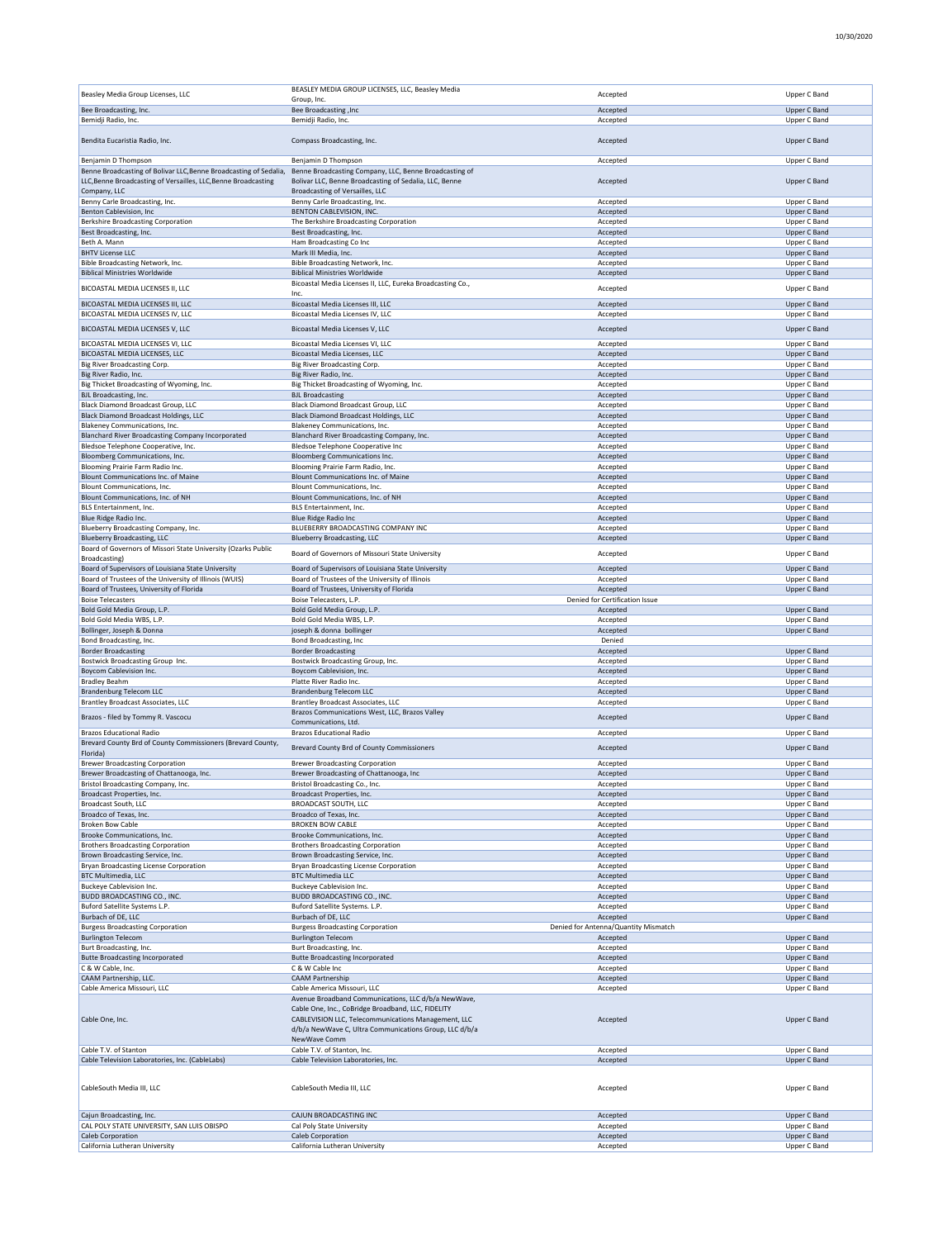| Beasley Media Group Licenses, LLC | BEASLEY MEDIA GROUP LICENSES, LLC, Beasley Media Group, Inc. | Accepted | Upper C Band |
|---|---|---|---|
| Bee Broadcasting, Inc. | Bee Broadcasting ,Inc | Accepted | Upper C Band |
| Bemidji Radio, Inc. | Bemidji Radio, Inc. | Accepted | Upper C Band |
| Bendita Eucaristia Radio, Inc. | Compass Broadcasting, Inc. | Accepted | Upper C Band |
| Benjamin D Thompson | Benjamin D Thompson | Accepted | Upper C Band |
| Benne Broadcasting of Bolivar LLC,Benne Broadcasting of Sedalia, LLC,Benne Broadcasting of Versailles, LLC,Benne Broadcasting Company, LLC | Benne Broadcasting Company, LLC, Benne Broadcasting of Bolivar LLC, Benne Broadcasting of Sedalia, LLC, Benne Broadcasting of Versailles, LLC | Accepted | Upper C Band |
| Benny Carle Broadcasting, Inc. | Benny Carle Broadcasting, Inc. | Accepted | Upper C Band |
| Benton Cablevision, Inc | BENTON CABLEVISION, INC. | Accepted | Upper C Band |
| Berkshire Broadcasting Corporation | The Berkshire Broadcasting Corporation | Accepted | Upper C Band |
| Best Broadcasting, Inc. | Best Broadcasting, Inc. | Accepted | Upper C Band |
| Beth A. Mann | Ham Broadcasting Co Inc | Accepted | Upper C Band |
| BHTV License LLC | Mark III Media, Inc. | Accepted | Upper C Band |
| Bible Broadcasting Network, Inc. | Bible Broadcasting Network, Inc. | Accepted | Upper C Band |
| Biblical Ministries Worldwide | Biblical Ministries Worldwide | Accepted | Upper C Band |
| BICOASTAL MEDIA LICENSES II, LLC | Bicoastal Media Licenses II, LLC, Eureka Broadcasting Co., Inc. | Accepted | Upper C Band |
| BICOASTAL MEDIA LICENSES III, LLC | Bicoastal Media Licenses III, LLC | Accepted | Upper C Band |
| BICOASTAL MEDIA LICENSES IV, LLC | Bicoastal Media Licenses IV, LLC | Accepted | Upper C Band |
| BICOASTAL MEDIA LICENSES V, LLC | Bicoastal Media Licenses V, LLC | Accepted | Upper C Band |
| BICOASTAL MEDIA LICENSES VI, LLC | Bicoastal Media Licenses VI, LLC | Accepted | Upper C Band |
| BICOASTAL MEDIA LICENSES, LLC | Bicoastal Media Licenses, LLC | Accepted | Upper C Band |
| Big River Broadcasting Corp. | Big River Broadcasting Corp. | Accepted | Upper C Band |
| Big River Radio, Inc. | Big River Radio, Inc. | Accepted | Upper C Band |
| Big Thicket Broadcasting of Wyoming, Inc. | Big Thicket Broadcasting of Wyoming, Inc. | Accepted | Upper C Band |
| BJL Broadcasting, Inc. | BJL Broadcasting | Accepted | Upper C Band |
| Black Diamond Broadcast Group, LLC | Black Diamond Broadcast Group, LLC | Accepted | Upper C Band |
| Black Diamond Broadcast Holdings, LLC | Black Diamond Broadcast Holdings, LLC | Accepted | Upper C Band |
| Blakeney Communications, Inc. | Blakeney Communications, Inc. | Accepted | Upper C Band |
| Blanchard River Broadcasting Company Incorporated | Blanchard River Broadcasting Company, Inc. | Accepted | Upper C Band |
| Bledsoe Telephone Cooperative, Inc. | Bledsoe Telephone Cooperative Inc | Accepted | Upper C Band |
| Bloomberg Communications, Inc. | Bloomberg Communications Inc. | Accepted | Upper C Band |
| Blooming Prairie Farm Radio Inc. | Blooming Prairie Farm Radio, Inc. | Accepted | Upper C Band |
| Blount Communications Inc. of Maine | Blount Communications Inc. of Maine | Accepted | Upper C Band |
| Blount Communications, Inc. | Blount Communications, Inc. | Accepted | Upper C Band |
| Blount Communications, Inc. of NH | Blount Communications, Inc. of NH | Accepted | Upper C Band |
| BLS Entertainment, Inc. | BLS Entertainment, Inc. | Accepted | Upper C Band |
| Blue Ridge Radio Inc. | Blue Ridge Radio Inc | Accepted | Upper C Band |
| Blueberry Broadcasting Company, Inc. | BLUEBERRY BROADCASTING COMPANY INC | Accepted | Upper C Band |
| Blueberry Broadcasting, LLC | Blueberry Broadcasting, LLC | Accepted | Upper C Band |
| Board of Governors of Missori State University (Ozarks Public Broadcasting) | Board of Governors of Missouri State University | Accepted | Upper C Band |
| Board of Supervisors of Louisiana State University | Board of Supervisors of Louisiana State University | Accepted | Upper C Band |
| Board of Trustees of the University of Illinois (WUIS) | Board of Trustees of the University of Illinois | Accepted | Upper C Band |
| Board of Trustees, University of Florida | Board of Trustees, University of Florida | Accepted | Upper C Band |
| Boise Telecasters | Boise Telecasters, L.P. | Denied for Certification Issue | |
| Bold Gold Media Group, L.P. | Bold Gold Media Group, L.P. | Accepted | Upper C Band |
| Bold Gold Media WBS, L.P. | Bold Gold Media WBS, L.P. | Accepted | Upper C Band |
| Bollinger, Joseph & Donna | joseph & donna bollinger | Accepted | Upper C Band |
| Bond Broadcasting, Inc. | Bond Broadcasting, Inc | Denied | |
| Border Broadcasting | Border Broadcasting | Accepted | Upper C Band |
| Bostwick Broadcasting Group Inc. | Bostwick Broadcasting Group, Inc. | Accepted | Upper C Band |
| Boycom Cablevision Inc. | Boycom Cablevision, Inc. | Accepted | Upper C Band |
| Bradley Beahm | Platte River Radio Inc. | Accepted | Upper C Band |
| Brandenburg Telecom LLC | Brandenburg Telecom LLC | Accepted | Upper C Band |
| Brantley Broadcast Associates, LLC | Brantley Broadcast Associates, LLC | Accepted | Upper C Band |
| Brazos - filed by Tommy R. Vascocu | Brazos Communications West, LLC, Brazos Valley Communications, Ltd. | Accepted | Upper C Band |
| Brazos Educational Radio | Brazos Educational Radio | Accepted | Upper C Band |
| Brevard County Brd of County Commissioners (Brevard County, Florida) | Brevard County Brd of County Commissioners | Accepted | Upper C Band |
| Brewer Broadcasting Corporation | Brewer Broadcasting Corporation | Accepted | Upper C Band |
| Brewer Broadcasting of Chattanooga, Inc. | Brewer Broadcasting of Chattanooga, Inc | Accepted | Upper C Band |
| Bristol Broadcasting Company, Inc. | Bristol Broadcasting Co., Inc. | Accepted | Upper C Band |
| Broadcast Properties, Inc. | Broadcast Properties, Inc. | Accepted | Upper C Band |
| Broadcast South, LLC | BROADCAST SOUTH, LLC | Accepted | Upper C Band |
| Broadco of Texas, Inc. | Broadco of Texas, Inc. | Accepted | Upper C Band |
| Broken Bow Cable | BROKEN BOW CABLE | Accepted | Upper C Band |
| Brooke Communications, Inc. | Brooke Communications, Inc. | Accepted | Upper C Band |
| Brothers Broadcasting Corporation | Brothers Broadcasting Corporation | Accepted | Upper C Band |
| Brown Broadcasting Service, Inc. | Brown Broadcasting Service, Inc. | Accepted | Upper C Band |
| Bryan Broadcasting License Corporation | Bryan Broadcasting License Corporation | Accepted | Upper C Band |
| BTC Multimedia, LLC | BTC Multimedia LLC | Accepted | Upper C Band |
| Buckeye Cablevision Inc. | Buckeye Cablevision Inc. | Accepted | Upper C Band |
| BUDD BROADCASTING CO., INC. | BUDD BROADCASTING CO., INC. | Accepted | Upper C Band |
| Buford Satellite Systems L.P. | Buford Satellite Systems. L.P. | Accepted | Upper C Band |
| Burbach of DE, LLC | Burbach of DE, LLC | Accepted | Upper C Band |
| Burgess Broadcasting Corporation | Burgess Broadcasting Corporation | Denied for Antenna/Quantity Mismatch | |
| Burlington Telecom | Burlington Telecom | Accepted | Upper C Band |
| Burt Broadcasting, Inc. | Burt Broadcasting, Inc. | Accepted | Upper C Band |
| Butte Broadcasting Incorporated | Butte Broadcasting Incorporated | Accepted | Upper C Band |
| C & W Cable, Inc. | C & W Cable Inc | Accepted | Upper C Band |
| CAAM Partnership, LLC. | CAAM Partnership | Accepted | Upper C Band |
| Cable America Missouri, LLC | Cable America Missouri, LLC | Accepted | Upper C Band |
| Cable One, Inc. | Avenue Broadband Communications, LLC d/b/a NewWave, Cable One, Inc., CoBridge Broadband, LLC, FIDELITY CABLEVISION LLC, Telecommunications Management, LLC d/b/a NewWave C, Ultra Communications Group, LLC d/b/a NewWave Comm | Accepted | Upper C Band |
| Cable T.V. of Stanton | Cable T.V. of Stanton, Inc. | Accepted | Upper C Band |
| Cable Television Laboratories, Inc. (CableLabs) | Cable Television Laboratories, Inc. | Accepted | Upper C Band |
| CableSouth Media III, LLC | CableSouth Media III, LLC | Accepted | Upper C Band |
| Cajun Broadcasting, Inc. | CAJUN BROADCASTING INC | Accepted | Upper C Band |
| CAL POLY STATE UNIVERSITY, SAN LUIS OBISPO | Cal Poly State University | Accepted | Upper C Band |
| Caleb Corporation | Caleb Corporation | Accepted | Upper C Band |
| California Lutheran University | California Lutheran University | Accepted | Upper C Band |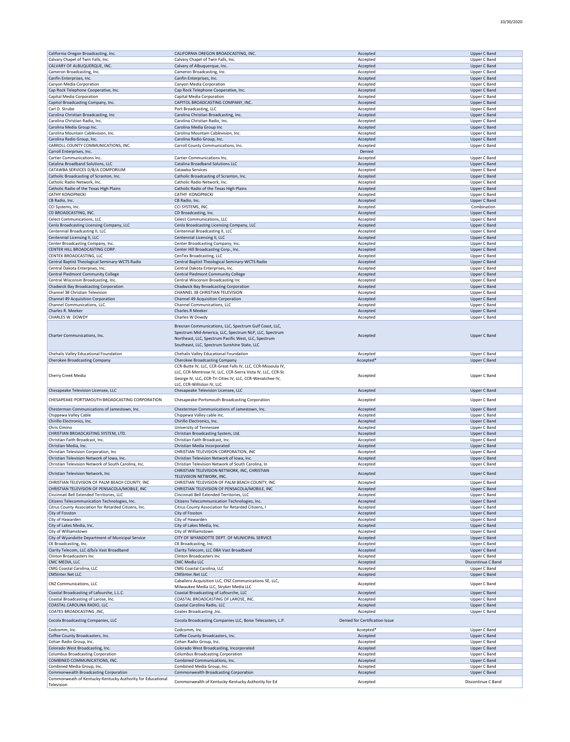| | | | |
|---|---|---|---|
| California Oregon Broadcasting, Inc. | CALIFORNIA OREGON BROADCASTING, INC. | Accepted | Upper C Band |
| Calvary Chapel of Twin Falls, Inc. | Calvary Chapel of Twin Falls, Inc. | Accepted | Upper C Band |
| CALVARY OF ALBUQUERQUE, INC. | Calvary of Albuquerque, Inc. | Accepted | Upper C Band |
| Cameron Broadcasting, Inc. | Cameron Broadcasting, Inc. | Accepted | Upper C Band |
| Canfin Enterprises, Inc. | Canfin Enterprises, Inc. | Accepted | Upper C Band |
| Canyon Media Corporation | Canyon Media Corporation | Accepted | Upper C Band |
| Cap Rock Telephone Cooperative, Inc. | Cap Rock Telephone Cooperative, Inc. | Accepted | Upper C Band |
| Capital Media Corporation | Capital Media Corporation | Accepted | Upper C Band |
| Capitol Broadcasting Company, Inc. | CAPITOL BROADCASTING COMPANY, INC. | Accepted | Upper C Band |
| Carl D. Strube | Port Broadcasting, LLC | Accepted | Upper C Band |
| Carolina Christian Broadcasting, Inc | Carolina Christian Broadcasting, Inc. | Accepted | Upper C Band |
| Carolina Christian Radio, Inc. | Carolina Christian Radio, Inc. | Accepted | Upper C Band |
| Carolina Media Group Inc. | Carolina Media Group Inc | Accepted | Upper C Band |
| Carolina Mountain Cablevision, Inc. | Carolina Mountain Cablevision, Inc. | Accepted | Upper C Band |
| Carolina Radio Group, Inc. | Carolina Radio Group, Inc. | Accepted | Upper C Band |
| CARROLL COUNTY COMMUNICATIONS, INC. | Carroll County Communications, Inc. | Accepted | Upper C Band |
| Carroll Enterprises, Inc. | | Denied | |
| Cartier Communications Inc. | Cartier Communications Inc. | Accepted | Upper C Band |
| Catalina Broadband Solutions, LLC | Catalina Broadband Solutions LLC | Accepted | Upper C Band |
| CATAWBA SERVICES D/B/A COMPORIUM | Catawba Services | Accepted | Upper C Band |
| Catholic Broadcasting of Scranton, Inc. | Catholic Broadcasting of Scranton, Inc. | Accepted | Upper C Band |
| Catholic Radio Network, Inc. | Catholic Radio Network, Inc. | Accepted | Upper C Band |
| Catholic Radio of the Texas High Plains | Catholic Radio of the Texas High Plains | Accepted | Upper C Band |
| CATHY KONOPNICKI | CATHY KONOPNICKI | Accepted | Upper C Band |
| CB Radio, Inc. | CB Radio, Inc. | Accepted | Upper C Band |
| CCI Systems, Inc. | CCI SYSTEMS, INC. | Accepted | Combination |
| CD BROADCASTING, INC. | CD Broadcasting, Inc. | Accepted | Upper C Band |
| Celect Communications, LLC | Celect Communications, LLC | Accepted | Upper C Band |
| Cenla Broadcasting Licensing Company, LLC | Cenla Broadcasting Licensing Company, LLC | Accepted | Upper C Band |
| Centennial Broadcasting II, LLC | Centennial Broadcasting II, LLC | Accepted | Upper C Band |
| Centennial Licensing II, LLC | Centennial Licensing II, LLC | Accepted | Upper C Band |
| Center Broadcasting Company, Inc. | Center Broadcasting Company, Inc. | Accepted | Upper C Band |
| CENTER HILL BROADCASTING CORP. | Center Hill Broadcasting Corp., Inc. | Accepted | Upper C Band |
| CENTEX BROADCASTING, LLC | CenTex Broadcasting, LLC | Accepted | Upper C Band |
| Central Baptist Theological Seminary-WCTS Radio | Central Baptist Theological Seminary-WCTS Radio | Accepted | Upper C Band |
| Central Dakota Enterprises, Inc. | Central Dakota Enterprises, Inc. | Accepted | Upper C Band |
| Central Piedmont Community College | Central Piedmont Community College | Accepted | Upper C Band |
| Central Wisconsin Broadcasting, Inc. | Central Wisconsin Broadcasting Inc | Accepted | Upper C Band |
| Chadwick Bay Broadcasting Corporation | Chadwick Bay Broadcasting Corporation | Accepted | Upper C Band |
| Channel 38 Christian Television | CHANNEL 38 CHRISTIAN TELEVISION | Accepted | Upper C Band |
| Channel 49 Acquisition Corporation | Channel 49 Acquisition Corporation | Accepted | Upper C Band |
| Channel Communications, LLC. | Channel Communications, LLC | Accepted | Upper C Band |
| Charles R. Meeker | Charles R Meeker | Accepted | Upper C Band |
| CHARLES W. DOWDY | Charles W Dowdy | Accepted | Upper C Band |
| Charter Communications, Inc. | Bresnan Communications, LLC, Spectrum Gulf Coast, LLC, Spectrum Mid-America, LLC, Spectrum NLP, LLC, Spectrum Northeast, LLC, Spectrum Pacific West, LLC, Spectrum Southeast, LLC, Spectrum Sunshine State, LLC | Accepted | Upper C Band |
| Chehalis Valley Educational Foundation | Chehalis Valley Educational Foundation | Accepted | Upper C Band |
| Cherokee Broadcasting Company | Cherokee Broadcasting Company | Accepted* | Upper C Band |
| Cherry Creek Media | CCR-Butte IV, LLC, CCR-Great Falls IV, LLC, CCR-Missoula IV, LLC, CCR-Montrose IV, LLC, CCR-Sierra Vista IV, LLC, CCR-St. George IV, LLC, CCR-Tri Cities IV, LLC, CCR-Wenatchee IV, LLC, CCR-Williston IV, LLC | Accepted | Upper C Band |
| Chesapeake Television Licensee, LLC | Chesapeake Television Licensee, LLC | Accepted | Upper C Band |
| CHESAPEAKE-PORTSMOUTH BROADCASTING CORPORATION | Chesapeake-Portsmouth Broadcasting Corporation | Accepted | Upper C Band |
| Chesterman Communications of Jamestown, Inc. | Chesterman Communications of Jamestown, Inc. | Accepted | Upper C Band |
| Chippewa Valley Cable | Chippewa Valley cable Inc. | Accepted | Upper C Band |
| Chirillo Electronics, Inc. | Chirillo Electronics, Inc. | Accepted | Upper C Band |
| Chris Cimino | University of Tennessee | Accepted | Upper C Band |
| CHRISTIAN BROADCASTING SYSTEM, LTD. | Christian Broadcasting System, Ltd. | Accepted | Upper C Band |
| Christian Faith Broadcast, Inc. | Christian Faith Broadcast, Inc. | Accepted | Upper C Band |
| Christian Media, Inc. | Christian Media Incorporated | Accepted | Upper C Band |
| Christian Television Corporation, Inc | CHRISTIAN TELEVISION CORPORATION, INC | Accepted | Upper C Band |
| Christian Television Network of Iowa, Inc. | Christian Television Network of Iowa, Inc. | Accepted | Upper C Band |
| Christian Television Network of South Carolina, Inc. | Christian Television Network of South Carolina, In | Accepted | Upper C Band |
| Christian Television Network, Inc | CHRISTIAN TELEVISION NETWORK, INC, CHRISTIAN TELEVISION NETWORK, INC. | Accepted | Upper C Band |
| CHRISTIAN TELEVISION OF PALM BEACH COUNTY, INC | CHRISTIAN TELEVISION OF PALM BEACH COUNTY, INC | Accepted | Upper C Band |
| CHRISTIAN TELEVISION OF PENSACOLA/MOBILE, INC | CHRISTIAN TELEVISION OF PENSACOLA/MOBILE, INC | Accepted | Upper C Band |
| Cincinnati Bell Extended Territories, LLC | Cincinnati Bell Extended Territories, LLC | Accepted | Upper C Band |
| Citizens Telecommunication Technologies, Inc. | Citizens Telecommunication Technologies, Inc. | Accepted | Upper C Band |
| Citrus County Association for Retarded Citizens, Inc. | Citrus County Association for Retarded Citizens, I | Accepted | Upper C Band |
| City of Fosston | City of Fosston | Accepted | Upper C Band |
| City of Hawarden | City of Hawarden | Accepted | Upper C Band |
| City of Lakes Media, Inc. | City of Lakes Media, Inc. | Accepted | Upper C Band |
| City of Williamstown | City of Williamstown | Accepted | Upper C Band |
| City of Wyandotte Department of Municipal Service | CITY OF WYANDOTTE DEPT. OF MUNICIPAL SERVICE | Accepted | Upper C Band |
| CK Broadcasting, Inc. | CK Broadcasting, Inc. | Accepted | Upper C Band |
| Clarity Telecom, LLC d/b/a Vast Broadband | Clarity Telecom, LLC DBA Vast Broadband | Accepted | Upper C Band |
| Clinton Broadcasters Inc | Clinton Broadcasters Inc | Accepted | Upper C Band |
| CMC MEDIA, LLC | CMC Media LLC | Accepted | Discontinue C Band |
| CMG Coastal Carolina, LLC | CMG Coastal Carolina, LLC | Accepted | Upper C Band |
| CMSInter.Net LLC | CMSInter.Net LLC | Accepted | Upper C Band |
| CNZ Communications, LLC | Caballero Acquisition LLC, CNZ Communications SE, LLC, Milwaukee Media LLC, Stryker Media LLC | Accepted | Upper C Band |
| Coastal Broadcasting of Lafourche, L.L.C. | Coastal Broadcasting of Lafourche, LLC | Accepted | Upper C Band |
| Coastal Broadcasting of Larose, Inc. | COASTAL BROADCASTING OF LAROSE, INC. | Accepted | Upper C Band |
| COASTAL CAROLINA RADIO, LLC | Coastal Carolina Radio, LLC | Accepted | Upper C Band |
| COATES BROADCASTING ,INC, | Coates Broadcasting ,Inc. | Accepted | Upper C Band |
| Cocola Broadcasting Companies, LLC | Cocola Broadcasting Companies LLC, Boise Telecasters, L.P. | Denied for Certification Issue | |
| Codcomm, Inc. | Codcomm, Inc. | Accepted* | Upper C Band |
| Coffee County Broadcasters, Inc. | Coffee County Broadcasters, Inc. | Accepted | Upper C Band |
| Cohan Radio Group, Inc. | Cohan Radio Group, Inc. | Accepted | Upper C Band |
| Colorado West Broadcasting, Inc. | Colorado West Broadcasting, Incorporated | Accepted | Upper C Band |
| Columbus Broadcasting Corporation | Columbus Broadcasting Corporation | Accepted | Upper C Band |
| COMBINED COMMUNICATIONS, INC. | Combined Communications, Inc. | Accepted | Upper C Band |
| Combined Media Group, Inc. | Combined Media Group, Inc. | Accepted | Upper C Band |
| Commonwealth Broadcasting Corporation | Commonwealth Broadcasting Corporation | Accepted | Upper C Band |
| Commonwealth of Kentucky-Kentucky Authority for Educational Television | Commonwealth of Kentucky-Kentucky Authority for Ed | Accepted | Discontinue C Band |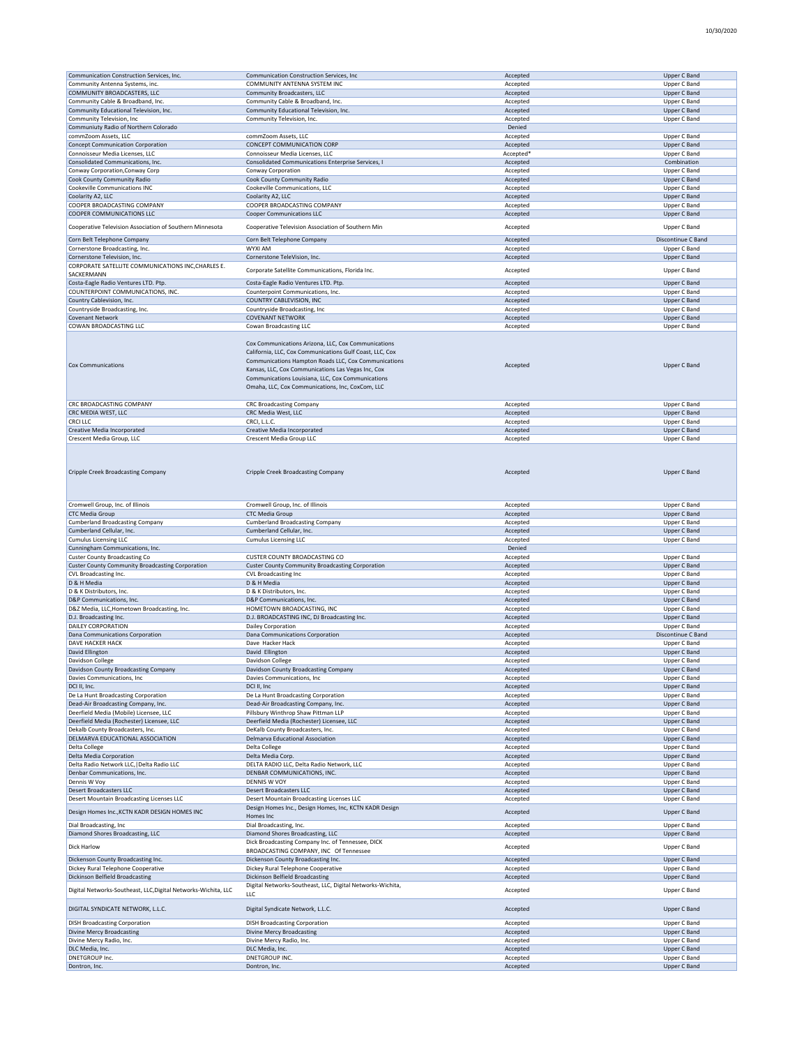| | | | |
|---|---|---|---|
| Communication Construction Services, Inc. | Communication Construction Services, Inc | Accepted | Upper C Band |
| Community Antenna Systems, inc. | COMMUNITY ANTENNA SYSTEM INC | Accepted | Upper C Band |
| COMMUNITY BROADCASTERS, LLC | Community Broadcasters, LLC | Accepted | Upper C Band |
| Community Cable & Broadband, Inc. | Community Cable & Broadband, Inc. | Accepted | Upper C Band |
| Community Educational Television, Inc. | Community Educational Television, Inc. | Accepted | Upper C Band |
| Community Television, Inc | Community Television, Inc. | Accepted | Upper C Band |
| Communiuty Radio of Northern Colorado | | Denied | |
| commZoom Assets, LLC | commZoom Assets, LLC | Accepted | Upper C Band |
| Concept Communication Corporation | CONCEPT COMMUNICATION CORP | Accepted | Upper C Band |
| Connoisseur Media Licenses, LLC | Connoisseur Media Licenses, LLC | Accepted* | Upper C Band |
| Consolidated Communications, Inc. | Consolidated Communications Enterprise Services, I | Accepted | Combination |
| Conway Corporation,Conway Corp | Conway Corporation | Accepted | Upper C Band |
| Cook County Community Radio | Cook County Community Radio | Accepted | Upper C Band |
| Cookeville Communications INC | Cookeville Communications, LLC | Accepted | Upper C Band |
| Coolarity A2, LLC | Coolarity A2, LLC | Accepted | Upper C Band |
| COOPER BROADCASTING COMPANY | COOPER BROADCASTING COMPANY | Accepted | Upper C Band |
| COOPER COMMUNICATIONS LLC | Cooper Communications LLC | Accepted | Upper C Band |
| Cooperative Television Association of Southern Minnesota | Cooperative Television Association of Southern Min | Accepted | Upper C Band |
| Corn Belt Telephone Company | Corn Belt Telephone Company | Accepted | Discontinue C Band |
| Cornerstone Broadcasting, Inc. | WYXI AM | Accepted | Upper C Band |
| Cornerstone Television, Inc. | Cornerstone TeleVision, Inc. | Accepted | Upper C Band |
| CORPORATE SATELLITE COMMUNICATIONS INC,CHARLES E. SACKERMANN | Corporate Satellite Communications, Florida Inc. | Accepted | Upper C Band |
| Costa-Eagle Radio Ventures LTD. Ptp. | Costa-Eagle Radio Ventures LTD. Ptp. | Accepted | Upper C Band |
| COUNTERPOINT COMMUNICATIONS, INC. | Counterpoint Communications, Inc. | Accepted | Upper C Band |
| Country Cablevision, Inc. | COUNTRY CABLEVISION, INC | Accepted | Upper C Band |
| Countryside Broadcasting, Inc. | Countryside Broadcasting, Inc | Accepted | Upper C Band |
| Covenant Network | COVENANT NETWORK | Accepted | Upper C Band |
| COWAN BROADCASTING LLC | Cowan Broadcasting LLC | Accepted | Upper C Band |
| Cox Communications | Cox Communications Arizona, LLC, Cox Communications California, LLC, Cox Communications Gulf Coast, LLC, Cox Communications Hampton Roads LLC, Cox Communications Kansas, LLC, Cox Communications Las Vegas Inc, Cox Communications Louisiana, LLC, Cox Communications Omaha, LLC, Cox Communications, Inc, CoxCom, LLC | Accepted | Upper C Band |
| CRC BROADCASTING COMPANY | CRC Broadcasting Company | Accepted | Upper C Band |
| CRC MEDIA WEST, LLC | CRC Media West, LLC | Accepted | Upper C Band |
| CRCI LLC | CRCI, L.L.C. | Accepted | Upper C Band |
| Creative Media Incorporated | Creative Media Incorporated | Accepted | Upper C Band |
| Crescent Media Group, LLC | Crescent Media Group LLC | Accepted | Upper C Band |
| Cripple Creek Broadcasting Company | Cripple Creek Broadcasting Company | Accepted | Upper C Band |
| Cromwell Group, Inc. of Illinois | Cromwell Group, Inc. of Illinois | Accepted | Upper C Band |
| CTC Media Group | CTC Media Group | Accepted | Upper C Band |
| Cumberland Broadcasting Company | Cumberland Broadcasting Company | Accepted | Upper C Band |
| Cumberland Cellular, Inc. | Cumberland Cellular, Inc. | Accepted | Upper C Band |
| Cumulus Licensing LLC | Cumulus Licensing LLC | Accepted | Upper C Band |
| Cunningham Communications, Inc. | | Denied | |
| Custer County Broadcasting Co | CUSTER COUNTY BROADCASTING CO | Accepted | Upper C Band |
| Custer County Community Broadcasting Corporation | Custer County Community Broadcasting Corporation | Accepted | Upper C Band |
| CVL Broadcasting Inc. | CVL Broadcasting Inc | Accepted | Upper C Band |
| D & H Media | D & H Media | Accepted | Upper C Band |
| D & K Distributors, Inc. | D & K Distributors, Inc. | Accepted | Upper C Band |
| D&P Communications, Inc. | D&P Communications, Inc. | Accepted | Upper C Band |
| D&Z Media, LLC,Hometown Broadcasting, Inc. | HOMETOWN BROADCASTING, INC | Accepted | Upper C Band |
| D.J. Broadcasting Inc. | D.J. BROADCASTING INC, DJ Broadcasting Inc. | Accepted | Upper C Band |
| DAILEY CORPORATION | Dailey Corporation | Accepted | Upper C Band |
| Dana Communications Corporation | Dana Communications Corporation | Accepted | Discontinue C Band |
| DAVE HACKER HACK | Dave Hacker Hack | Accepted | Upper C Band |
| David Ellington | David Ellington | Accepted | Upper C Band |
| Davidson College | Davidson College | Accepted | Upper C Band |
| Davidson County Broadcasting Company | Davidson County Broadcasting Company | Accepted | Upper C Band |
| Davies Communications, Inc | Davies Communications, Inc | Accepted | Upper C Band |
| DCI II, Inc. | DCI II, Inc | Accepted | Upper C Band |
| De La Hunt Broadcasting Corporation | De La Hunt Broadcasting Corporation | Accepted | Upper C Band |
| Dead-Air Broadcasting Company, Inc. | Dead-Air Broadcasting Company, Inc. | Accepted | Upper C Band |
| Deerfield Media (Mobile) Licensee, LLC | Pillsbury Winthrop Shaw Pittman LLP | Accepted | Upper C Band |
| Deerfield Media (Rochester) Licensee, LLC | Deerfield Media (Rochester) Licensee, LLC | Accepted | Upper C Band |
| Dekalb County Broadcasters, Inc. | DeKalb County Broadcasters, Inc. | Accepted | Upper C Band |
| DELMARVA EDUCATIONAL ASSOCIATION | Delmarva Educational Association | Accepted | Upper C Band |
| Delta College | Delta College | Accepted | Upper C Band |
| Delta Media Corporation | Delta Media Corp. | Accepted | Upper C Band |
| Delta Radio Network LLC,\|Delta Radio LLC | DELTA RADIO LLC, Delta Radio Network, LLC | Accepted | Upper C Band |
| Denbar Communications, Inc. | DENBAR COMMUNICATIONS, INC. | Accepted | Upper C Band |
| Dennis W Voy | DENNIS W VOY | Accepted | Upper C Band |
| Desert Broadcasters LLC | Desert Broadcasters LLC | Accepted | Upper C Band |
| Desert Mountain Broadcasting Licenses LLC | Desert Mountain Broadcasting Licenses LLC | Accepted | Upper C Band |
| Design Homes Inc.,KCTN KADR DESIGN HOMES INC | Design Homes Inc., Design Homes, Inc, KCTN KADR Design Homes Inc | Accepted | Upper C Band |
| Dial Broadcasting, Inc | Dial Broadcasting, Inc. | Accepted | Upper C Band |
| Diamond Shores Broadcasting, LLC | Diamond Shores Broadcasting, LLC | Accepted | Upper C Band |
| Dick Harlow | Dick Broadcasting Company Inc. of Tennessee, DICK BROADCASTING COMPANY, INC Of Tennessee | Accepted | Upper C Band |
| Dickenson County Broadcasting Inc. | Dickenson County Broadcasting Inc. | Accepted | Upper C Band |
| Dickey Rural Telephone Cooperative | Dickey Rural Telephone Cooperative | Accepted | Upper C Band |
| Dickinson Belfield Broadcasting | Dickinson Belfield Broadcasting | Accepted | Upper C Band |
| Digital Networks-Southeast, LLC,Digital Networks-Wichita, LLC | Digital Networks-Southeast, LLC, Digital Networks-Wichita, LLC | Accepted | Upper C Band |
| DIGITAL SYNDICATE NETWORK, L.L.C. | Digital Syndicate Network, L.L.C. | Accepted | Upper C Band |
| DISH Broadcasting Corporation | DISH Broadcasting Corporation | Accepted | Upper C Band |
| Divine Mercy Broadcasting | Divine Mercy Broadcasting | Accepted | Upper C Band |
| Divine Mercy Radio, Inc. | Divine Mercy Radio, Inc. | Accepted | Upper C Band |
| DLC Media, Inc. | DLC Media, Inc. | Accepted | Upper C Band |
| DNETGROUP Inc. | DNETGROUP INC. | Accepted | Upper C Band |
| Dontron, Inc. | Dontron, Inc. | Accepted | Upper C Band |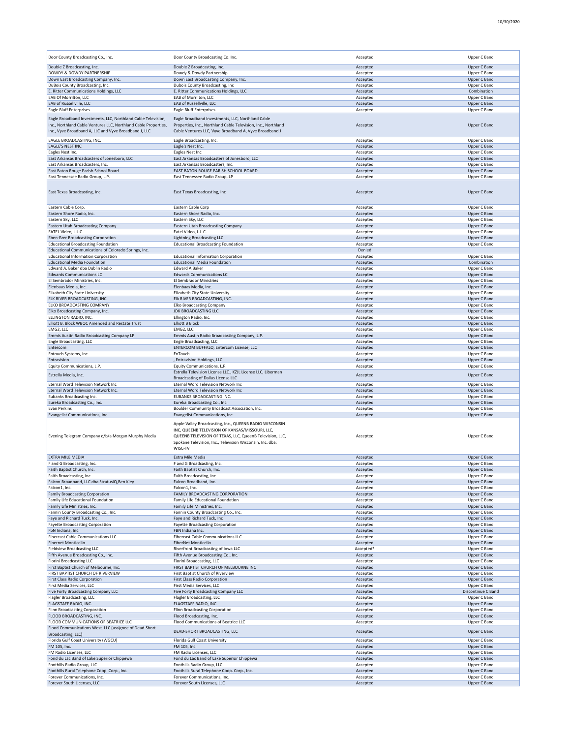| Door County Broadcasting Co., Inc. | Door County Broadcasting Co. Inc. | Accepted | Upper C Band |
|---|---|---|---|
| Double Z Broadcasting, Inc. | Double Z Broadcasting, Inc. | Accepted | Upper C Band |
| DOWDY & DOWDY PARTNERSHIP | Dowdy & Dowdy Partnership | Accepted | Upper C Band |
| Down East Broadcasting Company, Inc. | Down East Broadcasting Company, Inc. | Accepted | Upper C Band |
| DuBois County Broadcasting, Inc. | Dubois County Broadcasting, Inc | Accepted | Upper C Band |
| E. Ritter Communications Holdings, LLC | E. Ritter Communications Holdings, LLC | Accepted | Combination |
| EAB Of Morrilton, LLC | EAB of Morrilton, LLC | Accepted | Upper C Band |
| EAB of Russellville, LLC | EAB of Russellville, LLC | Accepted | Upper C Band |
| Eagle Bluff Enterprises | Eagle Bluff Enterprises | Accepted | Upper C Band |
| Eagle Broadband Investments, LLC, Northland Cable Television, Inc., Northland Cable Ventures LLC, Northland Cable Properties, Inc., Vyve Broadband A, LLC and Vyve Broadband J, LLC | Eagle Broadband Investments, LLC, Northland Cable Properties, Inc., Northland Cable Television, Inc., Northland Cable Ventures LLC, Vyve Broadband A, Vyve Broadband J | Accepted | Upper C Band |
| EAGLE BROADCASTING, INC. | Eagle Broadcasting, Inc. | Accepted | Upper C Band |
| EAGLE'S NEST INC | Eagle's Nest Inc. | Accepted | Upper C Band |
| Eagles Nest Inc. | Eagles Nest Inc | Accepted | Upper C Band |
| East Arkansas Broadcasters of Jonesboro, LLC | East Arkansas Broadcasters of Jonesboro, LLC | Accepted | Upper C Band |
| East Arkansas Broadcasters, Inc. | East Arkansas Broadcasters, Inc. | Accepted | Upper C Band |
| East Baton Rouge Parish School Board | EAST BATON ROUGE PARISH SCHOOL BOARD | Accepted | Upper C Band |
| East Tennessee Radio Group, L.P. | East Tennessee Radio Group, LP | Accepted | Upper C Band |
| East Texas Broadcasting, Inc. | East Texas Broadcasting, Inc | Accepted | Upper C Band |
| Eastern Cable Corp. | Eastern Cable Corp | Accepted | Upper C Band |
| Eastern Shore Radio, Inc. | Eastern Shore Radio, Inc. | Accepted | Upper C Band |
| Eastern Sky, LLC | Eastern Sky, LLC | Accepted | Upper C Band |
| Eastern Utah Broadcasting Company | Eastern Utah Broadcasting Company | Accepted | Upper C Band |
| EATEL Video, L.L.C. | Eatel Video, L.L.C. | Accepted | Upper C Band |
| Eben-Ezer Broadcasting Corporation | Lightning Broadcasting LLC | Accepted | Upper C Band |
| Educational Broadcasting Foundation | Educational Broadcasting Foundation | Accepted | Upper C Band |
| Educational Communications of Colorado Springs, Inc. | | Denied | |
| Educational Information Corporation | Educational Information Corporation | Accepted | Upper C Band |
| Educational Media Foundation | Educational Media Foundation | Accepted | Combination |
| Edward A. Baker dba Dublin Radio | Edward A Baker | Accepted | Upper C Band |
| Edwards Communications LC | Edwards Communications LC | Accepted | Upper C Band |
| El Sembrador Ministries, Inc. | El Sembrador Ministries | Accepted | Upper C Band |
| Elenbaas Media, Inc. | Elenbaas Media, Inc. | Accepted | Upper C Band |
| Elizabeth City State University | Elizabeth City State University | Accepted | Upper C Band |
| ELK RIVER BROADCASTING, INC. | Elk RIVER BROADCASTING, INC. | Accepted | Upper C Band |
| ELKO BROADCASTING COMPANY | Elko Broadcasting Company | Accepted | Upper C Band |
| Elko Broadcasting Company, Inc. | JDK BROADCASTING LLC | Accepted | Upper C Band |
| ELLINGTON RADIO, INC. | Ellington Radio, Inc. | Accepted | Upper C Band |
| Elliott B. Block WBQC Amended and Restate Trust | Elliott B Block | Accepted | Upper C Band |
| EMG2, LLC | EMG2, LLC | Accepted | Upper C Band |
| Emmis Austin Radio Broadcasting Company LP | Emmis Austin Radio Broadcasting Company, L.P. | Accepted | Upper C Band |
| Engle Broadcasting, LLC | Engle Broadcasting, LLC | Accepted | Upper C Band |
| Entercom | ENTERCOM BUFFALO, Entercom License, LLC | Accepted | Upper C Band |
| Entouch Systems, Inc. | EnTouch | Accepted | Upper C Band |
| Entravision | , Entravision Holdings, LLC | Accepted | Upper C Band |
| Equity Communications, L.P. | Equity Communications, L.P. | Accepted | Upper C Band |
| Estrella Media, Inc. | Estrella Television License LLC., KZJL License LLC, Liberman Broadcasting of Dallas License LLC | Accepted | Upper C Band |
| Eternal Word Television Network Inc | Eternal Word Television Network Inc | Accepted | Upper C Band |
| Eternal Word Television Network Inc. | Eternal Word Television Network Inc | Accepted | Upper C Band |
| Eubanks Broadcasting Inc. | EUBANKS BROADCASTING INC. | Accepted | Upper C Band |
| Eureka Broadcasting Co., Inc. | Eureka Broadcasting Co., Inc. | Accepted | Upper C Band |
| Evan Perkins | Boulder Community Broadcast Association, Inc. | Accepted | Upper C Band |
| Evangelist Communications, Inc. | Evangelist Communications, Inc. | Accepted | Upper C Band |
| Evening Telegram Company d/b/a Morgan Murphy Media | Apple Valley Broadcasting, Inc., QUEENB RADIO WISCONSIN INC, QUEENB TELEVISION OF KANSAS/MISSOURI, LLC, QUEENB TELEVISION OF TEXAS, LLC, QueenB Television, LLC, Spokane Television, Inc., Television Wisconsin, Inc. dba: WISC-TV | Accepted | Upper C Band |
| EXTRA MILE MEDIA | Extra Mile Media | Accepted | Upper C Band |
| F and G Broadcasting, Inc. | F and G Broadcasting, Inc. | Accepted | Upper C Band |
| Faith Baptist Church, Inc. | Faith Baptist Church, Inc. | Accepted | Upper C Band |
| Faith Broadcasting, Inc. | Faith Broadcasting, Inc. | Accepted | Upper C Band |
| Falcon Broadband, LLC dba StratusIQ,Ben Kley | Falcon Broadband, Inc. | Accepted | Upper C Band |
| Falcon1, Inc. | Falcon1, Inc. | Accepted | Upper C Band |
| Family Broadcasting Corporation | FAMILY BROADCASTING CORPORATION | Accepted | Upper C Band |
| Family Life Educational Foundation | Family Life Educational Foundation | Accepted | Upper C Band |
| Family Life Ministries, Inc. | Family Life Ministries, Inc. | Accepted | Upper C Band |
| Fannin County Broadcasting Co., Inc. | Fannin County Broadcasting Co., Inc. | Accepted | Upper C Band |
| Faye and Richard Tuck, Inc. | Faye and Richard Tuck, Inc | Accepted | Upper C Band |
| Fayette Broadcasting Corporation | Fayette Broadcasting Corporation | Accepted | Upper C Band |
| FbN Indiana, Inc. | FBN Indiana Inc. | Accepted | Upper C Band |
| Fibercast Cable Communications LLC | Fibercast Cable Communications LLC | Accepted | Upper C Band |
| Fibernet Monticello | FiberNet Monticello | Accepted | Upper C Band |
| Fieldview Broadcasting LLC | Riverfront Broadcasting of Iowa LLC | Accepted* | Upper C Band |
| Fifth Avenue Broadcasting Co., Inc. | Fifth Avenue Broadcasting Co., Inc. | Accepted | Upper C Band |
| Fiorini Broadcasting LLC | Fiorini Broadcasting, LLC | Accepted | Upper C Band |
| First Baptist Church of Melbourne, Inc. | FIRST BAPTIST CHURCH OF MELBOURNE INC | Accepted | Upper C Band |
| FIRST BAPTIST CHURCH OF RIVERVIEW | First Baptist Church of Riverview | Accepted | Upper C Band |
| First Class Radio Corporation | First Class Radio Corporation | Accepted | Upper C Band |
| First Media Services, LLC | First Media Services, LLC | Accepted | Upper C Band |
| Five Forty Broadcasting Company LLC | Five Forty Broadcasting Company LLC | Accepted | Discontinue C Band |
| Flagler Broadcasting, LLC | Flagler Broadcasting, LLC | Accepted | Upper C Band |
| FLAGSTAFF RADIO, INC. | FLAGSTAFF RADIO, INC. | Accepted | Upper C Band |
| Flinn Broadcasting Corporation | Flinn Broadcasting Corporation | Accepted | Upper C Band |
| FLOOD BROADCASTING, INC. | Flood Broadcasting, Inc. | Accepted | Upper C Band |
| FLOOD COMMUNICATIONS OF BEATRICE LLC | Flood Communications of Beatrice LLC | Accepted | Upper C Band |
| Flood Communications West. LLC (assignee of Dead-Short Broadcasting, LLC) | DEAD-SHORT BROADCASTING, LLC | Accepted | Upper C Band |
| Florida Gulf Coast University (WGCU) | Florida Gulf Coast University | Accepted | Upper C Band |
| FM 105, Inc. | FM 105, Inc. | Accepted | Upper C Band |
| FM Radio Licenses, LLC | FM Radio Licenses, LLC | Accepted | Upper C Band |
| Fond du Lac Band of Lake Superior Chippewa | Fond du Lac Band of Lake Superior Chippewa | Accepted | Upper C Band |
| Foothills Radio Group, LLC | Foothills Radio Group, LLC | Accepted | Upper C Band |
| Foothills Rural Telephone Coop. Corp., Inc. | Foothills Rural Telephone Coop. Corp., Inc. | Accepted | Upper C Band |
| Forever Communications, Inc. | Forever Communications, Inc. | Accepted | Upper C Band |
| Forever South Licenses, LLC | Forever South Licenses, LLC | Accepted | Upper C Band |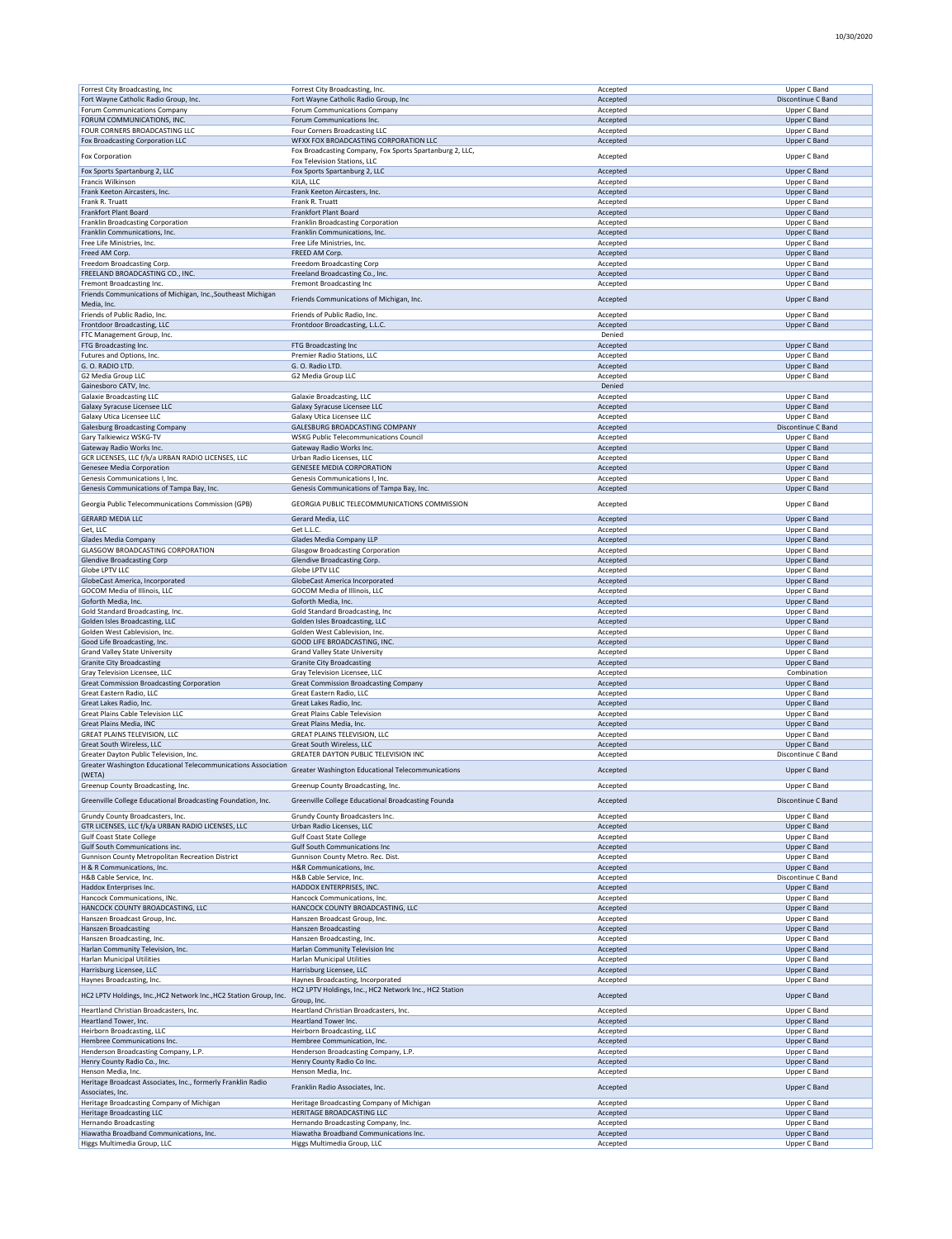| | | | |
|---|---|---|---|
| Forrest City Broadcasting, Inc | Forrest City Broadcasting, Inc. | Accepted | Upper C Band |
| Fort Wayne Catholic Radio Group, Inc. | Fort Wayne Catholic Radio Group, Inc | Accepted | Discontinue C Band |
| Forum Communications Company | Forum Communications Company | Accepted | Upper C Band |
| FORUM COMMUNICATIONS, INC. | Forum Communications Inc. | Accepted | Upper C Band |
| FOUR CORNERS BROADCASTING LLC | Four Corners Broadcasting LLC | Accepted | Upper C Band |
| Fox Broadcasting Corporation LLC | WFXX FOX BROADCASTING CORPORATION LLC | Accepted | Upper C Band |
| Fox Corporation | Fox Broadcasting Company, Fox Sports Spartanburg 2, LLC, Fox Television Stations, LLC | Accepted | Upper C Band |
| Fox Sports Spartanburg 2, LLC | Fox Sports Spartanburg 2, LLC | Accepted | Upper C Band |
| Francis Wilkinson | KJLA, LLC | Accepted | Upper C Band |
| Frank Keeton Aircasters, Inc. | Frank Keeton Aircasters, Inc. | Accepted | Upper C Band |
| Frank R. Truatt | Frank R. Truatt | Accepted | Upper C Band |
| Frankfort Plant Board | Frankfort Plant Board | Accepted | Upper C Band |
| Franklin Broadcasting Corporation | Franklin Broadcasting Corporation | Accepted | Upper C Band |
| Franklin Communications, Inc. | Franklin Communications, Inc. | Accepted | Upper C Band |
| Free Life Ministries, Inc. | Free Life Ministries, Inc. | Accepted | Upper C Band |
| Freed AM Corp. | FREED AM Corp. | Accepted | Upper C Band |
| Freedom Broadcasting Corp. | Freedom Broadcasting Corp | Accepted | Upper C Band |
| FREELAND BROADCASTING CO., INC. | Freeland Broadcasting Co., Inc. | Accepted | Upper C Band |
| Fremont Broadcasting Inc. | Fremont Broadcasting Inc | Accepted | Upper C Band |
| Friends Communications of Michigan, Inc.,Southeast Michigan Media, Inc. | Friends Communications of Michigan, Inc. | Accepted | Upper C Band |
| Friends of Public Radio, Inc. | Friends of Public Radio, Inc. | Accepted | Upper C Band |
| Frontdoor Broadcasting, LLC | Frontdoor Broadcasting, L.L.C. | Accepted | Upper C Band |
| FTC Management Group, Inc. | | Denied | |
| FTG Broadcasting Inc. | FTG Broadcasting Inc | Accepted | Upper C Band |
| Futures and Options, Inc. | Premier Radio Stations, LLC | Accepted | Upper C Band |
| G. O. RADIO LTD. | G. O. Radio LTD. | Accepted | Upper C Band |
| G2 Media Group LLC | G2 Media Group LLC | Accepted | Upper C Band |
| Gainesboro CATV, Inc. | | Denied | |
| Galaxie Broadcasting LLC | Galaxie Broadcasting, LLC | Accepted | Upper C Band |
| Galaxy Syracuse Licensee LLC | Galaxy Syracuse Licensee LLC | Accepted | Upper C Band |
| Galaxy Utica Licensee LLC | Galaxy Utica Licensee LLC | Accepted | Upper C Band |
| Galesburg Broadcasting Company | GALESBURG BROADCASTING COMPANY | Accepted | Discontinue C Band |
| Gary Talkiewicz WSKG-TV | WSKG Public Telecommunications Council | Accepted | Upper C Band |
| Gateway Radio Works Inc. | Gateway Radio Works Inc. | Accepted | Upper C Band |
| GCR LICENSES, LLC f/k/a URBAN RADIO LICENSES, LLC | Urban Radio Licenses, LLC | Accepted | Upper C Band |
| Genesee Media Corporation | GENESEE MEDIA CORPORATION | Accepted | Upper C Band |
| Genesis Communications I, Inc. | Genesis Communications I, Inc. | Accepted | Upper C Band |
| Genesis Communications of Tampa Bay, Inc. | Genesis Communications of Tampa Bay, Inc. | Accepted | Upper C Band |
| Georgia Public Telecommunications Commission (GPB) | GEORGIA PUBLIC TELECOMMUNICATIONS COMMISSION | Accepted | Upper C Band |
| GERARD MEDIA LLC | Gerard Media, LLC | Accepted | Upper C Band |
| Get, LLC | Get L.L.C. | Accepted | Upper C Band |
| Glades Media Company | Glades Media Company LLP | Accepted | Upper C Band |
| GLASGOW BROADCASTING CORPORATION | Glasgow Broadcasting Corporation | Accepted | Upper C Band |
| Glendive Broadcasting Corp | Glendive Broadcasting Corp. | Accepted | Upper C Band |
| Globe LPTV LLC | Globe LPTV LLC | Accepted | Upper C Band |
| GlobeCast America, Incorporated | GlobeCast America Incorporated | Accepted | Upper C Band |
| GOCOM Media of Illinois, LLC | GOCOM Media of Illinois, LLC | Accepted | Upper C Band |
| Goforth Media, Inc. | Goforth Media, Inc. | Accepted | Upper C Band |
| Gold Standard Broadcasting, Inc. | Gold Standard Broadcasting, Inc | Accepted | Upper C Band |
| Golden Isles Broadcasting, LLC | Golden Isles Broadcasting, LLC | Accepted | Upper C Band |
| Golden West Cablevision, Inc. | Golden West Cablevision, Inc. | Accepted | Upper C Band |
| Good Life Broadcasting, Inc. | GOOD LIFE BROADCASTING, INC. | Accepted | Upper C Band |
| Grand Valley State University | Grand Valley State University | Accepted | Upper C Band |
| Granite City Broadcasting | Granite City Broadcasting | Accepted | Upper C Band |
| Gray Television Licensee, LLC | Gray Television Licensee, LLC | Accepted | Combination |
| Great Commission Broadcasting Corporation | Great Commission Broadcasting Company | Accepted | Upper C Band |
| Great Eastern Radio, LLC | Great Eastern Radio, LLC | Accepted | Upper C Band |
| Great Lakes Radio, Inc. | Great Lakes Radio, Inc. | Accepted | Upper C Band |
| Great Plains Cable Television LLC | Great Plains Cable Television | Accepted | Upper C Band |
| Great Plains Media, INC | Great Plains Media, Inc. | Accepted | Upper C Band |
| GREAT PLAINS TELEVISION, LLC | GREAT PLAINS TELEVISION, LLC | Accepted | Upper C Band |
| Great South Wireless, LLC | Great South Wireless, LLC | Accepted | Upper C Band |
| Greater Dayton Public Television, Inc. | GREATER DAYTON PUBLIC TELEVISION INC | Accepted | Discontinue C Band |
| Greater Washington Educational Telecommunications Association (WETA) | Greater Washington Educational Telecommunications | Accepted | Upper C Band |
| Greenup County Broadcasting, Inc. | Greenup County Broadcasting, Inc. | Accepted | Upper C Band |
| Greenville College Educational Broadcasting Foundation, Inc. | Greenville College Educational Broadcasting Founda | Accepted | Discontinue C Band |
| Grundy County Broadcasters, Inc. | Grundy County Broadcasters Inc. | Accepted | Upper C Band |
| GTR LICENSES, LLC f/k/a URBAN RADIO LICENSES, LLC | Urban Radio Licenses, LLC | Accepted | Upper C Band |
| Gulf Coast State College | Gulf Coast State College | Accepted | Upper C Band |
| Gulf South Communications inc. | Gulf South Communications Inc | Accepted | Upper C Band |
| Gunnison County Metropolitan Recreation District | Gunnison County Metro. Rec. Dist. | Accepted | Upper C Band |
| H & R Communications, Inc. | H&R Communications, Inc. | Accepted | Upper C Band |
| H&B Cable Service, Inc. | H&B Cable Service, Inc. | Accepted | Discontinue C Band |
| Haddox Enterprises Inc. | HADDOX ENTERPRISES, INC. | Accepted | Upper C Band |
| Hancock Communications, INc. | Hancock Communications, Inc. | Accepted | Upper C Band |
| HANCOCK COUNTY BROADCASTING, LLC | HANCOCK COUNTY BROADCASTING, LLC | Accepted | Upper C Band |
| Hanszen Broadcast Group, Inc. | Hanszen Broadcast Group, Inc. | Accepted | Upper C Band |
| Hanszen Broadcasting | Hanszen Broadcasting | Accepted | Upper C Band |
| Hanszen Broadcasting, Inc. | Hanszen Broadcasting, Inc. | Accepted | Upper C Band |
| Harlan Community Television, Inc. | Harlan Community Television Inc | Accepted | Upper C Band |
| Harlan Municipal Utilities | Harlan Municipal Utilities | Accepted | Upper C Band |
| Harrisburg Licensee, LLC | Harrisburg Licensee, LLC | Accepted | Upper C Band |
| Haynes Broadcasting, Inc. | Haynes Broadcasting, Incorporated | Accepted | Upper C Band |
| HC2 LPTV Holdings, Inc.,HC2 Network Inc.,HC2 Station Group, Inc. | HC2 LPTV Holdings, Inc., HC2 Network Inc., HC2 Station Group, Inc. | Accepted | Upper C Band |
| Heartland Christian Broadcasters, Inc. | Heartland Christian Broadcasters, Inc. | Accepted | Upper C Band |
| Heartland Tower, Inc. | Heartland Tower Inc. | Accepted | Upper C Band |
| Heirborn Broadcasting, LLC | Heirborn Broadcasting, LLC | Accepted | Upper C Band |
| Hembree Communications Inc. | Hembree Communication, Inc. | Accepted | Upper C Band |
| Henderson Broadcasting Company, L.P. | Henderson Broadcasting Company, L.P. | Accepted | Upper C Band |
| Henry County Radio Co., Inc. | Henry County Radio Co Inc. | Accepted | Upper C Band |
| Henson Media, Inc. | Henson Media, Inc. | Accepted | Upper C Band |
| Heritage Broadcast Associates, Inc., formerly Franklin Radio Associates, Inc. | Franklin Radio Associates, Inc. | Accepted | Upper C Band |
| Heritage Broadcasting Company of Michigan | Heritage Broadcasting Company of Michigan | Accepted | Upper C Band |
| Heritage Broadcasting LLC | HERITAGE BROADCASTING LLC | Accepted | Upper C Band |
| Hernando Broadcasting | Hernando Broadcasting Company, Inc. | Accepted | Upper C Band |
| Hiawatha Broadband Communications, Inc. | Hiawatha Broadband Communications Inc. | Accepted | Upper C Band |
| Higgs Multimedia Group, LLC | Higgs Multimedia Group, LLC | Accepted | Upper C Band |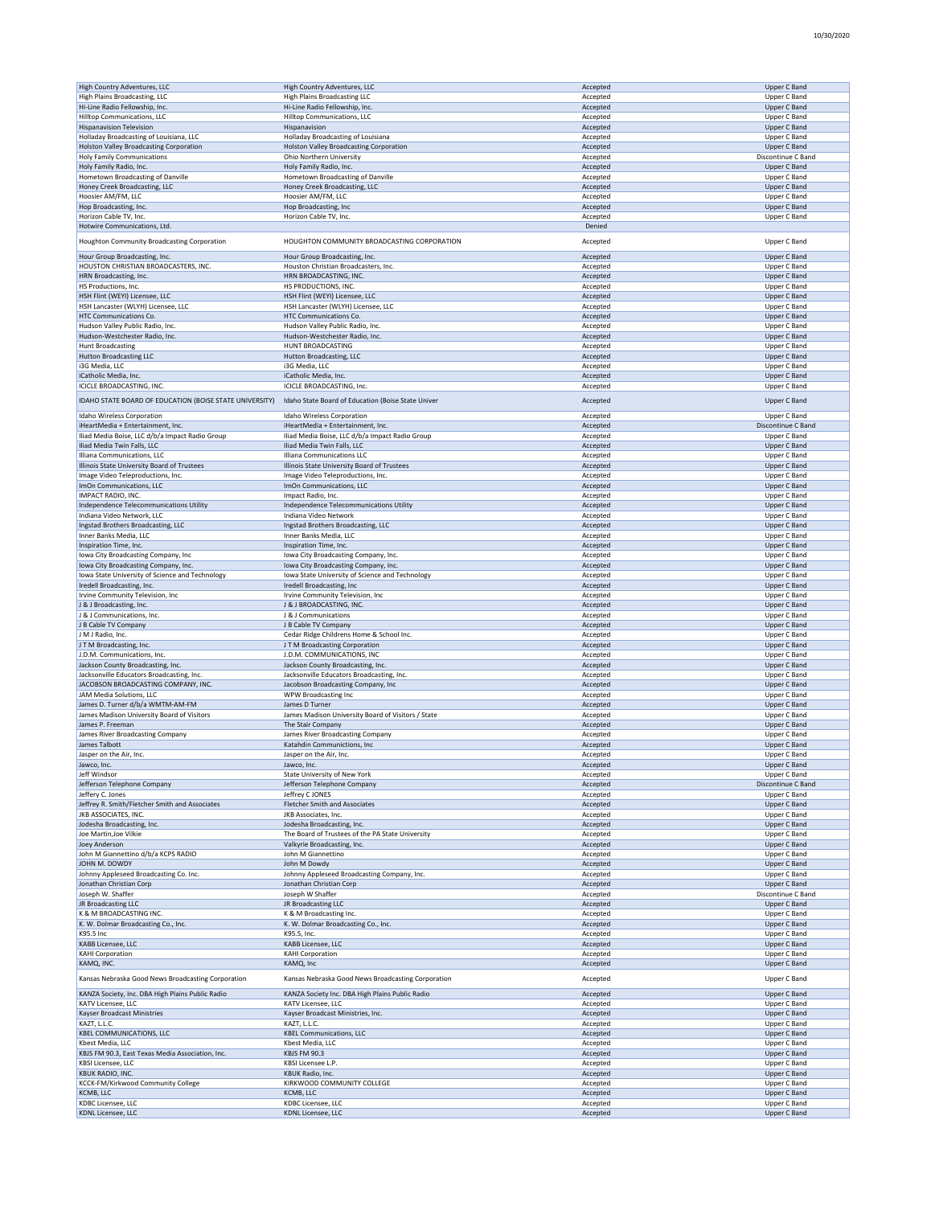| High Country Adventures, LLC | High Country Adventures, LLC | Accepted | Upper C Band |
|---|---|---|---|
| High Plains Broadcasting, LLC | High Plains Broadcasting LLC | Accepted | Upper C Band |
| Hi-Line Radio Fellowship, Inc. | Hi-Line Radio Fellowship, Inc. | Accepted | Upper C Band |
| Hilltop Communications, LLC | Hilltop Communications, LLC | Accepted | Upper C Band |
| Hispanavision Television | Hispanavision | Accepted | Upper C Band |
| Holladay Broadcasting of Louisiana, LLC | Holladay Broadcasting of Louisiana | Accepted | Upper C Band |
| Holston Valley Broadcasting Corporation | Holston Valley Broadcasting Corporation | Accepted | Upper C Band |
| Holy Family Communications | Ohio Northern University | Accepted | Discontinue C Band |
| Holy Family Radio, Inc. | Holy Family Radio, Inc. | Accepted | Upper C Band |
| Hometown Broadcasting of Danville | Hometown Broadcasting of Danville | Accepted | Upper C Band |
| Honey Creek Broadcasting, LLC | Honey Creek Broadcasting, LLC | Accepted | Upper C Band |
| Hoosier AM/FM, LLC | Hoosier AM/FM, LLC | Accepted | Upper C Band |
| Hop Broadcasting, Inc. | Hop Broadcasting, Inc | Accepted | Upper C Band |
| Horizon Cable TV, Inc. | Horizon Cable TV, Inc. | Accepted | Upper C Band |
| Hotwire Communications, Ltd. | | Denied | |
| Houghton Community Broadcasting Corporation | HOUGHTON COMMUNITY BROADCASTING CORPORATION | Accepted | Upper C Band |
| Hour Group Broadcasting, Inc. | Hour Group Broadcasting, Inc. | Accepted | Upper C Band |
| HOUSTON CHRISTIAN BROADCASTERS, INC. | Houston Christian Broadcasters, Inc. | Accepted | Upper C Band |
| HRN Broadcasting, Inc. | HRN BROADCASTING, INC. | Accepted | Upper C Band |
| HS Productions, Inc. | HS PRODUCTIONS, INC. | Accepted | Upper C Band |
| HSH Flint (WEYI) Licensee, LLC | HSH Flint (WEYI) Licensee, LLC | Accepted | Upper C Band |
| HSH Lancaster (WLYH) Licensee, LLC | HSH Lancaster (WLYH) Licensee, LLC | Accepted | Upper C Band |
| HTC Communications Co. | HTC Communications Co. | Accepted | Upper C Band |
| Hudson Valley Public Radio, Inc. | Hudson Valley Public Radio, Inc. | Accepted | Upper C Band |
| Hudson-Westchester Radio, Inc. | Hudson-Westchester Radio, Inc. | Accepted | Upper C Band |
| Hunt Broadcasting | HUNT BROADCASTING | Accepted | Upper C Band |
| Hutton Broadcasting LLC | Hutton Broadcasting, LLC | Accepted | Upper C Band |
| i3G Media, LLC | i3G Media, LLC | Accepted | Upper C Band |
| iCatholic Media, Inc. | iCatholic Media, Inc. | Accepted | Upper C Band |
| ICICLE BROADCASTING, INC. | ICICLE BROADCASTING, Inc. | Accepted | Upper C Band |
| IDAHO STATE BOARD OF EDUCATION (BOISE STATE UNIVERSITY) | Idaho State Board of Education (Boise State Univer | Accepted | Upper C Band |
| Idaho Wireless Corporation | Idaho Wireless Corporation | Accepted | Upper C Band |
| iHeartMedia + Entertainment, Inc. | iHeartMedia + Entertainment, Inc. | Accepted | Discontinue C Band |
| Iliad Media Boise, LLC d/b/a Impact Radio Group | Iliad Media Boise, LLC d/b/a Impact Radio Group | Accepted | Upper C Band |
| Iliad Media Twin Falls, LLC | Iliad Media Twin Falls, LLC | Accepted | Upper C Band |
| Illiana Communications, LLC | Illiana Communications LLC | Accepted | Upper C Band |
| Illinois State University Board of Trustees | Illinois State University Board of Trustees | Accepted | Upper C Band |
| Image Video Teleproductions, Inc. | Image Video Teleproductions, Inc. | Accepted | Upper C Band |
| ImOn Communications, LLC | ImOn Communications, LLC | Accepted | Upper C Band |
| IMPACT RADIO, INC. | Impact Radio, Inc. | Accepted | Upper C Band |
| Independence Telecommunications Utility | Independence Telecommunications Utility | Accepted | Upper C Band |
| Indiana Video Network, LLC | Indiana Video Network | Accepted | Upper C Band |
| Ingstad Brothers Broadcasting, LLC | Ingstad Brothers Broadcasting, LLC | Accepted | Upper C Band |
| Inner Banks Media, LLC | Inner Banks Media, LLC | Accepted | Upper C Band |
| Inspiration Time, Inc. | Inspiration Time, Inc. | Accepted | Upper C Band |
| Iowa City Broadcasting Company, Inc | Iowa City Broadcasting Company, Inc. | Accepted | Upper C Band |
| Iowa City Broadcasting Company, Inc. | Iowa City Broadcasting Company, Inc. | Accepted | Upper C Band |
| Iowa State University of Science and Technology | Iowa State University of Science and Technology | Accepted | Upper C Band |
| Iredell Broadcasting, Inc. | Iredell Broadcasting, Inc | Accepted | Upper C Band |
| Irvine Community Television, Inc | Irvine Community Television, Inc | Accepted | Upper C Band |
| J & J Broadcasting, Inc. | J & J BROADCASTING, INC. | Accepted | Upper C Band |
| J & J Communications, Inc. | J & J Communications | Accepted | Upper C Band |
| J B Cable TV Company | J B Cable TV Company | Accepted | Upper C Band |
| J M J Radio, Inc. | Cedar Ridge Childrens Home & School Inc. | Accepted | Upper C Band |
| J T M Broadcasting, Inc. | J T M Broadcasting Corporation | Accepted | Upper C Band |
| J.D.M. Communications, Inc. | J.D.M. COMMUNICATIONS, INC | Accepted | Upper C Band |
| Jackson County Broadcasting, Inc. | Jackson County Broadcasting, Inc. | Accepted | Upper C Band |
| Jacksonville Educators Broadcasting, Inc. | Jacksonville Educators Broadcasting, Inc. | Accepted | Upper C Band |
| JACOBSON BROADCASTING COMPANY, INC. | Jacobson Broadcasting Company, Inc | Accepted | Upper C Band |
| JAM Media Solutions, LLC | WPW Broadcasting Inc | Accepted | Upper C Band |
| James D. Turner d/b/a WMTM-AM-FM | James D Turner | Accepted | Upper C Band |
| James Madison University Board of Visitors | James Madison University Board of Visitors / State | Accepted | Upper C Band |
| James P. Freeman | The Stair Company | Accepted | Upper C Band |
| James River Broadcasting Company | James River Broadcasting Company | Accepted | Upper C Band |
| James Talbott | Katahdin Communictions, Inc | Accepted | Upper C Band |
| Jasper on the Air, Inc. | Jasper on the Air, Inc. | Accepted | Upper C Band |
| Jawco, Inc. | Jawco, Inc. | Accepted | Upper C Band |
| Jeff Windsor | State University of New York | Accepted | Upper C Band |
| Jefferson Telephone Company | Jefferson Telephone Company | Accepted | Discontinue C Band |
| Jeffery C. Jones | Jeffrey C JONES | Accepted | Upper C Band |
| Jeffrey R. Smith/Fletcher Smith and Associates | Fletcher Smith and Associates | Accepted | Upper C Band |
| JKB ASSOCIATES, INC. | JKB Associates, Inc. | Accepted | Upper C Band |
| Jodesha Broadcasting, Inc. | Jodesha Broadcasting, Inc. | Accepted | Upper C Band |
| Joe Martin,Joe Vilkie | The Board of Trustees of the PA State University | Accepted | Upper C Band |
| Joey Anderson | Valkyrie Broadcasting, Inc. | Accepted | Upper C Band |
| John M Giannettino d/b/a KCPS RADIO | John M Giannettino | Accepted | Upper C Band |
| JOHN M. DOWDY | John M Dowdy | Accepted | Upper C Band |
| Johnny Appleseed Broadcasting Co. Inc. | Johnny Appleseed Broadcasting Company, Inc. | Accepted | Upper C Band |
| Jonathan Christian Corp | Jonathan Christian Corp | Accepted | Upper C Band |
| Joseph W. Shaffer | Joseph W Shaffer | Accepted | Discontinue C Band |
| JR Broadcasting LLC | JR Broadcasting LLC | Accepted | Upper C Band |
| K & M BROADCASTING INC. | K & M Broadcasting Inc. | Accepted | Upper C Band |
| K. W. Dolmar Broadcasting Co., Inc. | K. W. Dolmar Broadcasting Co., Inc. | Accepted | Upper C Band |
| K95.5 Inc | K95.5, Inc. | Accepted | Upper C Band |
| KABB Licensee, LLC | KABB Licensee, LLC | Accepted | Upper C Band |
| KAHI Corporation | KAHI Corporation | Accepted | Upper C Band |
| KAMQ, INC. | KAMQ, Inc | Accepted | Upper C Band |
| Kansas Nebraska Good News Broadcasting Corporation | Kansas Nebraska Good News Broadcasting Corporation | Accepted | Upper C Band |
| KANZA Society, Inc. DBA High Plains Public Radio | KANZA Society Inc. DBA High Plains Public Radio | Accepted | Upper C Band |
| KATV Licensee, LLC | KATV Licensee, LLC | Accepted | Upper C Band |
| Kayser Broadcast Ministries | Kayser Broadcast Ministries, Inc. | Accepted | Upper C Band |
| KAZT, L.L.C. | KAZT, L.L.C. | Accepted | Upper C Band |
| KBEL COMMUNICATIONS, LLC | KBEL Communications, LLC | Accepted | Upper C Band |
| Kbest Media, LLC | Kbest Media, LLC | Accepted | Upper C Band |
| KBJS FM 90.3, East Texas Media Association, Inc. | KBJS FM 90.3 | Accepted | Upper C Band |
| KBSI Licensee, LLC | KBSI Licensee L.P. | Accepted | Upper C Band |
| KBUK RADIO, INC. | KBUK Radio, Inc. | Accepted | Upper C Band |
| KCCK-FM/Kirkwood Community College | KIRKWOOD COMMUNITY COLLEGE | Accepted | Upper C Band |
| KCMB, LLC | KCMB, LLC | Accepted | Upper C Band |
| KDBC Licensee, LLC | KDBC Licensee, LLC | Accepted | Upper C Band |
| KDNL Licensee, LLC | KDNL Licensee, LLC | Accepted | Upper C Band |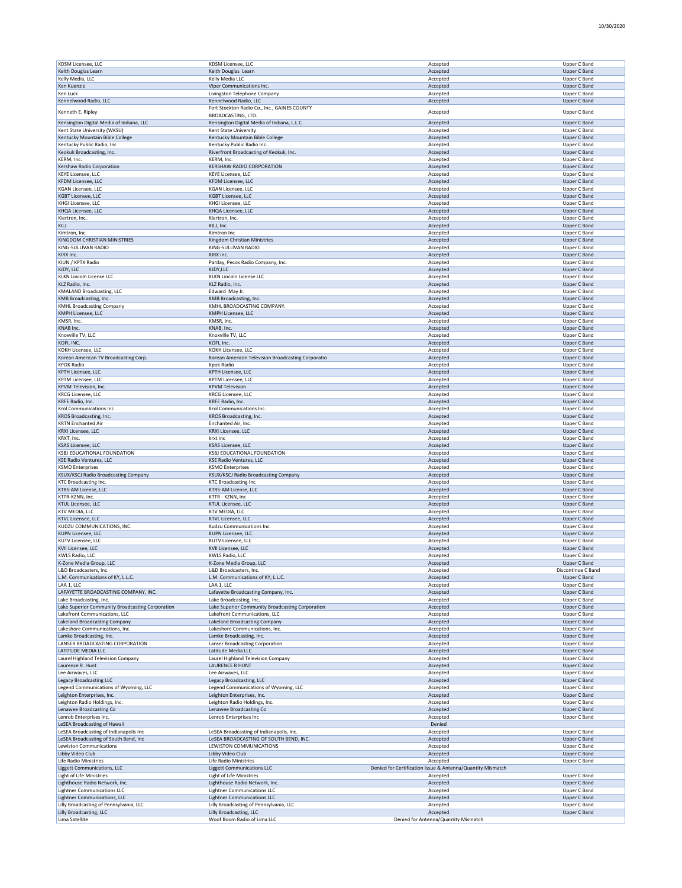| | | | |
|---|---|---|---|
| KDSM Licensee, LLC | KDSM Licensee, LLC | Accepted | Upper C Band |
| Keith Douglas Learn | Keith Douglas Learn | Accepted | Upper C Band |
| Kelly Media, LLC | Kelly Media LLC | Accepted | Upper C Band |
| Ken Kuenzie | Viper Communications Inc. | Accepted | Upper C Band |
| Ken Luck | Livingston Telephone Company | Accepted | Upper C Band |
| Kennelwood Radio, LLC | Kennelwood Radio, LLC | Accepted | Upper C Band |
| Kenneth E. Ripley | Fort Stockton Radio Co., Inc., GAINES COUNTY BROADCASTING, LTD. | Accepted | Upper C Band |
| Kensington Digital Media of Indiana, LLC | Kensington Digital Media of Indiana, L.L.C. | Accepted | Upper C Band |
| Kent State University (WKSU) | Kent State University | Accepted | Upper C Band |
| Kentucky Mountain Bible College | Kentucky Mountain Bible College | Accepted | Upper C Band |
| Kentucky Public Radio, Inc | Kentucky Public Radio Inc. | Accepted | Upper C Band |
| Keokuk Broadcasting, Inc. | Riverfront Broadcasting of Keokuk, Inc. | Accepted | Upper C Band |
| KERM, Inc. | KERM, Inc. | Accepted | Upper C Band |
| Kershaw Radio Corporation | KERSHAW RADIO CORPORATION | Accepted | Upper C Band |
| KEYE Licensee, LLC | KEYE Licensee, LLC | Accepted | Upper C Band |
| KFDM Licensee, LLC | KFDM Licensee, LLC | Accepted | Upper C Band |
| KGAN Licensee, LLC | KGAN Licensee, LLC | Accepted | Upper C Band |
| KGBT Licensee, LLC | KGBT Licensee, LLC | Accepted | Upper C Band |
| KHGI Licensee, LLC | KHGI Licensee, LLC | Accepted | Upper C Band |
| KHQA Licensee, LLC | KHQA Licensee, LLC | Accepted | Upper C Band |
| Kiertron, Inc. | Kiertron, Inc. | Accepted | Upper C Band |
| KILJ | KILJ, Inc | Accepted | Upper C Band |
| Kimtron, Inc. | Kimtron Inc | Accepted | Upper C Band |
| KINGDOM CHRISTIAN MINISTRIES | Kingdom Christian Ministries | Accepted | Upper C Band |
| KING-SULLIVAN RADIO | KING-SULLIVAN RADIO | Accepted | Upper C Band |
| KIRX Inc. | KIRX Inc. | Accepted | Upper C Band |
| KIUN / KPTX Radio | Parday, Pecos Radio Company, Inc. | Accepted | Upper C Band |
| KJDY, LLC | KJDY,LLC | Accepted | Upper C Band |
| KLKN Lincoln License LLC | KLKN Lincoln License LLC | Accepted | Upper C Band |
| KLZ Radio, Inc. | KLZ Radio, Inc. | Accepted | Upper C Band |
| KMALAND Broadcasting, LLC | Edward May Jr. | Accepted | Upper C Band |
| KMB Broadcasting, Inc. | KMB Broadcasting, Inc. | Accepted | Upper C Band |
| KMHL Broadcasting Company | KMHL BROADCASTING COMPANY. | Accepted | Upper C Band |
| KMPH Licensee, LLC | KMPH Licensee, LLC | Accepted | Upper C Band |
| KMSR, Inc. | KMSR, Inc. | Accepted | Upper C Band |
| KNAB Inc. | KNAB, Inc. | Accepted | Upper C Band |
| Knoxville TV, LLC | Knoxville TV, LLC | Accepted | Upper C Band |
| KOFI, INC. | KOFI, Inc. | Accepted | Upper C Band |
| KOKH Licensee, LLC | KOKH Licensee, LLC | Accepted | Upper C Band |
| Korean American TV Broadcasting Corp. | Korean American Television Broadcasting Corporatio | Accepted | Upper C Band |
| KPOK Radio | Kpok Radio | Accepted | Upper C Band |
| KPTH Licensee, LLC | KPTH Licensee, LLC | Accepted | Upper C Band |
| KPTM Licensee, LLC | KPTM Licensee, LLC | Accepted | Upper C Band |
| KPVM Television, Inc. | KPVM Television | Accepted | Upper C Band |
| KRCG Licensee, LLC | KRCG Licensee, LLC | Accepted | Upper C Band |
| KRFE Radio, Inc. | KRFE Radio, Inc. | Accepted | Upper C Band |
| Krol Communications Inc | Krol Communications Inc. | Accepted | Upper C Band |
| KROS Broadcasting, Inc. | KROS Broadcasting, Inc. | Accepted | Upper C Band |
| KRTN Enchanted Air | Enchanted Air, Inc. | Accepted | Upper C Band |
| KRXI Licensee, LLC | KRXI Licensee, LLC | Accepted | Upper C Band |
| KRXT, Inc. | krxt inc | Accepted | Upper C Band |
| KSAS Licensee, LLC | KSAS Licensee, LLC | Accepted | Upper C Band |
| KSBJ EDUCATIONAL FOUNDATION | KSBJ EDUCATIONAL FOUNDATION | Accepted | Upper C Band |
| KSE Radio Ventures, LLC | KSE Radio Ventures, LLC | Accepted | Upper C Band |
| KSMO Enterprises | KSMO Enterprises | Accepted | Upper C Band |
| KSUX/KSCJ Radio Broadcasting Company | KSUX/KSCJ Radio Broadcasting Company | Accepted | Upper C Band |
| KTC Broadcasting Inc. | KTC Broadcasting Inc | Accepted | Upper C Band |
| KTRS-AM License, LLC | KTRS-AM License, LLC | Accepted | Upper C Band |
| KTTR-KZNN, Inc. | KTTR - KZNN, Inc | Accepted | Upper C Band |
| KTUL Licensee, LLC | KTUL Licensee, LLC | Accepted | Upper C Band |
| KTV MEDIA, LLC | KTV MEDIA, LLC | Accepted | Upper C Band |
| KTVL Licensee, LLC | KTVL Licensee, LLC | Accepted | Upper C Band |
| KUDZU COMMUNICATIONS, INC. | Kudzu Communications Inc. | Accepted | Upper C Band |
| KUPN Licensee, LLC | KUPN Licensee, LLC | Accepted | Upper C Band |
| KUTV Licensee, LLC | KUTV Licensee, LLC | Accepted | Upper C Band |
| KVII Licensee, LLC | KVII Licensee, LLC | Accepted | Upper C Band |
| KWLS Radio, LLC | KWLS Radio, LLC | Accepted | Upper C Band |
| K-Zone Media Group, LLC | K-Zone Media Group, LLC | Accepted | Upper C Band |
| L&D Broadcasters, Inc. | L&D Broadcasters, Inc. | Accepted | Discontinue C Band |
| L.M. Communications of KY, L.L.C. | L.M. Communications of KY, L.L.C. | Accepted | Upper C Band |
| LAA 1, LLC | LAA 1, LLC | Accepted | Upper C Band |
| LAFAYETTE BROADCASTING COMPANY, INC. | Lafayette Broadcasting Company, Inc. | Accepted | Upper C Band |
| Lake Broadcasting, Inc. | Lake Broadcasting, Inc. | Accepted | Upper C Band |
| Lake Superior Community Broadcasting Corporation | Lake Superior Community Broadcasting Corporation | Accepted | Upper C Band |
| Lakefront Communications, LLC | Lakefront Communications, LLC | Accepted | Upper C Band |
| Lakeland Broadcasting Company | Lakeland Broadcasting Company | Accepted | Upper C Band |
| Lakeshore Communications, Inc. | Lakeshore Communications, Inc. | Accepted | Upper C Band |
| Lamke Broadcasting, Inc. | Lamke Broadcasting, Inc. | Accepted | Upper C Band |
| LANSER BROADCASTING CORPORATION | Lanser Broadcasting Corporation | Accepted | Upper C Band |
| LATITUDE MEDIA LLC | Latitude Media LLC | Accepted | Upper C Band |
| Laurel Highland Television Company | Laurel Highland Television Company | Accepted | Upper C Band |
| Laurence R. Hunt | LAURENCE R HUNT | Accepted | Upper C Band |
| Lee Airwaves, LLC | Lee Airwaves, LLC | Accepted | Upper C Band |
| Legacy Broadcasting LLC | Legacy Broadcasting, LLC | Accepted | Upper C Band |
| Legend Communications of Wyoming, LLC | Legend Communications of Wyoming, LLC | Accepted | Upper C Band |
| Leighton Enterprises, Inc. | Leighton Enterprises, Inc. | Accepted | Upper C Band |
| Leighton Radio Holdings, Inc. | Leighton Radio Holdings, Inc. | Accepted | Upper C Band |
| Lenawee Broadcasting Co | Lenawee Broadcasting Co | Accepted | Upper C Band |
| Lenrob Enterprises Inc. | Lenrob Enterprises Inc | Accepted | Upper C Band |
| LeSEA Broadcasting of Hawaii | | Denied | |
| LeSEA Broadcasting of Indianapolis Inc | LeSEA Broadcasting of Indianapolis, Inc. | Accepted | Upper C Band |
| LeSEA Broadcasting of South Bend, Inc | LeSEA BROADCASTING OF SOUTH BEND, INC. | Accepted | Upper C Band |
| Lewiston Communications | LEWISTON COMMUNICATIONS | Accepted | Upper C Band |
| Libby Video Club | Libby Video Club | Accepted | Upper C Band |
| Life Radio Ministries | Life Radio Ministries | Accepted | Upper C Band |
| Liggett Communications, LLC | Liggett Communications LLC | Denied for Certification Issue & Antenna/Quantity Mismatch | |
| Light of Life Ministries | Light of Life Ministries | Accepted | Upper C Band |
| Lighthouse Radio Network, Inc. | Lighthouse Radio Network, Inc. | Accepted | Upper C Band |
| Lightner Communications LLC | Lightner Communications LLC | Accepted | Upper C Band |
| Lightner Communications, LLC | Lightner Communications LLC | Accepted | Upper C Band |
| Lilly Broadcasting of Pennsylvania, LLC | Lilly Broadcasting of Pennsylvania, LLC | Accepted | Upper C Band |
| Lilly Broadcasting, LLC | Lilly Broadcasting, LLC | Accepted | Upper C Band |
| Lima Satellite | Woof Boom Radio of Lima LLC | Denied for Antenna/Quantity Mismatch | |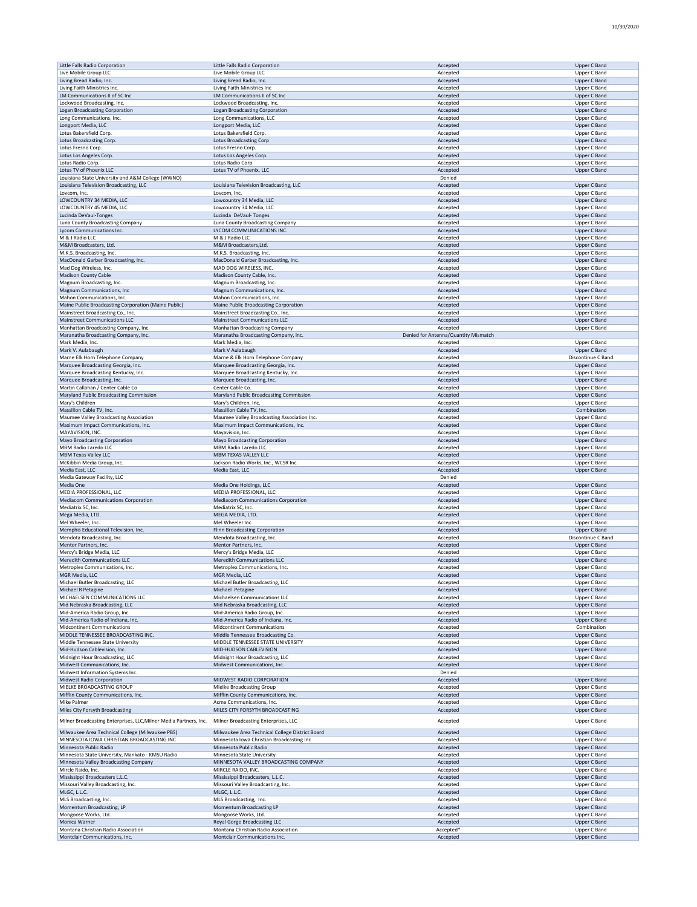| | | | |
|---|---|---|---|
| Little Falls Radio Corporation | Little Falls Radio Corporation | Accepted | Upper C Band |
| Live Mobile Group LLC | Live Mobile Group LLC | Accepted | Upper C Band |
| Living Bread Radio, Inc. | Living Bread Radio, Inc. | Accepted | Upper C Band |
| Living Faith Ministries Inc. | Living Faith Ministries Inc | Accepted | Upper C Band |
| LM Communications II of SC Inc | LM Communications II of SC Inc | Accepted | Upper C Band |
| Lockwood Broadcasting, Inc. | Lockwood Broadcasting, Inc. | Accepted | Upper C Band |
| Logan Broadcasting Corporation | Logan Broadcasting Corporation | Accepted | Upper C Band |
| Long Communications, Inc. | Long Communications, LLC | Accepted | Upper C Band |
| Longport Media, LLC | Longport Media, LLC | Accepted | Upper C Band |
| Lotus Bakersfield Corp. | Lotus Bakersfield Corp. | Accepted | Upper C Band |
| Lotus Broadcasting Corp. | Lotus Broadcasting Corp | Accepted | Upper C Band |
| Lotus Fresno Corp. | Lotus Fresno Corp. | Accepted | Upper C Band |
| Lotus Los Angeles Corp. | Lotus Los Angeles Corp. | Accepted | Upper C Band |
| Lotus Radio Corp. | Lotus Radio Corp | Accepted | Upper C Band |
| Lotus TV of Phoenix LLC | Lotus TV of Phoenix, LLC | Accepted | Upper C Band |
| Louisiana State University and A&M College (WWNO) | | Denied | |
| Louisiana Television Broadcasting, LLC | Louisiana Television Broadcasting, LLC | Accepted | Upper C Band |
| Lovcom, Inc. | Lovcom, Inc. | Accepted | Upper C Band |
| LOWCOUNTRY 34 MEDIA, LLC | Lowcountry 34 Media, LLC | Accepted | Upper C Band |
| LOWCOUNTRY 45 MEDIA, LLC | Lowcountry 34 Media, LLC | Accepted | Upper C Band |
| Lucinda DeVaul-Tonges | Lucinda DeVaul- Tonges | Accepted | Upper C Band |
| Luna County Broadcasting Company | Luna County Broadcasting Company | Accepted | Upper C Band |
| Lycom Communications Inc. | LYCOM COMMUNICATIONS INC. | Accepted | Upper C Band |
| M & J Radio LLC | M & J Radio LLC | Accepted | Upper C Band |
| M&M Broadcasters, Ltd. | M&M Broadcasters,Ltd. | Accepted | Upper C Band |
| M.K.S. Broadcasting, Inc. | M.K.S. Broadcasting, Inc. | Accepted | Upper C Band |
| MacDonald Garber Broadcasting, Inc. | MacDonald Garber Broadcasting, Inc. | Accepted | Upper C Band |
| Mad Dog Wireless, Inc. | MAD DOG WIRELESS, INC. | Accepted | Upper C Band |
| Madison County Cable | Madison County Cable, Inc. | Accepted | Upper C Band |
| Magnum Broadcasting, Inc. | Magnum Broadcasting, Inc. | Accepted | Upper C Band |
| Magnum Communications, Inc | Magnum Communications, Inc. | Accepted | Upper C Band |
| Mahon Communications, Inc. | Mahon Communications, Inc. | Accepted | Upper C Band |
| Maine Public Broadcasting Corporation (Maine Public) | Maine Public Broadcasting Corporation | Accepted | Upper C Band |
| Mainstreet Broadcasting Co., Inc. | Mainstreet Broadcasting Co., Inc. | Accepted | Upper C Band |
| Mainstreet Communications LLC | Mainstreet Communications LLC | Accepted | Upper C Band |
| Manhattan Broadcasting Company, Inc. | Manhattan Broadcasting Company | Accepted | Upper C Band |
| Maranatha Broadcasting Company, Inc. | Maranatha Broadcasting Company, Inc. | Denied for Antenna/Quantity Mismatch | |
| Mark Media, Inc. | Mark Media, Inc. | Accepted | Upper C Band |
| Mark V. Aulabaugh | Mark V Aulabaugh | Accepted | Upper C Band |
| Marne Elk Horn Telephone Company | Marne & Elk Horn Telephone Company | Accepted | Discontinue C Band |
| Marquee Broadcasting Georgia, Inc. | Marquee Broadcasting Georgia, Inc. | Accepted | Upper C Band |
| Marquee Broadcasting Kentucky, Inc. | Marquee Broadcasting Kentucky, Inc. | Accepted | Upper C Band |
| Marquee Broadcasting, Inc. | Marquee Broadcasting, Inc. | Accepted | Upper C Band |
| Martin Callahan / Center Cable Co | Center Cable Co. | Accepted | Upper C Band |
| Maryland Public Broadcasting Commission | Maryland Public Broadcasting Commission | Accepted | Upper C Band |
| Mary's Children | Mary's Children, Inc. | Accepted | Upper C Band |
| Massillon Cable TV, Inc. | Massillon Cable TV, Inc. | Accepted | Combination |
| Maumee Valley Broadcasting Association | Maumee Valley Broadcasting Association Inc. | Accepted | Upper C Band |
| Maximum Impact Communications, Inc. | Maximum Impact Communications, Inc. | Accepted | Upper C Band |
| MAYAVISION, INC. | Mayavision, Inc. | Accepted | Upper C Band |
| Mayo Broadcasting Corporation | Mayo Broadcasting Corporation | Accepted | Upper C Band |
| MBM Radio Laredo LLC | MBM Radio Laredo LLC | Accepted | Upper C Band |
| MBM Texas Valley LLC | MBM TEXAS VALLEY LLC | Accepted | Upper C Band |
| McKibbin Media Group, Inc. | Jackson Radio Works, Inc., WCSR Inc. | Accepted | Upper C Band |
| Media East, LLC | Media East, LLC | Accepted | Upper C Band |
| Media Gateway Facility, LLC | | Denied | |
| Media One | Media One Holdings, LLC | Accepted | Upper C Band |
| MEDIA PROFESSIONAL, LLC | MEDIA PROFESSIONAL, LLC | Accepted | Upper C Band |
| Mediacom Communications Corporation | Mediacom Communications Corporation | Accepted | Upper C Band |
| Mediatrix SC, Inc. | Mediatrix SC, Inc. | Accepted | Upper C Band |
| Mega Media, LTD. | MEGA MEDIA, LTD. | Accepted | Upper C Band |
| Mel Wheeler, Inc. | Mel Wheeler Inc | Accepted | Upper C Band |
| Memphis Educational Television, Inc. | Flinn Broadcasting Corporation | Accepted | Upper C Band |
| Mendota Broadcasting, Inc. | Mendota Broadcasting, Inc. | Accepted | Discontinue C Band |
| Mentor Partners, Inc. | Mentor Partners, Inc. | Accepted | Upper C Band |
| Mercy's Bridge Media, LLC | Mercy's Bridge Media, LLC | Accepted | Upper C Band |
| Meredith Communications LLC | Meredith Communications LLC | Accepted | Upper C Band |
| Metroplex Communications, Inc. | Metroplex Communications, Inc. | Accepted | Upper C Band |
| MGR Media, LLC | MGR Media, LLC | Accepted | Upper C Band |
| Michael Butler Broadcasting, LLC | Michael Butler Broadcasting, LLC | Accepted | Upper C Band |
| Michael R Petagine | Michael Petagine | Accepted | Upper C Band |
| MICHAELSEN COMMUNICATIONS LLC | Michaelsen Communications LLC | Accepted | Upper C Band |
| Mid Nebraska Broadcasting, LLC | Mid Nebraska Broadcasting, LLC | Accepted | Upper C Band |
| Mid-America Radio Group, Inc. | Mid-America Radio Group, Inc. | Accepted | Upper C Band |
| Mid-America Radio of Indiana, Inc. | Mid-America Radio of Indiana, Inc. | Accepted | Upper C Band |
| Midcontinent Communications | Midcontinent Communications | Accepted | Combination |
| MIDDLE TENNESSEE BROADCASTING INC. | Middle Tennessee Broadcasting Co. | Accepted | Upper C Band |
| Middle Tennessee State University | MIDDLE TENNESSEE STATE UNIVERSITY | Accepted | Upper C Band |
| Mid-Hudson Cablevision, Inc. | MID-HUDSON CABLEVISION | Accepted | Upper C Band |
| Midnight Hour Broadcasting, LLC | Midnight Hour Broadcasting, LLC | Accepted | Upper C Band |
| Midwest Communications, Inc. | Midwest Communications, Inc. | Accepted | Upper C Band |
| Midwest Information Systems Inc. | | Denied | |
| Midwest Radio Corporation | MIDWEST RADIO CORPORATION | Accepted | Upper C Band |
| MIELKE BROADCASTING GROUP | Mielke Broadcasting Group | Accepted | Upper C Band |
| Mifflin County Communications, Inc. | Mifflin County Communications, Inc. | Accepted | Upper C Band |
| Mike Palmer | Acme Communications, Inc. | Accepted | Upper C Band |
| Miles City Forsyth Broadcasting | MILES CITY FORSYTH BROADCASTING | Accepted | Upper C Band |
| Milner Broadcasting Enterprises, LLC,Milner Media Partners, Inc. | Milner Broadcasting Enterprises, LLC | Accepted | Upper C Band |
| Milwaukee Area Technical College (Milwaukee PBS) | Milwaukee Area Technical College District Board | Accepted | Upper C Band |
| MINNESOTA IOWA CHRISTIAN BROADCASTING INC | Minnesota Iowa Christian Broadcasting Inc | Accepted | Upper C Band |
| Minnesota Public Radio | Minnesota Public Radio | Accepted | Upper C Band |
| Minnesota State University, Mankato - KMSU Radio | Minnesota State University | Accepted | Upper C Band |
| Minnesota Valley Broadcasting Company | MINNESOTA VALLEY BROADCASTING COMPANY | Accepted | Upper C Band |
| Mircle Raido, Inc. | MIRCLE RAIDO, INC. | Accepted | Upper C Band |
| Mississippi Broadcasters L.L.C. | Mississippi Broadcasters, L.L.C. | Accepted | Upper C Band |
| Missouri Valley Broadcasting, Inc. | Missouri Valley Broadcasting, Inc. | Accepted | Upper C Band |
| MLGC, L.L.C. | MLGC, L.L.C. | Accepted | Upper C Band |
| MLS Broadcasting, Inc. | MLS Broadcasting, Inc. | Accepted | Upper C Band |
| Momentum Broadcasting, LP | Momentum Broadcasting LP | Accepted | Upper C Band |
| Mongoose Works, Ltd. | Mongoose Works, Ltd. | Accepted | Upper C Band |
| Monica Warner | Royal Gorge Broadcasting LLC | Accepted | Upper C Band |
| Montana Christian Radio Association | Montana Christian Radio Association | Accepted* | Upper C Band |
| Montclair Communications, Inc. | Montclair Communications Inc. | Accepted | Upper C Band |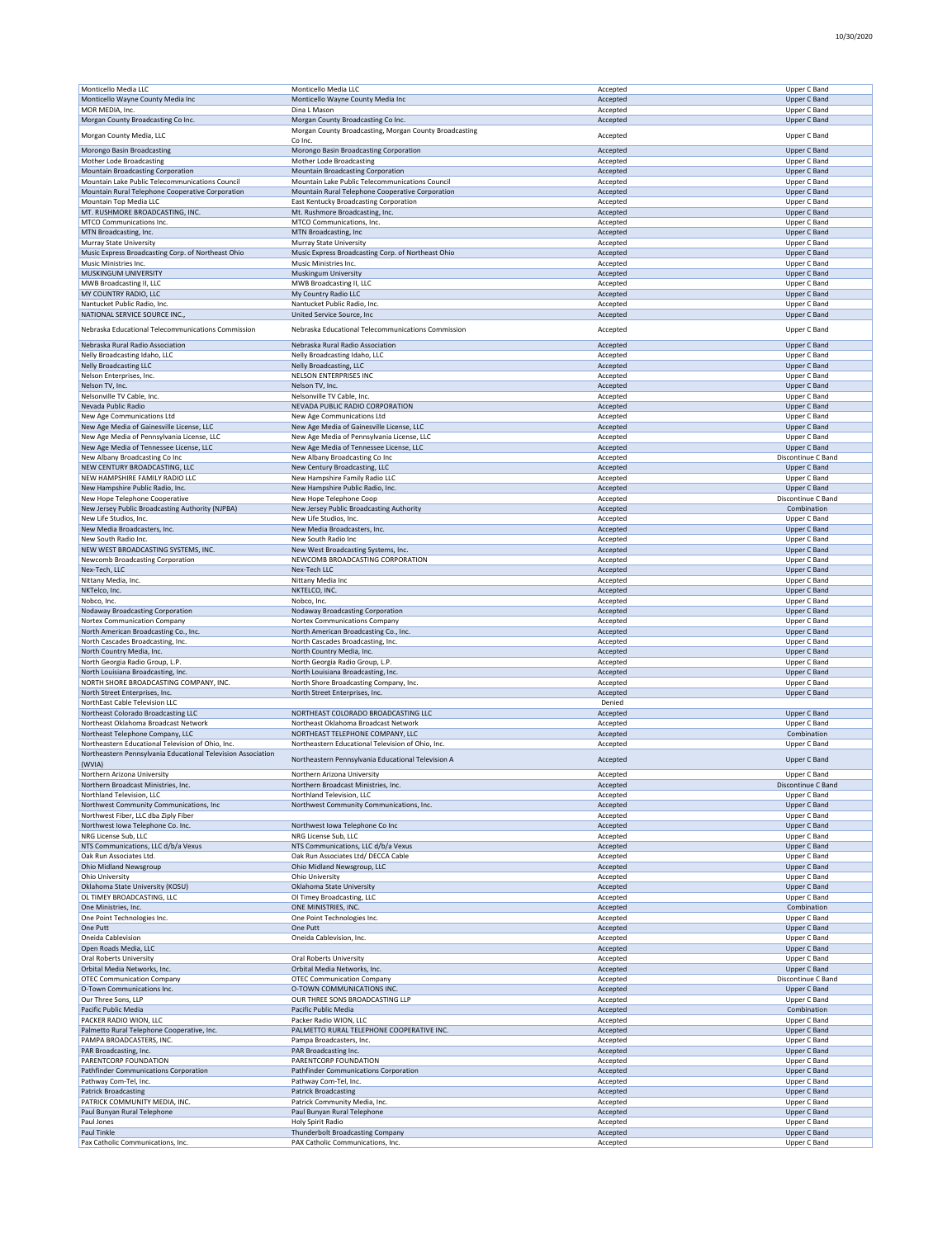| | | | |
|---|---|---|---|
| Monticello Media LLC | Monticello Media LLC | Accepted | Upper C Band |
| Monticello Wayne County Media Inc | Monticello Wayne County Media Inc | Accepted | Upper C Band |
| MOR MEDIA, Inc. | Dina L Mason | Accepted | Upper C Band |
| Morgan County Broadcasting Co Inc. | Morgan County Broadcasting Co Inc. | Accepted | Upper C Band |
| Morgan County Media, LLC | Morgan County Broadcasting, Morgan County Broadcasting Co Inc. | Accepted | Upper C Band |
| Morongo Basin Broadcasting | Morongo Basin Broadcasting Corporation | Accepted | Upper C Band |
| Mother Lode Broadcasting | Mother Lode Broadcasting | Accepted | Upper C Band |
| Mountain Broadcasting Corporation | Mountain Broadcasting Corporation | Accepted | Upper C Band |
| Mountain Lake Public Telecommunications Council | Mountain Lake Public Telecommunications Council | Accepted | Upper C Band |
| Mountain Rural Telephone Cooperative Corporation | Mountain Rural Telephone Cooperative Corporation | Accepted | Upper C Band |
| Mountain Top Media LLC | East Kentucky Broadcasting Corporation | Accepted | Upper C Band |
| MT. RUSHMORE BROADCASTING, INC. | Mt. Rushmore Broadcasting, Inc. | Accepted | Upper C Band |
| MTCO Communications Inc. | MTCO Communications, Inc. | Accepted | Upper C Band |
| MTN Broadcasting, Inc. | MTN Broadcasting, Inc | Accepted | Upper C Band |
| Murray State University | Murray State University | Accepted | Upper C Band |
| Music Express Broadcasting Corp. of Northeast Ohio | Music Express Broadcasting Corp. of Northeast Ohio | Accepted | Upper C Band |
| Music Ministries Inc. | Music Ministries Inc. | Accepted | Upper C Band |
| MUSKINGUM UNIVERSITY | Muskingum University | Accepted | Upper C Band |
| MWB Broadcasting II, LLC | MWB Broadcasting II, LLC | Accepted | Upper C Band |
| MY COUNTRY RADIO, LLC | My Country Radio LLC | Accepted | Upper C Band |
| Nantucket Public Radio, Inc. | Nantucket Public Radio, Inc. | Accepted | Upper C Band |
| NATIONAL SERVICE SOURCE INC., | United Service Source, Inc | Accepted | Upper C Band |
| Nebraska Educational Telecommunications Commission | Nebraska Educational Telecommunications Commission | Accepted | Upper C Band |
| Nebraska Rural Radio Association | Nebraska Rural Radio Association | Accepted | Upper C Band |
| Nelly Broadcasting Idaho, LLC | Nelly Broadcasting Idaho, LLC | Accepted | Upper C Band |
| Nelly Broadcasting LLC | Nelly Broadcasting, LLC | Accepted | Upper C Band |
| Nelson Enterprises, Inc. | NELSON ENTERPRISES INC | Accepted | Upper C Band |
| Nelson TV, Inc. | Nelson TV, Inc. | Accepted | Upper C Band |
| Nelsonville TV Cable, Inc. | Nelsonville TV Cable, Inc. | Accepted | Upper C Band |
| Nevada Public Radio | NEVADA PUBLIC RADIO CORPORATION | Accepted | Upper C Band |
| New Age Communications Ltd | New Age Communications Ltd | Accepted | Upper C Band |
| New Age Media of Gainesville License, LLC | New Age Media of Gainesville License, LLC | Accepted | Upper C Band |
| New Age Media of Pennsylvania License, LLC | New Age Media of Pennsylvania License, LLC | Accepted | Upper C Band |
| New Age Media of Tennessee License, LLC | New Age Media of Tennessee License, LLC | Accepted | Upper C Band |
| New Albany Broadcasting Co Inc | New Albany Broadcasting Co Inc | Accepted | Discontinue C Band |
| NEW CENTURY BROADCASTING, LLC | New Century Broadcasting, LLC | Accepted | Upper C Band |
| NEW HAMPSHIRE FAMILY RADIO LLC | New Hampshire Family Radio LLC | Accepted | Upper C Band |
| New Hampshire Public Radio, Inc. | New Hampshire Public Radio, Inc. | Accepted | Upper C Band |
| New Hope Telephone Cooperative | New Hope Telephone Coop | Accepted | Discontinue C Band |
| New Jersey Public Broadcasting Authority (NJPBA) | New Jersey Public Broadcasting Authority | Accepted | Combination |
| New Life Studios, Inc. | New Life Studios, Inc. | Accepted | Upper C Band |
| New Media Broadcasters, Inc. | New Media Broadcasters, Inc. | Accepted | Upper C Band |
| New South Radio Inc. | New South Radio Inc | Accepted | Upper C Band |
| NEW WEST BROADCASTING SYSTEMS, INC. | New West Broadcasting Systems, Inc. | Accepted | Upper C Band |
| Newcomb Broadcasting Corporation | NEWCOMB BROADCASTING CORPORATION | Accepted | Upper C Band |
| Nex-Tech, LLC | Nex-Tech LLC | Accepted | Upper C Band |
| Nittany Media, Inc. | Nittany Media Inc | Accepted | Upper C Band |
| NKTelco, Inc. | NKTELCO, INC. | Accepted | Upper C Band |
| Nobco, Inc. | Nobco, Inc. | Accepted | Upper C Band |
| Nodaway Broadcasting Corporation | Nodaway Broadcasting Corporation | Accepted | Upper C Band |
| Nortex Communication Company | Nortex Communications Company | Accepted | Upper C Band |
| North American Broadcasting Co., Inc. | North American Broadcasting Co., Inc. | Accepted | Upper C Band |
| North Cascades Broadcasting, Inc. | North Cascades Broadcasting, Inc. | Accepted | Upper C Band |
| North Country Media, Inc. | North Country Media, Inc. | Accepted | Upper C Band |
| North Georgia Radio Group, L.P. | North Georgia Radio Group, L.P. | Accepted | Upper C Band |
| North Louisiana Broadcasting, Inc. | North Louisiana Broadcasting, Inc. | Accepted | Upper C Band |
| NORTH SHORE BROADCASTING COMPANY, INC. | North Shore Broadcasting Company, Inc. | Accepted | Upper C Band |
| North Street Enterprises, Inc. | North Street Enterprises, Inc. | Accepted | Upper C Band |
| NorthEast Cable Television LLC | | Denied | |
| Northeast Colorado Broadcasting LLC | NORTHEAST COLORADO BROADCASTING LLC | Accepted | Upper C Band |
| Northeast Oklahoma Broadcast Network | Northeast Oklahoma Broadcast Network | Accepted | Upper C Band |
| Northeast Telephone Company, LLC | NORTHEAST TELEPHONE COMPANY, LLC | Accepted | Combination |
| Northeastern Educational Television of Ohio, Inc. | Northeastern Educational Television of Ohio, Inc. | Accepted | Upper C Band |
| Northeastern Pennsylvania Educational Television Association (WVIA) | Northeastern Pennsylvania Educational Television A | Accepted | Upper C Band |
| Northern Arizona University | Northern Arizona University | Accepted | Upper C Band |
| Northern Broadcast Ministries, Inc. | Northern Broadcast Ministries, Inc. | Accepted | Discontinue C Band |
| Northland Television, LLC | Northland Television, LLC | Accepted | Upper C Band |
| Northwest Community Communications, Inc | Northwest Community Communications, Inc. | Accepted | Upper C Band |
| Northwest Fiber, LLC dba Ziply Fiber | | Accepted | Upper C Band |
| Northwest Iowa Telephone Co. Inc. | Northwest Iowa Telephone Co Inc | Accepted | Upper C Band |
| NRG License Sub, LLC | NRG License Sub, LLC | Accepted | Upper C Band |
| NTS Communications, LLC d/b/a Vexus | NTS Communications, LLC d/b/a Vexus | Accepted | Upper C Band |
| Oak Run Associates Ltd. | Oak Run Associates Ltd/ DECCA Cable | Accepted | Upper C Band |
| Ohio Midland Newsgroup | Ohio Midland Newsgroup, LLC | Accepted | Upper C Band |
| Ohio University | Ohio University | Accepted | Upper C Band |
| Oklahoma State University (KOSU) | Oklahoma State University | Accepted | Upper C Band |
| OL TIMEY BROADCASTING, LLC | Ol Timey Broadcasting, LLC | Accepted | Upper C Band |
| One Ministries, Inc. | ONE MINISTRIES, INC. | Accepted | Combination |
| One Point Technologies Inc. | One Point Technologies Inc. | Accepted | Upper C Band |
| One Putt | One Putt | Accepted | Upper C Band |
| Oneida Cablevision | Oneida Cablevision, Inc. | Accepted | Upper C Band |
| Open Roads Media, LLC | | Accepted | Upper C Band |
| Oral Roberts University | Oral Roberts University | Accepted | Upper C Band |
| Orbital Media Networks, Inc. | Orbital Media Networks, Inc. | Accepted | Upper C Band |
| OTEC Communication Company | OTEC Communication Company | Accepted | Discontinue C Band |
| O-Town Communications Inc. | O-TOWN COMMUNICATIONS INC. | Accepted | Upper C Band |
| Our Three Sons, LLP | OUR THREE SONS BROADCASTING LLP | Accepted | Upper C Band |
| Pacific Public Media | Pacific Public Media | Accepted | Combination |
| PACKER RADIO WION, LLC | Packer Radio WION, LLC | Accepted | Upper C Band |
| Palmetto Rural Telephone Cooperative, Inc. | PALMETTO RURAL TELEPHONE COOPERATIVE INC. | Accepted | Upper C Band |
| PAMPA BROADCASTERS, INC. | Pampa Broadcasters, Inc. | Accepted | Upper C Band |
| PAR Broadcasting, Inc. | PAR Broadcasting Inc. | Accepted | Upper C Band |
| PARENTCORP FOUNDATION | PARENTCORP FOUNDATION | Accepted | Upper C Band |
| Pathfinder Communications Corporation | Pathfinder Communications Corporation | Accepted | Upper C Band |
| Pathway Com-Tel, Inc. | Pathway Com-Tel, Inc. | Accepted | Upper C Band |
| Patrick Broadcasting | Patrick Broadcasting | Accepted | Upper C Band |
| PATRICK COMMUNITY MEDIA, INC. | Patrick Community Media, Inc. | Accepted | Upper C Band |
| Paul Bunyan Rural Telephone | Paul Bunyan Rural Telephone | Accepted | Upper C Band |
| Paul Jones | Holy Spirit Radio | Accepted | Upper C Band |
| Paul Tinkle | Thunderbolt Broadcasting Company | Accepted | Upper C Band |
| Pax Catholic Communications, Inc. | PAX Catholic Communications, Inc. | Accepted | Upper C Band |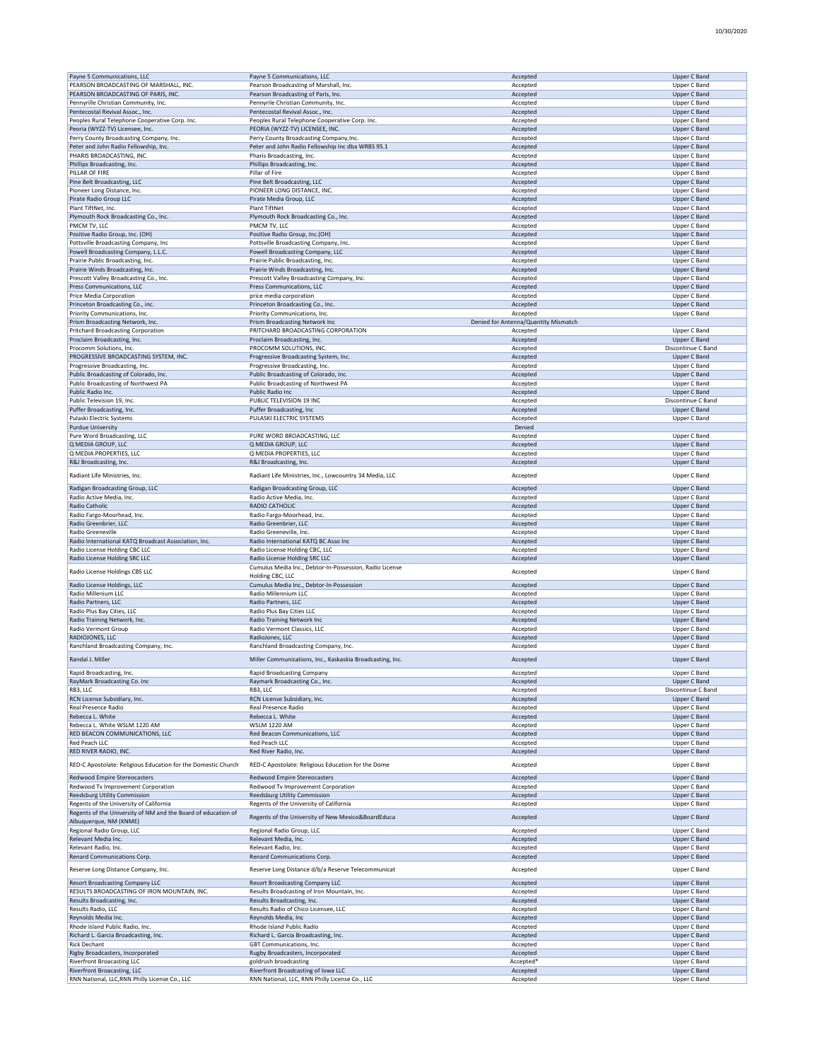| | | | |
|---|---|---|---|
| Payne 5 Communications, LLC | Payne 5 Communications, LLC | Accepted | Upper C Band |
| PEARSON BROADCASTING OF MARSHALL, INC. | Pearson Broadcasting of Marshall, Inc. | Accepted | Upper C Band |
| PEARSON BROADCASTING OF PARIS, INC. | Pearson Broadcasting of Paris, Inc. | Accepted | Upper C Band |
| Pennyrille Christian Community, Inc. | Pennyrile Christian Community, Inc. | Accepted | Upper C Band |
| Pentecostal Revival Assoc., Inc. | Pentecostal Revival Assoc., Inc. | Accepted | Upper C Band |
| Peoples Rural Telephone Cooperative Corp. Inc. | Peoples Rural Telephone Cooperative Corp. Inc. | Accepted | Upper C Band |
| Peoria (WYZZ-TV) Licensee, Inc. | PEORIA (WYZZ-TV) LICENSEE, INC. | Accepted | Upper C Band |
| Perry County Broadcasting Company, Inc. | Perry County Broadcasting Company,Inc. | Accepted | Upper C Band |
| Peter and John Radio Fellowship, Inc. | Peter and John Radio Fellowship Inc dba WRBS 95.1 | Accepted | Upper C Band |
| PHARIS BROADCASTING, INC. | Pharis Broadcasting, Inc. | Accepted | Upper C Band |
| Phillips Broadcasting, Inc. | Phillips Broadcasting, Inc. | Accepted | Upper C Band |
| PILLAR OF FIRE | Pillar of Fire | Accepted | Upper C Band |
| Pine Belt Broadcasting, LLC | Pine Belt Broadcasting, LLC | Accepted | Upper C Band |
| Pioneer Long Distance, Inc. | PIONEER LONG DISTANCE, INC. | Accepted | Upper C Band |
| Pirate Radio Group LLC | Pirate Media Group, LLC | Accepted | Upper C Band |
| Plant TiftNet, Inc. | Plant TiftNet | Accepted | Upper C Band |
| Plymouth Rock Broadcasting Co., Inc. | Plymouth Rock Broadcasting Co., Inc. | Accepted | Upper C Band |
| PMCM TV, LLC | PMCM TV, LLC | Accepted | Upper C Band |
| Positive Radio Group, Inc. (OH) | Positive Radio Group, Inc.(OH) | Accepted | Upper C Band |
| Pottsville Broadcasting Company, Inc | Pottsville Broadcasting Company, Inc. | Accepted | Upper C Band |
| Powell Broadcasting Company, L.L.C. | Powell Broadcasting Company, LLC | Accepted | Upper C Band |
| Prairie Public Broadcasting, Inc. | Prairie Public Broadcasting, Inc. | Accepted | Upper C Band |
| Prairie Winds Broadcasting, Inc. | Prairie Winds Broadcasting, Inc. | Accepted | Upper C Band |
| Prescott Valley Broadcasting Co., Inc. | Prescott Valley Broadcasting Company, Inc. | Accepted | Upper C Band |
| Press Communications, LLC | Press Communications, LLC | Accepted | Upper C Band |
| Price Media Corporation | price media corporation | Accepted | Upper C Band |
| Princeton Broadcasting Co., inc. | Princeton Broadcasting Co., Inc. | Accepted | Upper C Band |
| Priority Communications, Inc. | Priority Communications, Inc. | Accepted | Upper C Band |
| Prism Broadcasting Network, Inc. | Prism Broadcasting Network Inc | Denied for Antenna/Quantity Mismatch | |
| Pritchard Broadcasting Corporation | PRITCHARD BROADCASTING CORPORATION | Accepted | Upper C Band |
| Proclaim Broadcasting, Inc. | Proclaim Broadcasting, Inc. | Accepted | Upper C Band |
| Procomm Solutions, Inc. | PROCOMM SOLUTIONS, INC. | Accepted | Discontinue C Band |
| PROGRESSIVE BROADCASTING SYSTEM, INC. | Progressive Broadcasting System, Inc. | Accepted | Upper C Band |
| Progressive Broadcasting, Inc. | Progressive Broadcasting, Inc. | Accepted | Upper C Band |
| Public Broadcasting of Colorado, Inc. | Public Broadcasting of Colorado, Inc. | Accepted | Upper C Band |
| Public Broadcasting of Northwest PA | Public Broadcasting of Northwest PA | Accepted | Upper C Band |
| Public Radio Inc. | Public Radio Inc | Accepted | Upper C Band |
| Public Television 19, Inc. | PUBLIC TELEVISION 19 INC | Accepted | Discontinue C Band |
| Puffer Broadcasting, Inc. | Puffer Broadcasting, Inc | Accepted | Upper C Band |
| Pulaski Electric Systems | PULASKI ELECTRIC SYSTEMS | Accepted | Upper C Band |
| Purdue University | | Denied | |
| Pure Word Broadcasting, LLC | PURE WORD BROADCASTING, LLC | Accepted | Upper C Band |
| Q MEDIA GROUP, LLC | Q MEDIA GROUP, LLC | Accepted | Upper C Band |
| Q MEDIA PROPERTIES, LLC | Q MEDIA PROPERTIES, LLC | Accepted | Upper C Band |
| R&J Broadcasting, Inc. | R&J Broadcasting, Inc. | Accepted | Upper C Band |
| Radiant Life Ministries, Inc. | Radiant Life Ministries, Inc., Lowcountry 34 Media, LLC | Accepted | Upper C Band |
| Radigan Broadcasting Group, LLC | Radigan Broadcasting Group, LLC | Accepted | Upper C Band |
| Radio Active Media, Inc. | Radio Active Media, Inc. | Accepted | Upper C Band |
| Radio Catholic | RADIO CATHOLIC | Accepted | Upper C Band |
| Radio Fargo-Moorhead, Inc. | Radio Fargo-Moorhead, Inc. | Accepted | Upper C Band |
| Radio Greenbrier, LLC | Radio Greenbrier, LLC | Accepted | Upper C Band |
| Radio Greeneville | Radio Greeneville, Inc. | Accepted | Upper C Band |
| Radio International KATQ Broadcast Association, Inc. | Radio International KATQ BC Asso Inc | Accepted | Upper C Band |
| Radio License Holding CBC LLC | Radio License Holding CBC, LLC | Accepted | Upper C Band |
| Radio License Holding SRC LLC | Radio License Holding SRC LLC | Accepted | Upper C Band |
| Radio License Holdings CBS LLC | Cumulus Media Inc., Debtor-In-Possession, Radio License Holding CBC, LLC | Accepted | Upper C Band |
| Radio License Holdings, LLC | Cumulus Media Inc., Debtor-In-Possession | Accepted | Upper C Band |
| Radio Millenium LLC | Radio Millennium LLC | Accepted | Upper C Band |
| Radio Partners, LLC | Radio Partners, LLC | Accepted | Upper C Band |
| Radio Plus Bay Cities, LLC | Radio Plus Bay Cities LLC | Accepted | Upper C Band |
| Radio Training Network, Inc. | Radio Training Network Inc | Accepted | Upper C Band |
| Radio Vermont Group | Radio Vermont Classics, LLC | Accepted | Upper C Band |
| RADIOJONES, LLC | RadioJones, LLC | Accepted | Upper C Band |
| Ranchland Broadcasting Company, Inc. | Ranchland Broadcasting Company, Inc. | Accepted | Upper C Band |
| Randal J. Miller | Miller Communications, Inc., Kaskaskia Broadcasting, Inc. | Accepted | Upper C Band |
| Rapid Broadcasting, Inc. | Rapid Broadcasting Company | Accepted | Upper C Band |
| RayMark Broadcasting Co. Inc | Raymark Broadcasting Co., Inc. | Accepted | Upper C Band |
| RB3, LLC | RB3, LLC | Accepted | Discontinue C Band |
| RCN License Subsidiary, Inc. | RCN License Subsidiary, Inc. | Accepted | Upper C Band |
| Real Presence Radio | Real Presence Radio | Accepted | Upper C Band |
| Rebecca L. White | Rebecca L. White | Accepted | Upper C Band |
| Rebecca L. White WSLM 1220 AM | WSLM 1220 AM | Accepted | Upper C Band |
| RED BEACON COMMUNICATIONS, LLC | Red Beacon Communications, LLC | Accepted | Upper C Band |
| Red Peach LLC | Red Peach LLC | Accepted | Upper C Band |
| RED RIVER RADIO, INC. | Red River Radio, Inc. | Accepted | Upper C Band |
| RED-C Apostolate: Religious Education for the Domestic Church | RED-C Apostolate: Religious Education for the Dome | Accepted | Upper C Band |
| Redwood Empire Stereocasters | Redwood Empire Stereocasters | Accepted | Upper C Band |
| Redwood Tv Improvement Corporation | Redwood Tv Improvement Corporation | Accepted | Upper C Band |
| Reedsburg Utility Commission | Reedsburg Utility Commission | Accepted | Upper C Band |
| Regents of the University of California | Regents of the University of California | Accepted | Upper C Band |
| Regents of the University of NM and the Board of education of Albuquerque, NM (KNME) | Regents of the University of New Mexico&BoardEduca | Accepted | Upper C Band |
| Regional Radio Group, LLC | Regional Radio Group, LLC | Accepted | Upper C Band |
| Relevant Media Inc. | Relevant Media, Inc. | Accepted | Upper C Band |
| Relevant Radio, Inc. | Relevant Radio, Inc. | Accepted | Upper C Band |
| Renard Communications Corp. | Renard Communications Corp. | Accepted | Upper C Band |
| Reserve Long Distance Company, Inc. | Reserve Long Distance d/b/a Reserve Telecommunicat | Accepted | Upper C Band |
| Resort Broadcasting Company LLC | Resort Broadcasting Company LLC | Accepted | Upper C Band |
| RESULTS BROADCASTING OF IRON MOUNTAIN, INC. | Results Broadcasting of Iron Mountain, Inc. | Accepted | Upper C Band |
| Results Broadcasting, Inc. | Results Broadcasting, Inc. | Accepted | Upper C Band |
| Results Radio, LLC | Results Radio of Chico Licensee, LLC | Accepted | Upper C Band |
| Reynolds Media Inc. | Reynolds Media, Inc | Accepted | Upper C Band |
| Rhode Island Public Radio, Inc. | Rhode Island Public Radio | Accepted | Upper C Band |
| Richard L. Garcia Broadcasting, Inc. | Richard L. Garcia Broadcasting, Inc. | Accepted | Upper C Band |
| Rick Dechant | GBT Communications, Inc. | Accepted | Upper C Band |
| Rigby Broadcasters, Incorporated | Rugby Broadcasters, Incorporated | Accepted | Upper C Band |
| Riverfront Broacasting LLC | goldrush broadcasting | Accepted* | Upper C Band |
| Riverfront Broacasting, LLC | Riverfront Broadcasting of Iowa LLC | Accepted | Upper C Band |
| RNN National, LLC,RNN Philly License Co., LLC | RNN National, LLC, RNN Philly License Co., LLC | Accepted | Upper C Band |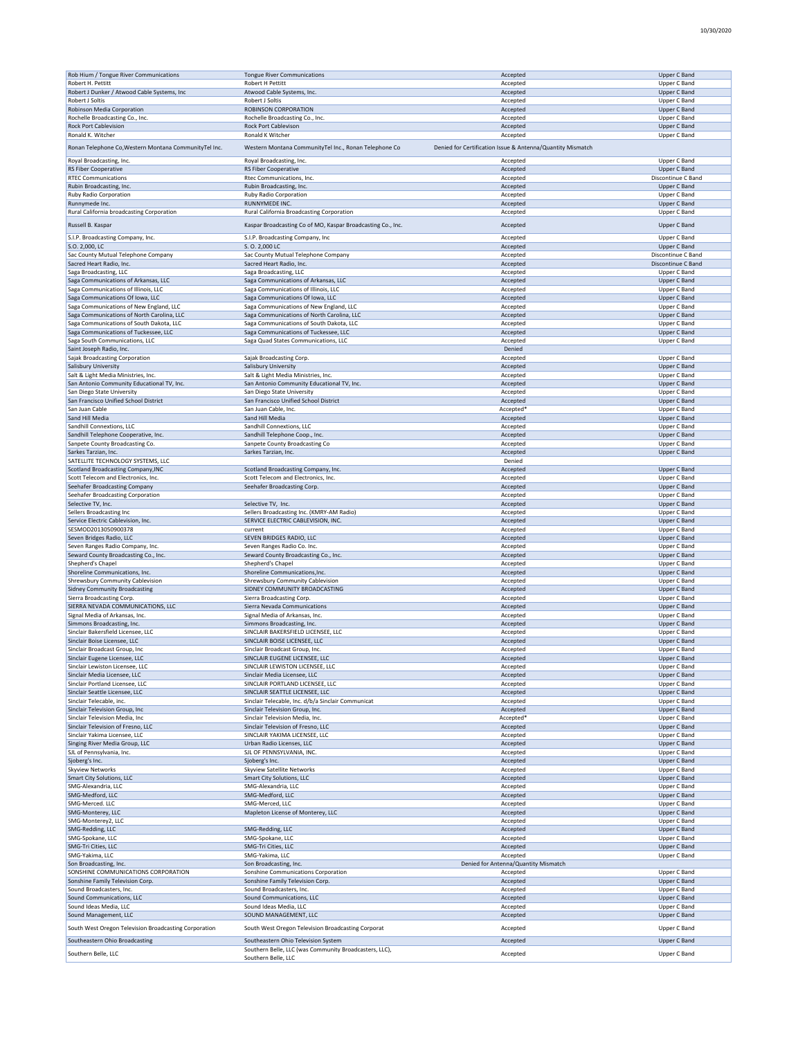| | | | |
|---|---|---|---|
| Rob Hium / Tongue River Communications | Tongue River Communications | Accepted | Upper C Band |
| Robert H. Pettitt | Robert H Pettitt | Accepted | Upper C Band |
| Robert J Dunker / Atwood Cable Systems, Inc | Atwood Cable Systems, Inc. | Accepted | Upper C Band |
| Robert J Soltis | Robert J Soltis | Accepted | Upper C Band |
| Robinson Media Corporation | ROBINSON CORPORATION | Accepted | Upper C Band |
| Rochelle Broadcasting Co., Inc. | Rochelle Broadcasting Co., Inc. | Accepted | Upper C Band |
| Rock Port Cablevision | Rock Port Cablevison | Accepted | Upper C Band |
| Ronald K. Witcher | Ronald K Witcher | Accepted | Upper C Band |
| Ronan Telephone Co,Western Montana CommunityTel Inc. | Western Montana CommunityTel Inc., Ronan Telephone Co | Denied for Certification Issue & Antenna/Quantity Mismatch | |
| Royal Broadcasting, Inc. | Royal Broadcasting, Inc. | Accepted | Upper C Band |
| RS Fiber Cooperative | RS Fiber Cooperative | Accepted | Upper C Band |
| RTEC Communications | Rtec Communications, Inc. | Accepted | Discontinue C Band |
| Rubin Broadcasting, Inc. | Rubin Broadcasting, Inc. | Accepted | Upper C Band |
| Ruby Radio Corporation | Ruby Radio Corporation | Accepted | Upper C Band |
| Runnymede Inc. | RUNNYMEDE INC. | Accepted | Upper C Band |
| Rural California broadcasting Corporation | Rural California Broadcasting Corporation | Accepted | Upper C Band |
| Russell B. Kaspar | Kaspar Broadcasting Co of MO, Kaspar Broadcasting Co., Inc. | Accepted | Upper C Band |
| S.I.P. Broadcasting Company, Inc. | S.I.P. Broadcasting Company, Inc | Accepted | Upper C Band |
| S.O. 2,000, LC | S. O. 2,000 LC | Accepted | Upper C Band |
| Sac County Mutual Telephone Company | Sac County Mutual Telephone Company | Accepted | Discontinue C Band |
| Sacred Heart Radio, Inc. | Sacred Heart Radio, Inc. | Accepted | Discontinue C Band |
| Saga Broadcasting, LLC | Saga Broadcasting, LLC | Accepted | Upper C Band |
| Saga Communications of Arkansas, LLC | Saga Communications of Arkansas, LLC | Accepted | Upper C Band |
| Saga Communications of Illinois, LLC | Saga Communications of Illinois, LLC | Accepted | Upper C Band |
| Saga Communications Of Iowa, LLC | Saga Communications Of Iowa, LLC | Accepted | Upper C Band |
| Saga Communications of New England, LLC | Saga Communications of New England, LLC | Accepted | Upper C Band |
| Saga Communications of North Carolina, LLC | Saga Communications of North Carolina, LLC | Accepted | Upper C Band |
| Saga Communications of South Dakota, LLC | Saga Communications of South Dakota, LLC | Accepted | Upper C Band |
| Saga Communications of Tuckessee, LLC | Saga Communications of Tuckessee, LLC | Accepted | Upper C Band |
| Saga South Communications, LLC | Saga Quad States Communications, LLC | Accepted | Upper C Band |
| Saint Joseph Radio, Inc. | | Denied | |
| Sajak Broadcasting Corporation | Sajak Broadcasting Corp. | Accepted | Upper C Band |
| Salisbury University | Salisbury University | Accepted | Upper C Band |
| Salt & Light Media Ministries, Inc. | Salt & Light Media Ministries, Inc. | Accepted | Upper C Band |
| San Antonio Community Educational TV, Inc. | San Antonio Community Educational TV, Inc. | Accepted | Upper C Band |
| San Diego State University | San Diego State University | Accepted | Upper C Band |
| San Francisco Unified School District | San Francisco Unified School District | Accepted | Upper C Band |
| San Juan Cable | San Juan Cable, Inc. | Accepted* | Upper C Band |
| Sand Hill Media | Sand Hill Media | Accepted | Upper C Band |
| Sandhill Connextions, LLC | Sandhill Connextions, LLC | Accepted | Upper C Band |
| Sandhill Telephone Cooperative, Inc. | Sandhill Telephone Coop., Inc. | Accepted | Upper C Band |
| Sanpete County Broadcasting Co. | Sanpete County Broadcasting Co | Accepted | Upper C Band |
| Sarkes Tarzian, Inc. | Sarkes Tarzian, Inc. | Accepted | Upper C Band |
| SATELLITE TECHNOLOGY SYSTEMS, LLC | | Denied | |
| Scotland Broadcasting Company,INC | Scotland Broadcasting Company, Inc. | Accepted | Upper C Band |
| Scott Telecom and Electronics, Inc. | Scott Telecom and Electronics, Inc. | Accepted | Upper C Band |
| Seehafer Broadcasting Company | Seehafer Broadcasting Corp. | Accepted | Upper C Band |
| Seehafer Broadcasting Corporation | | Accepted | Upper C Band |
| Selective TV, Inc. | Selective TV, Inc. | Accepted | Upper C Band |
| Sellers Broadcasting Inc | Sellers Broadcasting Inc. (KMRY-AM Radio) | Accepted | Upper C Band |
| Service Electric Cablevision, Inc. | SERVICE ELECTRIC CABLEVISION, INC. | Accepted | Upper C Band |
| SESMOD2013050900378 | current | Accepted | Upper C Band |
| Seven Bridges Radio, LLC | SEVEN BRIDGES RADIO, LLC | Accepted | Upper C Band |
| Seven Ranges Radio Company, Inc. | Seven Ranges Radio Co. Inc. | Accepted | Upper C Band |
| Seward County Broadcasting Co., Inc. | Seward County Broadcasting Co., Inc. | Accepted | Upper C Band |
| Shepherd's Chapel | Shepherd's Chapel | Accepted | Upper C Band |
| Shoreline Communications, Inc. | Shoreline Communications,Inc. | Accepted | Upper C Band |
| Shrewsbury Community Cablevision | Shrewsbury Community Cablevision | Accepted | Upper C Band |
| Sidney Community Broadcasting | SIDNEY COMMUNITY BROADCASTING | Accepted | Upper C Band |
| Sierra Broadcasting Corp. | Sierra Broadcasting Corp. | Accepted | Upper C Band |
| SIERRA NEVADA COMMUNICATIONS, LLC | Sierra Nevada Communications | Accepted | Upper C Band |
| Signal Media of Arkansas, Inc. | Signal Media of Arkansas, Inc. | Accepted | Upper C Band |
| Simmons Broadcasting, Inc. | Simmons Broadcasting, Inc. | Accepted | Upper C Band |
| Sinclair Bakersfield Licensee, LLC | SINCLAIR BAKERSFIELD LICENSEE, LLC | Accepted | Upper C Band |
| Sinclair Boise Licensee, LLC | SINCLAIR BOISE LICENSEE, LLC | Accepted | Upper C Band |
| Sinclair Broadcast Group, Inc | Sinclair Broadcast Group, Inc. | Accepted | Upper C Band |
| Sinclair Eugene Licensee, LLC | SINCLAIR EUGENE LICENSEE, LLC | Accepted | Upper C Band |
| Sinclair Lewiston Licensee, LLC | SINCLAIR LEWISTON LICENSEE, LLC | Accepted | Upper C Band |
| Sinclair Media Licensee, LLC | Sinclair Media Licensee, LLC | Accepted | Upper C Band |
| Sinclair Portland Licensee, LLC | SINCLAIR PORTLAND LICENSEE, LLC | Accepted | Upper C Band |
| Sinclair Seattle Licensee, LLC | SINCLAIR SEATTLE LICENSEE, LLC | Accepted | Upper C Band |
| Sinclair Telecable, inc. | Sinclair Telecable, Inc. d/b/a Sinclair Communicat | Accepted | Upper C Band |
| Sinclair Television Group, Inc | Sinclair Television Group, Inc. | Accepted | Upper C Band |
| Sinclair Television Media, Inc | Sinclair Television Media, Inc. | Accepted* | Upper C Band |
| Sinclair Television of Fresno, LLC | Sinclair Television of Fresno, LLC | Accepted | Upper C Band |
| Sinclair Yakima Licensee, LLC | SINCLAIR YAKIMA LICENSEE, LLC | Accepted | Upper C Band |
| Singing River Media Group, LLC | Urban Radio Licenses, LLC | Accepted | Upper C Band |
| SJL of Pennsylvania, Inc. | SJL OF PENNSYLVANIA, INC. | Accepted | Upper C Band |
| Sjoberg's Inc. | Sjoberg's Inc. | Accepted | Upper C Band |
| Skyview Networks | Skyview Satellite Networks | Accepted | Upper C Band |
| Smart City Solutions, LLC | Smart City Solutions, LLC | Accepted | Upper C Band |
| SMG-Alexandria, LLC | SMG-Alexandria, LLC | Accepted | Upper C Band |
| SMG-Medford, LLC | SMG-Medford, LLC | Accepted | Upper C Band |
| SMG-Merced. LLC | SMG-Merced, LLC | Accepted | Upper C Band |
| SMG-Monterey, LLC | Mapleton License of Monterey, LLC | Accepted | Upper C Band |
| SMG-Monterey2, LLC | | Accepted | Upper C Band |
| SMG-Redding, LLC | SMG-Redding, LLC | Accepted | Upper C Band |
| SMG-Spokane, LLC | SMG-Spokane, LLC | Accepted | Upper C Band |
| SMG-Tri Cities, LLC | SMG-Tri Cities, LLC | Accepted | Upper C Band |
| SMG-Yakima, LLC | SMG-Yakima, LLC | Accepted | Upper C Band |
| Son Broadcasting, Inc. | Son Broadcasting, Inc. | Denied for Antenna/Quantity Mismatch | |
| SONSHINE COMMUNICATIONS CORPORATION | Sonshine Communications Corporation | Accepted | Upper C Band |
| Sonshine Family Television Corp. | Sonshine Family Television Corp. | Accepted | Upper C Band |
| Sound Broadcasters, Inc. | Sound Broadcasters, Inc. | Accepted | Upper C Band |
| Sound Communications, LLC | Sound Communications, LLC | Accepted | Upper C Band |
| Sound Ideas Media, LLC | Sound Ideas Media, LLC | Accepted | Upper C Band |
| Sound Management, LLC | SOUND MANAGEMENT, LLC | Accepted | Upper C Band |
| South West Oregon Television Broadcasting Corporation | South West Oregon Television Broadcasting Corporat | Accepted | Upper C Band |
| Southeastern Ohio Broadcasting | Southeastern Ohio Television System | Accepted | Upper C Band |
| Southern Belle, LLC | Southern Belle, LLC (was Community Broadcasters, LLC), Southern Belle, LLC | Accepted | Upper C Band |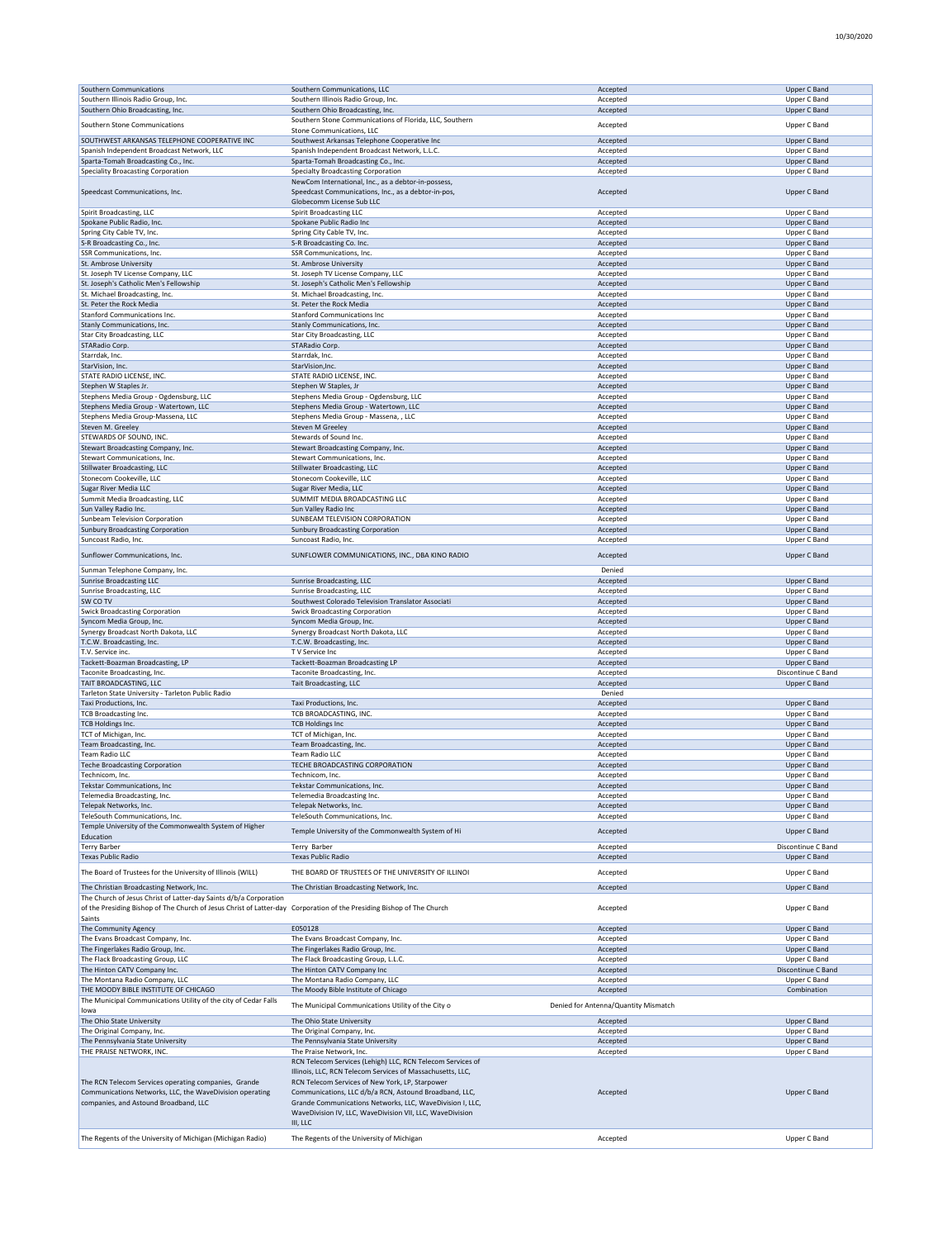| Southern Communications | Southern Communications, LLC | Accepted | Upper C Band |
|---|---|---|---|
| Southern Illinois Radio Group, Inc. | Southern Illinois Radio Group, Inc. | Accepted | Upper C Band |
| Southern Ohio Broadcasting, Inc. | Southern Ohio Broadcasting, Inc. | Accepted | Upper C Band |
| Southern Stone Communications | Southern Stone Communications of Florida, LLC, Southern Stone Communications, LLC | Accepted | Upper C Band |
| SOUTHWEST ARKANSAS TELEPHONE COOPERATIVE INC | Southwest Arkansas Telephone Cooperative Inc | Accepted | Upper C Band |
| Spanish Independent Broadcast Network, LLC | Spanish Independent Broadcast Network, L.L.C. | Accepted | Upper C Band |
| Sparta-Tomah Broadcasting Co., Inc. | Sparta-Tomah Broadcasting Co., Inc. | Accepted | Upper C Band |
| Speciality Broacasting Corporation | Specialty Broadcasting Corporation | Accepted | Upper C Band |
| Speedcast Communications, Inc. | NewCom International, Inc., as a debtor-in-possess, Speedcast Communications, Inc., as a debtor-in-pos, Globecomm License Sub LLC | Accepted | Upper C Band |
| Spirit Broadcasting, LLC | Spirit Broadcasting LLC | Accepted | Upper C Band |
| Spokane Public Radio, Inc. | Spokane Public Radio Inc | Accepted | Upper C Band |
| Spring City Cable TV, Inc. | Spring City Cable TV, Inc. | Accepted | Upper C Band |
| S-R Broadcasting Co., Inc. | S-R Broadcasting Co. Inc. | Accepted | Upper C Band |
| SSR Communications, Inc. | SSR Communications, Inc. | Accepted | Upper C Band |
| St. Ambrose University | St. Ambrose University | Accepted | Upper C Band |
| St. Joseph TV License Company, LLC | St. Joseph TV License Company, LLC | Accepted | Upper C Band |
| St. Joseph's Catholic Men's Fellowship | St. Joseph's Catholic Men's Fellowship | Accepted | Upper C Band |
| St. Michael Broadcasting, Inc. | St. Michael Broadcasting, Inc. | Accepted | Upper C Band |
| St. Peter the Rock Media | St. Peter the Rock Media | Accepted | Upper C Band |
| Stanford Communications Inc. | Stanford Communications Inc | Accepted | Upper C Band |
| Stanly Communications, Inc. | Stanly Communications, Inc. | Accepted | Upper C Band |
| Star City Broadcasting, LLC | Star City Broadcasting, LLC | Accepted | Upper C Band |
| STARadio Corp. | STARadio Corp. | Accepted | Upper C Band |
| Starrdak, Inc. | Starrdak, Inc. | Accepted | Upper C Band |
| StarVision, Inc. | StarVision,Inc. | Accepted | Upper C Band |
| STATE RADIO LICENSE, INC. | STATE RADIO LICENSE, INC. | Accepted | Upper C Band |
| Stephen W Staples Jr. | Stephen W Staples, Jr | Accepted | Upper C Band |
| Stephens Media Group - Ogdensburg, LLC | Stephens Media Group - Ogdensburg, LLC | Accepted | Upper C Band |
| Stephens Media Group - Watertown, LLC | Stephens Media Group - Watertown, LLC | Accepted | Upper C Band |
| Stephens Media Group-Massena, LLC | Stephens Media Group - Massena, , LLC | Accepted | Upper C Band |
| Steven M. Greeley | Steven M Greeley | Accepted | Upper C Band |
| STEWARDS OF SOUND, INC. | Stewards of Sound Inc. | Accepted | Upper C Band |
| Stewart Broadcasting Company, Inc. | Stewart Broadcasting Company, Inc. | Accepted | Upper C Band |
| Stewart Communications, Inc. | Stewart Communications, Inc. | Accepted | Upper C Band |
| Stillwater Broadcasting, LLC | Stillwater Broadcasting, LLC | Accepted | Upper C Band |
| Stonecom Cookeville, LLC | Stonecom Cookeville, LLC | Accepted | Upper C Band |
| Sugar River Media LLC | Sugar River Media, LLC | Accepted | Upper C Band |
| Summit Media Broadcasting, LLC | SUMMIT MEDIA BROADCASTING LLC | Accepted | Upper C Band |
| Sun Valley Radio Inc. | Sun Valley Radio Inc | Accepted | Upper C Band |
| Sunbeam Television Corporation | SUNBEAM TELEVISION CORPORATION | Accepted | Upper C Band |
| Sunbury Broadcasting Corporation | Sunbury Broadcasting Corporation | Accepted | Upper C Band |
| Suncoast Radio, Inc. | Suncoast Radio, Inc. | Accepted | Upper C Band |
| Sunflower Communications, Inc. | SUNFLOWER COMMUNICATIONS, INC., DBA KINO RADIO | Accepted | Upper C Band |
| Sunman Telephone Company, Inc. | | Denied | |
| Sunrise Broadcasting LLC | Sunrise Broadcasting, LLC | Accepted | Upper C Band |
| Sunrise Broadcasting, LLC | Sunrise Broadcasting, LLC | Accepted | Upper C Band |
| SW CO TV | Southwest Colorado Television Translator Associati | Accepted | Upper C Band |
| Swick Broadcasting Corporation | Swick Broadcasting Corporation | Accepted | Upper C Band |
| Syncom Media Group, Inc. | Syncom Media Group, Inc. | Accepted | Upper C Band |
| Synergy Broadcast North Dakota, LLC | Synergy Broadcast North Dakota, LLC | Accepted | Upper C Band |
| T.C.W. Broadcasting, Inc. | T.C.W. Broadcasting, Inc. | Accepted | Upper C Band |
| T.V. Service inc. | T V Service Inc | Accepted | Upper C Band |
| Tackett-Boazman Broadcasting, LP | Tackett-Boazman Broadcasting LP | Accepted | Upper C Band |
| Taconite Broadcasting, Inc. | Taconite Broadcasting, Inc. | Accepted | Discontinue C Band |
| TAIT BROADCASTING, LLC | Tait Broadcasting, LLC | Accepted | Upper C Band |
| Tarleton State University - Tarleton Public Radio | | Denied | |
| Taxi Productions, Inc. | Taxi Productions, Inc. | Accepted | Upper C Band |
| TCB Broadcasting Inc. | TCB BROADCASTING, INC. | Accepted | Upper C Band |
| TCB Holdings Inc. | TCB Holdings Inc | Accepted | Upper C Band |
| TCT of Michigan, Inc. | TCT of Michigan, Inc. | Accepted | Upper C Band |
| Team Broadcasting, Inc. | Team Broadcasting, Inc. | Accepted | Upper C Band |
| Team Radio LLC | Team Radio LLC | Accepted | Upper C Band |
| Teche Broadcasting Corporation | TECHE BROADCASTING CORPORATION | Accepted | Upper C Band |
| Technicom, Inc. | Technicom, Inc. | Accepted | Upper C Band |
| Tekstar Communications, Inc | Tekstar Communications, Inc. | Accepted | Upper C Band |
| Telemedia Broadcasting, Inc. | Telemedia Broadcasting Inc. | Accepted | Upper C Band |
| Telepak Networks, Inc. | Telepak Networks, Inc. | Accepted | Upper C Band |
| TeleSouth Communications, Inc. | TeleSouth Communications, Inc. | Accepted | Upper C Band |
| Temple University of the Commonwealth System of Higher Education | Temple University of the Commonwealth System of Hi | Accepted | Upper C Band |
| Terry Barber | Terry Barber | Accepted | Discontinue C Band |
| Texas Public Radio | Texas Public Radio | Accepted | Upper C Band |
| The Board of Trustees for the University of Illinois (WILL) | THE BOARD OF TRUSTEES OF THE UNIVERSITY OF ILLINOI | Accepted | Upper C Band |
| The Christian Broadcasting Network, Inc. | The Christian Broadcasting Network, Inc. | Accepted | Upper C Band |
| The Church of Jesus Christ of Latter-day Saints d/b/a Corporation of the Presiding Bishop of The Church of Jesus Christ of Latter-day Saints | Corporation of the Presiding Bishop of The Church | Accepted | Upper C Band |
| The Community Agency | E050128 | Accepted | Upper C Band |
| The Evans Broadcast Company, Inc. | The Evans Broadcast Company, Inc. | Accepted | Upper C Band |
| The Fingerlakes Radio Group, Inc. | The Fingerlakes Radio Group, Inc. | Accepted | Upper C Band |
| The Flack Broadcasting Group, LLC | The Flack Broadcasting Group, L.L.C. | Accepted | Upper C Band |
| The Hinton CATV Company Inc. | The Hinton CATV Company Inc | Accepted | Discontinue C Band |
| The Montana Radio Company, LLC | The Montana Radio Company, LLC | Accepted | Upper C Band |
| THE MOODY BIBLE INSTITUTE OF CHICAGO | The Moody Bible Institute of Chicago | Accepted | Combination |
| The Municipal Communications Utility of the city of Cedar Falls Iowa | The Municipal Communications Utility of the City o | Denied for Antenna/Quantity Mismatch | |
| The Ohio State University | The Ohio State University | Accepted | Upper C Band |
| The Original Company, Inc. | The Original Company, Inc. | Accepted | Upper C Band |
| The Pennsylvania State University | The Pennsylvania State University | Accepted | Upper C Band |
| THE PRAISE NETWORK, INC. | The Praise Network, Inc. | Accepted | Upper C Band |
| The RCN Telecom Services operating companies, Grande Communications Networks, LLC, the WaveDivision operating companies, and Astound Broadband, LLC | RCN Telecom Services (Lehigh) LLC, RCN Telecom Services of Illinois, LLC, RCN Telecom Services of Massachusetts, LLC, RCN Telecom Services of New York, LP, Starpower Communications, LLC d/b/a RCN, Astound Broadband, LLC, Grande Communications Networks, LLC, WaveDivision I, LLC, WaveDivision IV, LLC, WaveDivision VII, LLC, WaveDivision III, LLC | Accepted | Upper C Band |
| The Regents of the University of Michigan (Michigan Radio) | The Regents of the University of Michigan | Accepted | Upper C Band |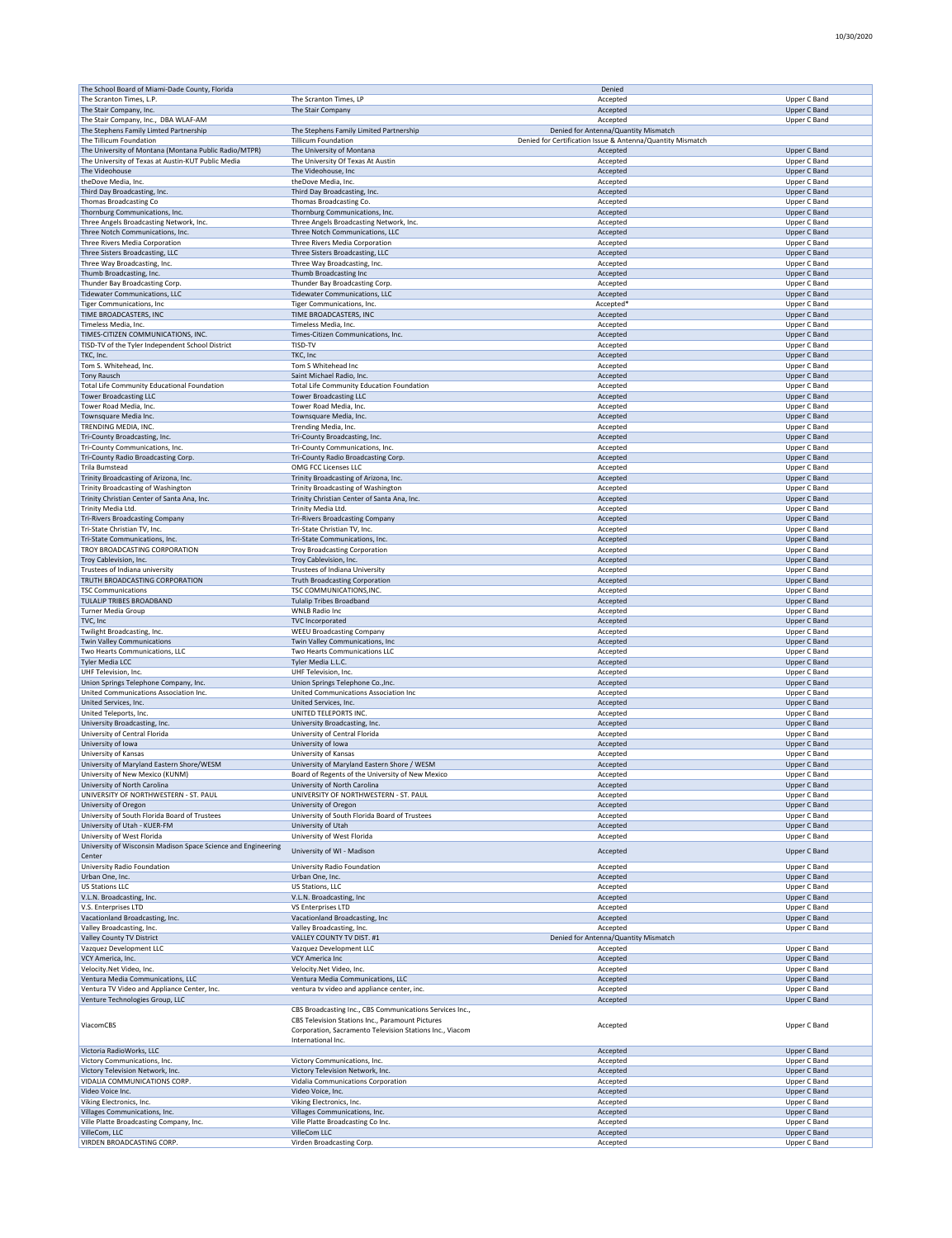| The School Board of Miami-Dade County, Florida | | Denied | |
|---|---|---|---|
| The Scranton Times, L.P. | The Scranton Times, LP | Accepted | Upper C Band |
| The Stair Company, Inc. | The Stair Company | Accepted | Upper C Band |
| The Stair Company, Inc., DBA WLAF-AM | | Accepted | Upper C Band |
| The Stephens Family Limted Partnership | The Stephens Family Limited Partnership | Denied for Antenna/Quantity Mismatch | |
| The Tillicum Foundation | Tillicum Foundation | Denied for Certification Issue & Antenna/Quantity Mismatch | |
| The University of Montana (Montana Public Radio/MTPR) | The University of Montana | Accepted | Upper C Band |
| The University of Texas at Austin-KUT Public Media | The University Of Texas At Austin | Accepted | Upper C Band |
| The Videohouse | The Videohouse, Inc | Accepted | Upper C Band |
| theDove Media, Inc. | theDove Media, Inc. | Accepted | Upper C Band |
| Third Day Broadcasting, Inc. | Third Day Broadcasting, Inc. | Accepted | Upper C Band |
| Thomas Broadcasting Co | Thomas Broadcasting Co. | Accepted | Upper C Band |
| Thornburg Communications, Inc. | Thornburg Communications, Inc. | Accepted | Upper C Band |
| Three Angels Broadcasting Network, Inc. | Three Angels Broadcasting Network, Inc. | Accepted | Upper C Band |
| Three Notch Communications, Inc. | Three Notch Communications, LLC | Accepted | Upper C Band |
| Three Rivers Media Corporation | Three Rivers Media Corporation | Accepted | Upper C Band |
| Three Sisters Broadcasting, LLC | Three Sisters Broadcasting, LLC | Accepted | Upper C Band |
| Three Way Broadcasting, Inc. | Three Way Broadcasting, Inc. | Accepted | Upper C Band |
| Thumb Broadcasting, Inc. | Thumb Broadcasting Inc | Accepted | Upper C Band |
| Thunder Bay Broadcasting Corp. | Thunder Bay Broadcasting Corp. | Accepted | Upper C Band |
| Tidewater Communications, LLC | Tidewater Communications, LLC | Accepted | Upper C Band |
| Tiger Communications, Inc | Tiger Communications, Inc. | Accepted* | Upper C Band |
| TIME BROADCASTERS, INC | TIME BROADCASTERS, INC | Accepted | Upper C Band |
| Timeless Media, Inc. | Timeless Media, Inc. | Accepted | Upper C Band |
| TIMES-CITIZEN COMMUNICATIONS, INC. | Times-Citizen Communications, Inc. | Accepted | Upper C Band |
| TISD-TV of the Tyler Independent School District | TISD-TV | Accepted | Upper C Band |
| TKC, Inc. | TKC, Inc | Accepted | Upper C Band |
| Tom S. Whitehead, Inc. | Tom S Whitehead Inc | Accepted | Upper C Band |
| Tony Rausch | Saint Michael Radio, Inc. | Accepted | Upper C Band |
| Total Life Community Educational Foundation | Total Life Community Education Foundation | Accepted | Upper C Band |
| Tower Broadcasting LLC | Tower Broadcasting LLC | Accepted | Upper C Band |
| Tower Road Media, Inc. | Tower Road Media, Inc. | Accepted | Upper C Band |
| Townsquare Media Inc. | Townsquare Media, Inc. | Accepted | Upper C Band |
| TRENDING MEDIA, INC. | Trending Media, Inc. | Accepted | Upper C Band |
| Tri-County Broadcasting, Inc. | Tri-County Broadcasting, Inc. | Accepted | Upper C Band |
| Tri-County Communications, Inc. | Tri-County Communications, Inc. | Accepted | Upper C Band |
| Tri-County Radio Broadcasting Corp. | Tri-County Radio Broadcasting Corp. | Accepted | Upper C Band |
| Trila Bumstead | OMG FCC Licenses LLC | Accepted | Upper C Band |
| Trinity Broadcasting of Arizona, Inc. | Trinity Broadcasting of Arizona, Inc. | Accepted | Upper C Band |
| Trinity Broadcasting of Washington | Trinity Broadcasting of Washington | Accepted | Upper C Band |
| Trinity Christian Center of Santa Ana, Inc. | Trinity Christian Center of Santa Ana, Inc. | Accepted | Upper C Band |
| Trinity Media Ltd. | Trinity Media Ltd. | Accepted | Upper C Band |
| Tri-Rivers Broadcasting Company | Tri-Rivers Broadcasting Company | Accepted | Upper C Band |
| Tri-State Christian TV, Inc. | Tri-State Christian TV, Inc. | Accepted | Upper C Band |
| Tri-State Communications, Inc. | Tri-State Communications, Inc. | Accepted | Upper C Band |
| TROY BROADCASTING CORPORATION | Troy Broadcasting Corporation | Accepted | Upper C Band |
| Troy Cablevision, Inc. | Troy Cablevision, Inc. | Accepted | Upper C Band |
| Trustees of Indiana university | Trustees of Indiana University | Accepted | Upper C Band |
| TRUTH BROADCASTING CORPORATION | Truth Broadcasting Corporation | Accepted | Upper C Band |
| TSC Communications | TSC COMMUNICATIONS,INC. | Accepted | Upper C Band |
| TULALIP TRIBES BROADBAND | Tulalip Tribes Broadband | Accepted | Upper C Band |
| Turner Media Group | WNLB Radio Inc | Accepted | Upper C Band |
| TVC, Inc | TVC Incorporated | Accepted | Upper C Band |
| Twilight Broadcasting, Inc. | WEEU Broadcasting Company | Accepted | Upper C Band |
| Twin Valley Communications | Twin Valley Communications, Inc | Accepted | Upper C Band |
| Two Hearts Communications, LLC | Two Hearts Communications LLC | Accepted | Upper C Band |
| Tyler Media LCC | Tyler Media L.L.C. | Accepted | Upper C Band |
| UHF Television, Inc. | UHF Television, Inc. | Accepted | Upper C Band |
| Union Springs Telephone Company, Inc. | Union Springs Telephone Co.,Inc. | Accepted | Upper C Band |
| United Communications Association Inc. | United Communications Association Inc | Accepted | Upper C Band |
| United Services, Inc. | United Services, Inc. | Accepted | Upper C Band |
| United Teleports, Inc. | UNITED TELEPORTS INC. | Accepted | Upper C Band |
| University Broadcasting, Inc. | University Broadcasting, Inc. | Accepted | Upper C Band |
| University of Central Florida | University of Central Florida | Accepted | Upper C Band |
| University of Iowa | University of Iowa | Accepted | Upper C Band |
| University of Kansas | University of Kansas | Accepted | Upper C Band |
| University of Maryland Eastern Shore/WESM | University of Maryland Eastern Shore / WESM | Accepted | Upper C Band |
| University of New Mexico (KUNM) | Board of Regents of the University of New Mexico | Accepted | Upper C Band |
| University of North Carolina | University of North Carolina | Accepted | Upper C Band |
| UNIVERSITY OF NORTHWESTERN - ST. PAUL | UNIVERSITY OF NORTHWESTERN - ST. PAUL | Accepted | Upper C Band |
| University of Oregon | University of Oregon | Accepted | Upper C Band |
| University of South Florida Board of Trustees | University of South Florida Board of Trustees | Accepted | Upper C Band |
| University of Utah - KUER-FM | University of Utah | Accepted | Upper C Band |
| University of West Florida | University of West Florida | Accepted | Upper C Band |
| University of Wisconsin Madison Space Science and Engineering Center | University of WI - Madison | Accepted | Upper C Band |
| University Radio Foundation | University Radio Foundation | Accepted | Upper C Band |
| Urban One, Inc. | Urban One, Inc. | Accepted | Upper C Band |
| US Stations LLC | US Stations, LLC | Accepted | Upper C Band |
| V.L.N. Broadcasting, Inc. | V.L.N. Broadcasting, Inc | Accepted | Upper C Band |
| V.S. Enterprises LTD | VS Enterprises LTD | Accepted | Upper C Band |
| Vacationland Broadcasting, Inc. | Vacationland Broadcasting, Inc | Accepted | Upper C Band |
| Valley Broadcasting, Inc. | Valley Broadcasting, Inc. | Accepted | Upper C Band |
| Valley County TV District | VALLEY COUNTY TV DIST. #1 | Denied for Antenna/Quantity Mismatch | |
| Vazquez Development LLC | Vazquez Development LLC | Accepted | Upper C Band |
| VCY America, Inc. | VCY America Inc | Accepted | Upper C Band |
| Velocity.Net Video, Inc. | Velocity.Net Video, Inc. | Accepted | Upper C Band |
| Ventura Media Communications, LLC | Ventura Media Communications, LLC | Accepted | Upper C Band |
| Ventura TV Video and Appliance Center, Inc. | ventura tv video and appliance center, inc. | Accepted | Upper C Band |
| Venture Technologies Group, LLC | | Accepted | Upper C Band |
| ViacomCBS | CBS Broadcasting Inc., CBS Communications Services Inc., CBS Television Stations Inc., Paramount Pictures Corporation, Sacramento Television Stations Inc., Viacom International Inc. | Accepted | Upper C Band |
| Victoria RadioWorks, LLC | | Accepted | Upper C Band |
| Victory Communications, Inc. | Victory Communications, Inc. | Accepted | Upper C Band |
| Victory Television Network, Inc. | Victory Television Network, Inc. | Accepted | Upper C Band |
| VIDALIA COMMUNICATIONS CORP. | Vidalia Communications Corporation | Accepted | Upper C Band |
| Video Voice Inc. | Video Voice, Inc. | Accepted | Upper C Band |
| Viking Electronics, Inc. | Viking Electronics, Inc. | Accepted | Upper C Band |
| Villages Communications, Inc. | Villages Communications, Inc. | Accepted | Upper C Band |
| Ville Platte Broadcasting Company, Inc. | Ville Platte Broadcasting Co Inc. | Accepted | Upper C Band |
| VilleCom, LLC | VilleCom LLC | Accepted | Upper C Band |
| VIRDEN BROADCASTING CORP. | Virden Broadcasting Corp. | Accepted | Upper C Band |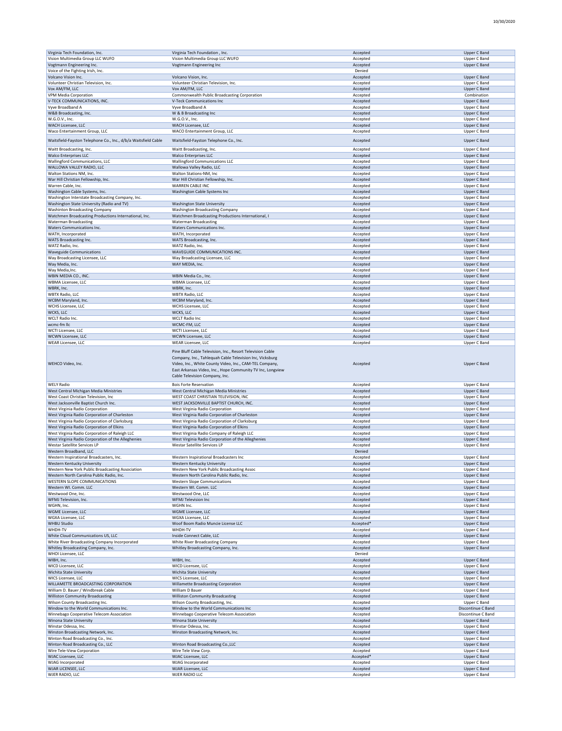| | | | |
|---|---|---|---|
| Virginia Tech Foundation, Inc. | Virginia Tech Foundation , Inc. | Accepted | Upper C Band |
| Vision Multimedia Group LLC WUFO | Vision Multimedia Group LLC WUFO | Accepted | Upper C Band |
| Vogtmann Engineering Inc. | Vogtmann Engineering Inc | Accepted | Upper C Band |
| Voice of the Fighting Irish, Inc. | | Denied | |
| Volcano Vision Inc. | Volcano Vision, Inc. | Accepted | Upper C Band |
| Volunteer Christian Television, Inc. | Volunteer Christian Television, Inc. | Accepted | Upper C Band |
| Vox AM/FM, LLC | Vox AM/FM, LLC | Accepted | Upper C Band |
| VPM Media Corporation | Commonwealth Public Broadcasting Corporation | Accepted | Combination |
| V-TECK COMMUNICATIONS, INC. | V-Teck Communications Inc | Accepted | Upper C Band |
| Vyve Broadband A | Vyve Broadband A | Accepted | Upper C Band |
| W&B Broadcasting, Inc. | W & B Broadcasting Inc | Accepted | Upper C Band |
| W.G.O.V., Inc. | W.G.O.V., Inc. | Accepted | Upper C Band |
| WACH Licensee, LLC | WACH Licensee, LLC | Accepted | Upper C Band |
| Waco Entertainment Group, LLC | WACO Entertainment Group, LLC | Accepted | Upper C Band |
| Waitsfield-Fayston Telephone Co., Inc., d/b/a Waitsfield Cable | Waitsfield-Fayston Telephone Co., Inc. | Accepted | Upper C Band |
| Waitt Broadcasting, Inc. | Waitt Broadcasting, Inc. | Accepted | Upper C Band |
| Walco Enterprises LLC | Walco Enterprises LLC | Accepted | Upper C Band |
| Wallingford Communications, LLC | Wallingford Communications LLC | Accepted | Upper C Band |
| WALLOWA VALLEY RADIO, LLC | Wallowa Valley Radio, LLC | Accepted | Upper C Band |
| Walton Stations NM, Inc. | Walton Stations-NM, Inc | Accepted | Upper C Band |
| War Hill Christian Fellowship, Inc. | War Hill Christian Fellowship, Inc. | Accepted | Upper C Band |
| Warren Cable, Inc. | WARREN CABLE INC | Accepted | Upper C Band |
| Washington Cable Systems, Inc. | Washington Cable Systems Inc | Accepted | Upper C Band |
| Washington Interstate Broadcasting Company, Inc. | | Accepted | Upper C Band |
| Washington State University (Radio and TV) | Washington State University | Accepted | Upper C Band |
| Washinton Broadcasting Company | Washington Broadcasting Company | Accepted | Upper C Band |
| Watchmen Broadcasting Productions International, Inc. | Watchmen Broadcasting Productions International, I | Accepted | Upper C Band |
| Waterman Broadcasting | Waterman Broadcasting | Accepted | Upper C Band |
| Waters Communications Inc. | Waters Communications Inc. | Accepted | Upper C Band |
| WATH, Incorporated | WATH, Incorporated | Accepted | Upper C Band |
| WATS Broadcasting Inc. | WATS Broadcasting, Inc. | Accepted | Upper C Band |
| WATZ Radio, Inc. | WATZ Radio, Inc. | Accepted | Upper C Band |
| Waveguide Communications | WAVEGUIDE COMMUNICATIONS INC. | Accepted | Upper C Band |
| Way Broadcasting Licensee, LLC | Way Broadcasting Licensee, LLC | Accepted | Upper C Band |
| Way Media, Inc. | WAY MEDIA, Inc. | Accepted | Upper C Band |
| Way Media,Inc. | | Accepted | Upper C Band |
| WBIN MEDIA CO., INC. | WBIN Media Co., Inc. | Accepted | Upper C Band |
| WBMA Licensee, LLC | WBMA Licensee, LLC | Accepted | Upper C Band |
| WBRK, Inc. | WBRK, Inc. | Accepted | Upper C Band |
| WBTX Radio, LLC | WBTX Radio, LLC | Accepted | Upper C Band |
| WCBM Maryland, Inc. | WCBM Maryland, Inc. | Accepted | Upper C Band |
| WCHS Licensee, LLC | WCHS Licensee, LLC | Accepted | Upper C Band |
| WCKS, LLC | WCKS, LLC | Accepted | Upper C Band |
| WCLT Radio Inc. | WCLT Radio Inc | Accepted | Upper C Band |
| wcmc-fm llc | WCMC-FM, LLC | Accepted | Upper C Band |
| WCTI Licensee, LLC | WCTI Licensee, LLC | Accepted | Upper C Band |
| WCWN Licensee, LLC | WCWN Licensee, LLC | Accepted | Upper C Band |
| WEAR Licensee, LLC | WEAR Licensee, LLC | Accepted | Upper C Band |
| WEHCO Video, Inc. | Pine Bluff Cable Television, Inc., Resort Television Cable Company, Inc., Tahlequah Cable Television Inc, Vicksburg Video, Inc., White County Video, Inc., CAM-TEL Company, East Arkansas Video, Inc., Hope Community TV Inc, Longview Cable Television Company, Inc. | Accepted | Upper C Band |
| WELY Radio | Bois Forte Reservation | Accepted | Upper C Band |
| West Central Michigan Media Ministries | West Central Michigan Media Ministries | Accepted | Upper C Band |
| West Coast Christian Television, Inc | WEST COAST CHRISTIAN TELEVISION, INC | Accepted | Upper C Band |
| West Jacksonville Baptist Church Inc. | WEST JACKSONVILLE BAPTIST CHURCH, INC. | Accepted | Upper C Band |
| West Virginia Radio Corporation | West Virginia Radio Corporation | Accepted | Upper C Band |
| West Virginia Radio Corporation of Charleston | West Virginia Radio Corporation of Charleston | Accepted | Upper C Band |
| West Virginia Radio Corporation of Clarksburg | West Virginia Radio Corporation of Clarksburg | Accepted | Upper C Band |
| West Virginia Radio Corporation of Elkins | West Virginia Radio Corporation of Elkins | Accepted | Upper C Band |
| West Virginia Radio Corporation of Raleigh LLC | West Virginia Radio Company of Raleigh LLC | Accepted | Upper C Band |
| West Virginia Radio Corporation of the Alleghenies | West Virginia Radio Corporation of the Alleghenies | Accepted | Upper C Band |
| Westar Satellite Services LP | Westar Satellite Services LP | Accepted | Upper C Band |
| Western Broadband, LLC | | Denied | |
| Western Inspirational Broadcasters, Inc. | Western Inspirational Broadcasters Inc | Accepted | Upper C Band |
| Western Kentucky University | Western Kentucky University | Accepted | Upper C Band |
| Western New York Public Broadcasting Association | Western New York Public Broadcasting Assoc | Accepted | Upper C Band |
| Western North Carolina Public Radio, Inc. | Western North Carolina Public Radio, Inc. | Accepted | Upper C Band |
| WESTERN SLOPE COMMUNICATIONS | Western Slope Communications | Accepted | Upper C Band |
| Western WI. Comm. LLC | Western WI. Comm. LLC | Accepted | Upper C Band |
| Westwood One, Inc. | Westwood One, LLC | Accepted | Upper C Band |
| WFMJ Television, Inc. | WFMJ Television Inc | Accepted | Upper C Band |
| WGHN, Inc. | WGHN Inc. | Accepted | Upper C Band |
| WGME Licensee, LLC | WGME Licensee, LLC | Accepted | Upper C Band |
| WGXA Licensee, LLC | WGXA Licensee, LLC | Accepted | Upper C Band |
| WHBU Studio | Woof Boom Radio Muncie License LLC | Accepted* | Upper C Band |
| WHDH-TV | WHDH-TV | Accepted | Upper C Band |
| White Cloud Communications US, LLC | Inside Connect Cable, LLC | Accepted | Upper C Band |
| White River Broadcasting Company Incorporated | White River Broadcasting Company | Accepted | Upper C Band |
| Whitley Broadcasting Company, Inc. | Whitley Broadcasting Company, Inc. | Accepted | Upper C Band |
| WHOI Licensee, LLC | | Denied | |
| WIBH, Inc. | WIBH, Inc. | Accepted | Upper C Band |
| WICD Licensee, LLC | WICD Licensee, LLC | Accepted | Upper C Band |
| Wichita State University | Wichita State University | Accepted | Upper C Band |
| WICS Licensee, LLC | WICS Licensee, LLC | Accepted | Upper C Band |
| WILLAMETTE BROADCASTING CORPORATION | Willamette Broadcasting Corporation | Accepted | Upper C Band |
| William D. Bauer / Windbreak Cable | William D Bauer | Accepted | Upper C Band |
| Williston Community Broadcasting | Williston Community Broadcasting | Accepted | Upper C Band |
| Wilson County Broadcasting Inc. | Wilson County Broadcasting, Inc. | Accepted | Upper C Band |
| Window to the World Communications Inc. | Window to the World Communications Inc | Accepted | Discontinue C Band |
| Winnebago Cooperative Telecom Association | Winnebago Cooperative Telecom Association | Accepted | Discontinue C Band |
| Winona State University | Winona State University | Accepted | Upper C Band |
| Winstar Odessa, Inc. | Winstar Odessa, Inc. | Accepted | Upper C Band |
| Winston Broadcasting Network, Inc. | Winston Broadcasting Network, Inc. | Accepted | Upper C Band |
| Winton Road Broadcasting Co., Inc. | | Accepted | Upper C Band |
| Winton Road Broadcasting Co., LLC | Winton Road Broadcasting Co.,LLC | Accepted | Upper C Band |
| Wire Tele-View Corporation | Wire Tele View Corp. | Accepted | Upper C Band |
| WJAC Licensee, LLC | WJAC Licensee, LLC | Accepted* | Upper C Band |
| WJAG Incorporated | WJAG Incorporated | Accepted | Upper C Band |
| WJAR LICENSEE, LLC | WJAR Licensee, LLC | Accepted | Upper C Band |
| WJER RADIO, LLC | WJER RADIO LLC | Accepted | Upper C Band |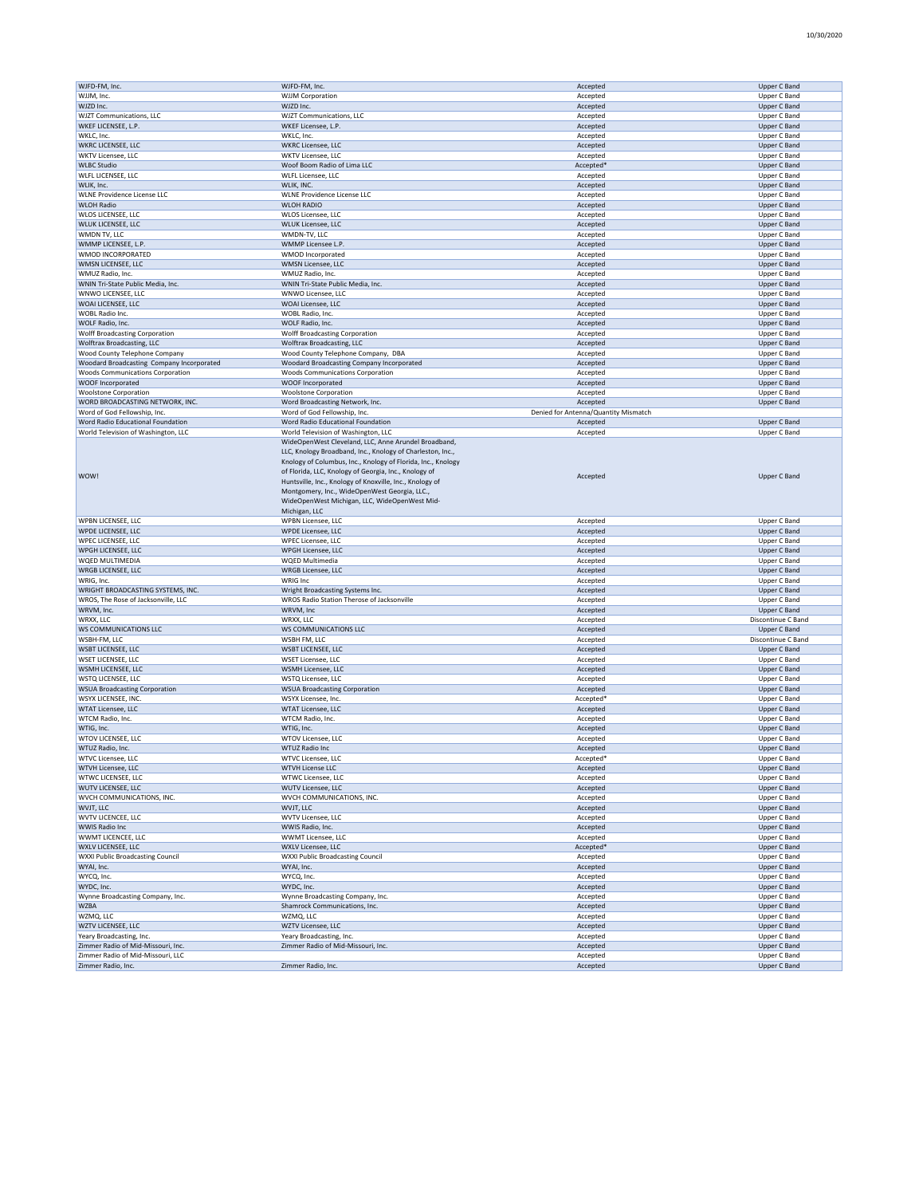| | | | |
|---|---|---|---|
| WJFD-FM, Inc. | WJFD-FM, Inc. | Accepted | Upper C Band |
| WJJM, Inc. | WJJM Corporation | Accepted | Upper C Band |
| WJZD Inc. | WJZD Inc. | Accepted | Upper C Band |
| WJZT Communications, LLC | WJZT Communications, LLC | Accepted | Upper C Band |
| WKEF LICENSEE, L.P. | WKEF Licensee, L.P. | Accepted | Upper C Band |
| WKLC, Inc. | WKLC, Inc. | Accepted | Upper C Band |
| WKRC LICENSEE, LLC | WKRC Licensee, LLC | Accepted | Upper C Band |
| WKTV Licensee, LLC | WKTV Licensee, LLC | Accepted | Upper C Band |
| WLBC Studio | Woof Boom Radio of Lima LLC | Accepted* | Upper C Band |
| WLFL LICENSEE, LLC | WLFL Licensee, LLC | Accepted | Upper C Band |
| WLIK, Inc. | WLIK, INC. | Accepted | Upper C Band |
| WLNE Providence License LLC | WLNE Providence License LLC | Accepted | Upper C Band |
| WLOH Radio | WLOH RADIO | Accepted | Upper C Band |
| WLOS LICENSEE, LLC | WLOS Licensee, LLC | Accepted | Upper C Band |
| WLUK LICENSEE, LLC | WLUK Licensee, LLC | Accepted | Upper C Band |
| WMDN TV, LLC | WMDN-TV, LLC | Accepted | Upper C Band |
| WMMP LICENSEE, L.P. | WMMP Licensee L.P. | Accepted | Upper C Band |
| WMOD INCORPORATED | WMOD Incorporated | Accepted | Upper C Band |
| WMSN LICENSEE, LLC | WMSN Licensee, LLC | Accepted | Upper C Band |
| WMUZ Radio, Inc. | WMUZ Radio, Inc. | Accepted | Upper C Band |
| WNIN Tri-State Public Media, Inc. | WNIN Tri-State Public Media, Inc. | Accepted | Upper C Band |
| WNWO LICENSEE, LLC | WNWO Licensee, LLC | Accepted | Upper C Band |
| WOAI LICENSEE, LLC | WOAI Licensee, LLC | Accepted | Upper C Band |
| WOBL Radio Inc. | WOBL Radio, Inc. | Accepted | Upper C Band |
| WOLF Radio, Inc. | WOLF Radio, Inc. | Accepted | Upper C Band |
| Wolff Broadcasting Corporation | Wolff Broadcasting Corporation | Accepted | Upper C Band |
| Wolftrax Broadcasting, LLC | Wolftrax Broadcasting, LLC | Accepted | Upper C Band |
| Wood County Telephone Company | Wood County Telephone Company, DBA | Accepted | Upper C Band |
| Woodard Broadcasting Company Incorporated | Woodard Broadcasting Company Incorporated | Accepted | Upper C Band |
| Woods Communications Corporation | Woods Communications Corporation | Accepted | Upper C Band |
| WOOF Incorporated | WOOF Incorporated | Accepted | Upper C Band |
| Woolstone Corporation | Woolstone Corporation | Accepted | Upper C Band |
| WORD BROADCASTING NETWORK, INC. | Word Broadcasting Network, Inc. | Accepted | Upper C Band |
| Word of God Fellowship, Inc. | Word of God Fellowship, Inc. | Denied for Antenna/Quantity Mismatch | |
| Word Radio Educational Foundation | Word Radio Educational Foundation | Accepted | Upper C Band |
| World Television of Washington, LLC | World Television of Washington, LLC | Accepted | Upper C Band |
| WOW! | WideOpenWest Cleveland, LLC, Anne Arundel Broadband, LLC, Knology Broadband, Inc., Knology of Charleston, Inc., Knology of Columbus, Inc., Knology of Florida, Inc., Knology of Florida, LLC, Knology of Georgia, Inc., Knology of Huntsville, Inc., Knology of Knoxville, Inc., Knology of Montgomery, Inc., WideOpenWest Georgia, LLC., WideOpenWest Michigan, LLC, WideOpenWest Mid-Michigan, LLC | Accepted | Upper C Band |
| WPBN LICENSEE, LLC | WPBN Licensee, LLC | Accepted | Upper C Band |
| WPDE LICENSEE, LLC | WPDE Licensee, LLC | Accepted | Upper C Band |
| WPEC LICENSEE, LLC | WPEC Licensee, LLC | Accepted | Upper C Band |
| WPGH LICENSEE, LLC | WPGH Licensee, LLC | Accepted | Upper C Band |
| WQED MULTIMEDIA | WQED Multimedia | Accepted | Upper C Band |
| WRGB LICENSEE, LLC | WRGB Licensee, LLC | Accepted | Upper C Band |
| WRIG, Inc. | WRIG Inc | Accepted | Upper C Band |
| WRIGHT BROADCASTING SYSTEMS, INC. | Wright Broadcasting Systems Inc. | Accepted | Upper C Band |
| WROS, The Rose of Jacksonville, LLC | WROS Radio Station Therose of Jacksonville | Accepted | Upper C Band |
| WRVM, Inc. | WRVM, Inc | Accepted | Upper C Band |
| WRXX, LLC | WRXX, LLC | Accepted | Discontinue C Band |
| WS COMMUNICATIONS LLC | WS COMMUNICATIONS LLC | Accepted | Upper C Band |
| WSBH-FM, LLC | WSBH FM, LLC | Accepted | Discontinue C Band |
| WSBT LICENSEE, LLC | WSBT LICENSEE, LLC | Accepted | Upper C Band |
| WSET LICENSEE, LLC | WSET Licensee, LLC | Accepted | Upper C Band |
| WSMH LICENSEE, LLC | WSMH Licensee, LLC | Accepted | Upper C Band |
| WSTQ LICENSEE, LLC | WSTQ Licensee, LLC | Accepted | Upper C Band |
| WSUA Broadcasting Corporation | WSUA Broadcasting Corporation | Accepted | Upper C Band |
| WSYX LICENSEE, INC. | WSYX Licensee, Inc. | Accepted* | Upper C Band |
| WTAT Licensee, LLC | WTAT Licensee, LLC | Accepted | Upper C Band |
| WTCM Radio, Inc. | WTCM Radio, Inc. | Accepted | Upper C Band |
| WTIG, Inc. | WTIG, Inc. | Accepted | Upper C Band |
| WTOV LICENSEE, LLC | WTOV Licensee, LLC | Accepted | Upper C Band |
| WTUZ Radio, Inc. | WTUZ Radio Inc | Accepted | Upper C Band |
| WTVC Licensee, LLC | WTVC Licensee, LLC | Accepted* | Upper C Band |
| WTVH Licensee, LLC | WTVH License LLC | Accepted | Upper C Band |
| WTWC LICENSEE, LLC | WTWC Licensee, LLC | Accepted | Upper C Band |
| WUTV LICENSEE, LLC | WUTV Licensee, LLC | Accepted | Upper C Band |
| WVCH COMMUNICATIONS, INC. | WVCH COMMUNICATIONS, INC. | Accepted | Upper C Band |
| WVJT, LLC | WVJT, LLC | Accepted | Upper C Band |
| WVTV LICENCEE, LLC | WVTV Licensee, LLC | Accepted | Upper C Band |
| WWIS Radio Inc | WWIS Radio, Inc. | Accepted | Upper C Band |
| WWMT LICENCEE, LLC | WWMT Licensee, LLC | Accepted | Upper C Band |
| WXLV LICENSEE, LLC | WXLV Licensee, LLC | Accepted* | Upper C Band |
| WXXI Public Broadcasting Council | WXXI Public Broadcasting Council | Accepted | Upper C Band |
| WYAI, Inc. | WYAI, Inc. | Accepted | Upper C Band |
| WYCQ, Inc. | WYCQ, Inc. | Accepted | Upper C Band |
| WYDC, Inc. | WYDC, Inc. | Accepted | Upper C Band |
| Wynne Broadcasting Company, Inc. | Wynne Broadcasting Company, Inc. | Accepted | Upper C Band |
| WZBA | Shamrock Communications, Inc. | Accepted | Upper C Band |
| WZMQ, LLC | WZMQ, LLC | Accepted | Upper C Band |
| WZTV LICENSEE, LLC | WZTV Licensee, LLC | Accepted | Upper C Band |
| Yeary Broadcasting, Inc. | Yeary Broadcasting, Inc. | Accepted | Upper C Band |
| Zimmer Radio of Mid-Missouri, Inc. | Zimmer Radio of Mid-Missouri, Inc. | Accepted | Upper C Band |
| Zimmer Radio of Mid-Missouri, LLC | | Accepted | Upper C Band |
| Zimmer Radio, Inc. | Zimmer Radio, Inc. | Accepted | Upper C Band |